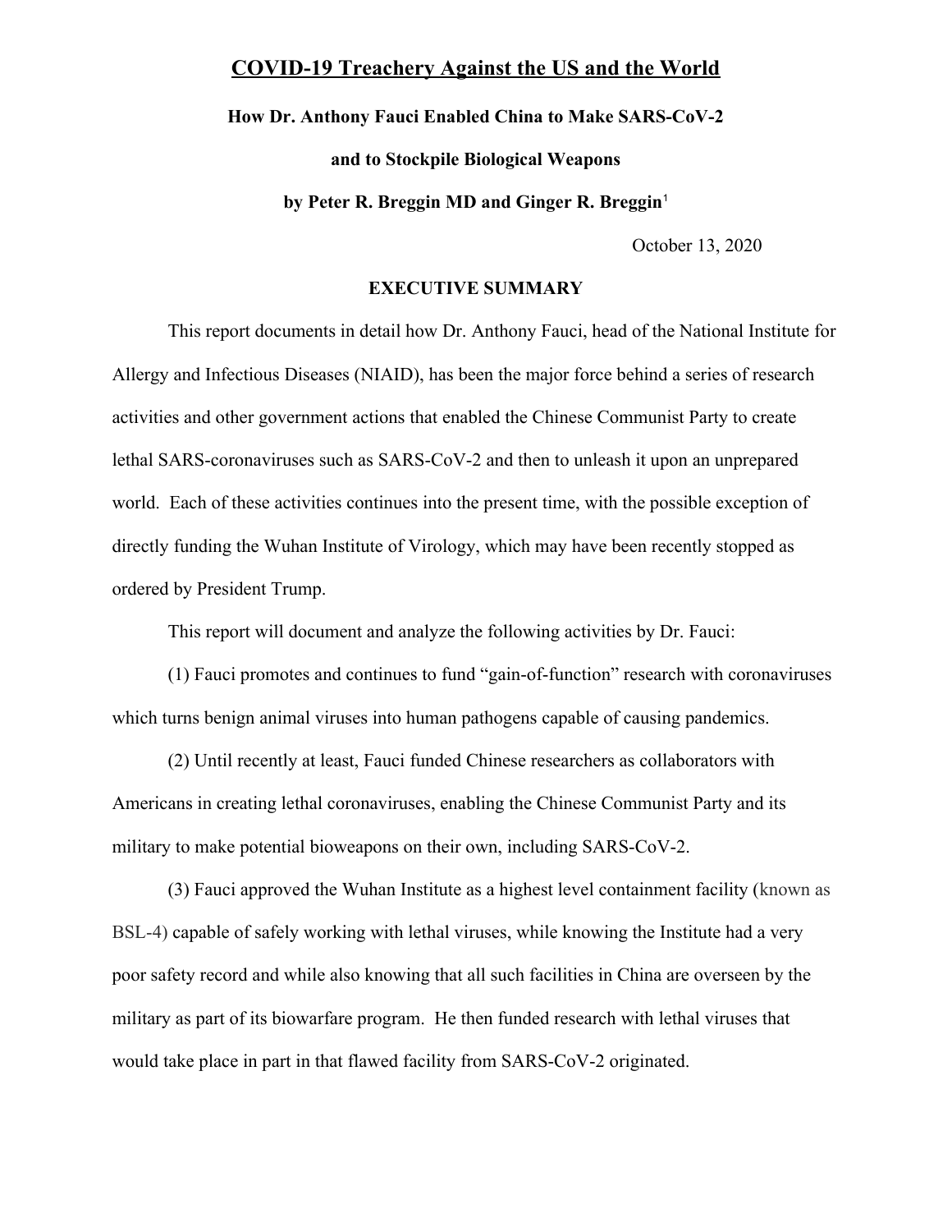# COVID-19 Treachery Against the US and the World

**How Dr. Anthony Fauci Enabled China to Make SARS-CoV-2**

**and to Stockpile Biological Weapons**

**by Peter R. Breggin MD and Ginger R. Breggin**[1]

October 13, 2020

## EXECUTIVE SUMMARY

This report documents in detail how Dr. Anthony Fauci, head of the National Institute for Allergy and Infectious Diseases (NIAID), has been the major force behind a series of research activities and other government actions that enabled the Chinese Communist Party to create lethal SARS-coronaviruses such as SARS-CoV-2 and then to unleash it upon an unprepared world. Each of these activities continues into the present time, with the possible exception of directly funding the Wuhan Institute of Virology, which may have been recently stopped as ordered by President Trump.

This report will document and analyze the following activities by Dr. Fauci:

(1) Fauci promotes and continues to fund "gain-of-function" research with coronaviruses which turns benign animal viruses into human pathogens capable of causing pandemics.

(2) Until recently at least, Fauci funded Chinese researchers as collaborators with Americans in creating lethal coronaviruses, enabling the Chinese Communist Party and its military to make potential bioweapons on their own, including SARS-CoV-2.

(3) Fauci approved the Wuhan Institute as a highest level containment facility (known as BSL-4) capable of safely working with lethal viruses, while knowing the Institute had a very poor safety record and while also knowing that all such facilities in China are overseen by the military as part of its biowarfare program. He then funded research with lethal viruses that would take place in part in that flawed facility from SARS-CoV-2 originated.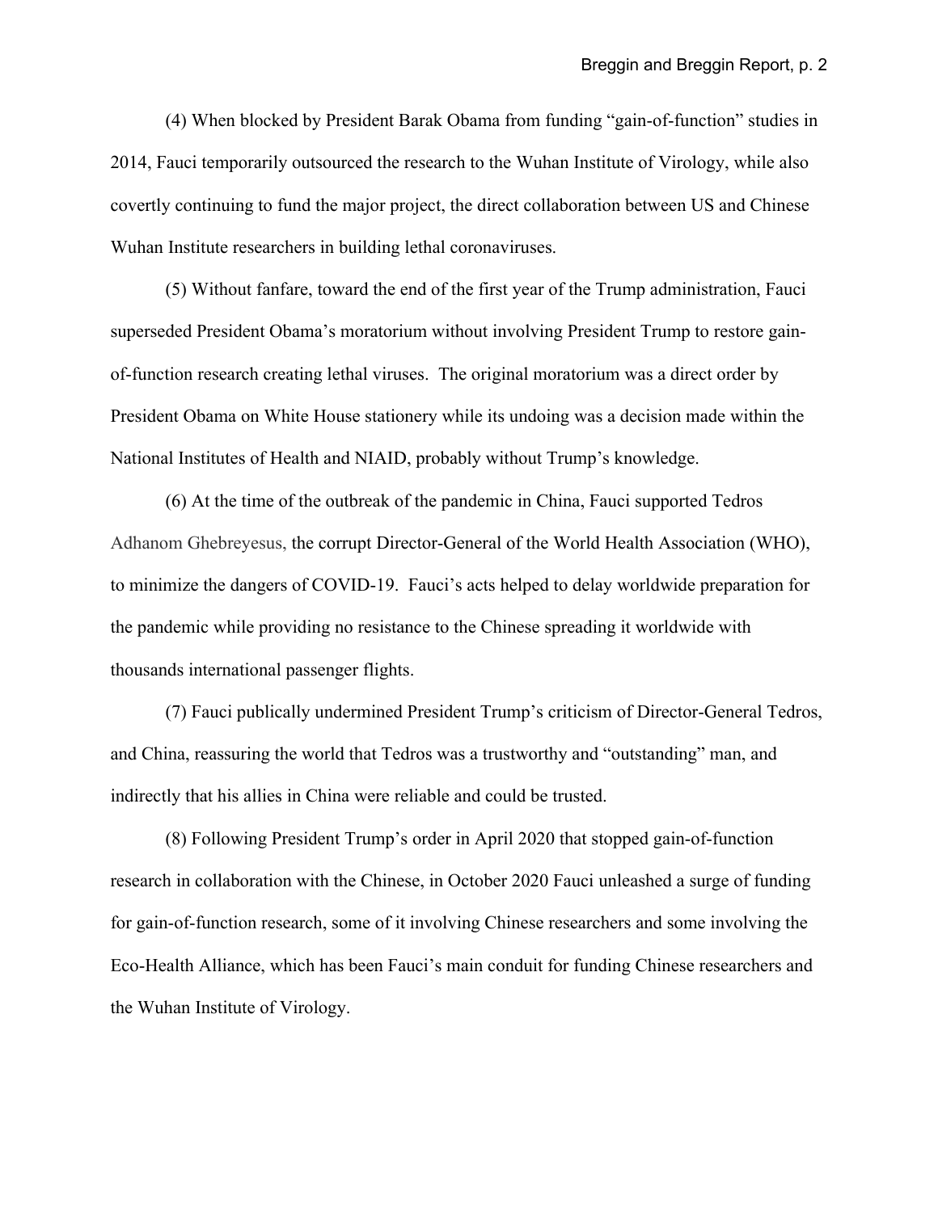(4) When blocked by President Barak Obama from funding "gain-of-function" studies in 2014, Fauci temporarily outsourced the research to the Wuhan Institute of Virology, while also covertly continuing to fund the major project, the direct collaboration between US and Chinese Wuhan Institute researchers in building lethal coronaviruses.

(5) Without fanfare, toward the end of the first year of the Trump administration, Fauci superseded President Obama's moratorium without involving President Trump to restore gain-of-function research creating lethal viruses.  The original moratorium was a direct order by President Obama on White House stationery while its undoing was a decision made within the National Institutes of Health and NIAID, probably without Trump's knowledge.

(6) At the time of the outbreak of the pandemic in China, Fauci supported Tedros Adhanom Ghebreyesus, the corrupt Director-General of the World Health Association (WHO), to minimize the dangers of COVID-19.  Fauci's acts helped to delay worldwide preparation for the pandemic while providing no resistance to the Chinese spreading it worldwide with thousands international passenger flights.

(7) Fauci publically undermined President Trump's criticism of Director-General Tedros, and China, reassuring the world that Tedros was a trustworthy and "outstanding" man, and indirectly that his allies in China were reliable and could be trusted.

(8) Following President Trump's order in April 2020 that stopped gain-of-function research in collaboration with the Chinese, in October 2020 Fauci unleashed a surge of funding for gain-of-function research, some of it involving Chinese researchers and some involving the Eco-Health Alliance, which has been Fauci's main conduit for funding Chinese researchers and the Wuhan Institute of Virology.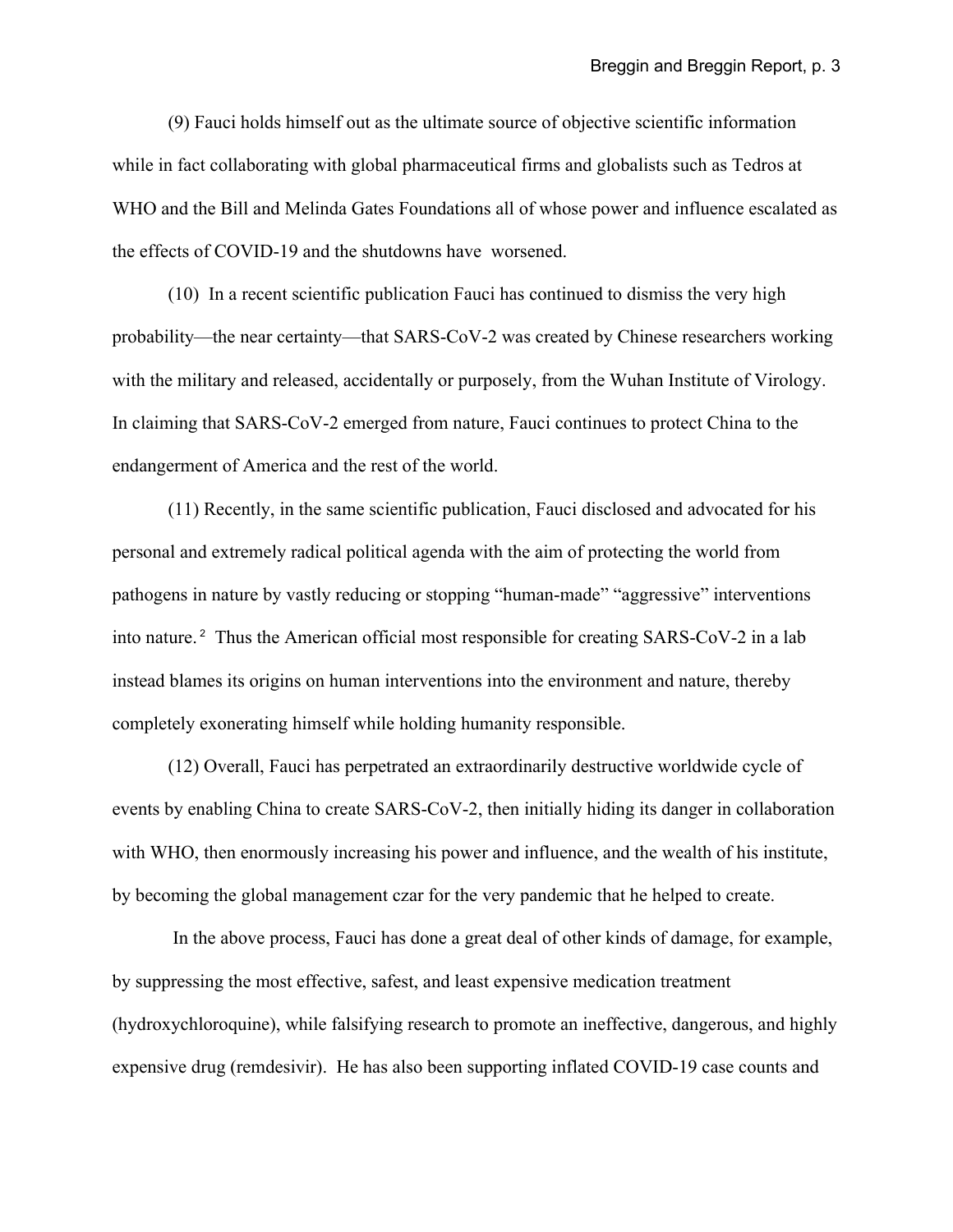(9) Fauci holds himself out as the ultimate source of objective scientific information while in fact collaborating with global pharmaceutical firms and globalists such as Tedros at WHO and the Bill and Melinda Gates Foundations all of whose power and influence escalated as the effects of COVID-19 and the shutdowns have worsened.

(10) In a recent scientific publication Fauci has continued to dismiss the very high probability—the near certainty—that SARS-CoV-2 was created by Chinese researchers working with the military and released, accidentally or purposely, from the Wuhan Institute of Virology. In claiming that SARS-CoV-2 emerged from nature, Fauci continues to protect China to the endangerment of America and the rest of the world.

(11) Recently, in the same scientific publication, Fauci disclosed and advocated for his personal and extremely radical political agenda with the aim of protecting the world from pathogens in nature by vastly reducing or stopping "human-made" "aggressive" interventions into nature.[2] Thus the American official most responsible for creating SARS-CoV-2 in a lab instead blames its origins on human interventions into the environment and nature, thereby completely exonerating himself while holding humanity responsible.

(12) Overall, Fauci has perpetrated an extraordinarily destructive worldwide cycle of events by enabling China to create SARS-CoV-2, then initially hiding its danger in collaboration with WHO, then enormously increasing his power and influence, and the wealth of his institute, by becoming the global management czar for the very pandemic that he helped to create.

In the above process, Fauci has done a great deal of other kinds of damage, for example, by suppressing the most effective, safest, and least expensive medication treatment (hydroxychloroquine), while falsifying research to promote an ineffective, dangerous, and highly expensive drug (remdesivir). He has also been supporting inflated COVID-19 case counts and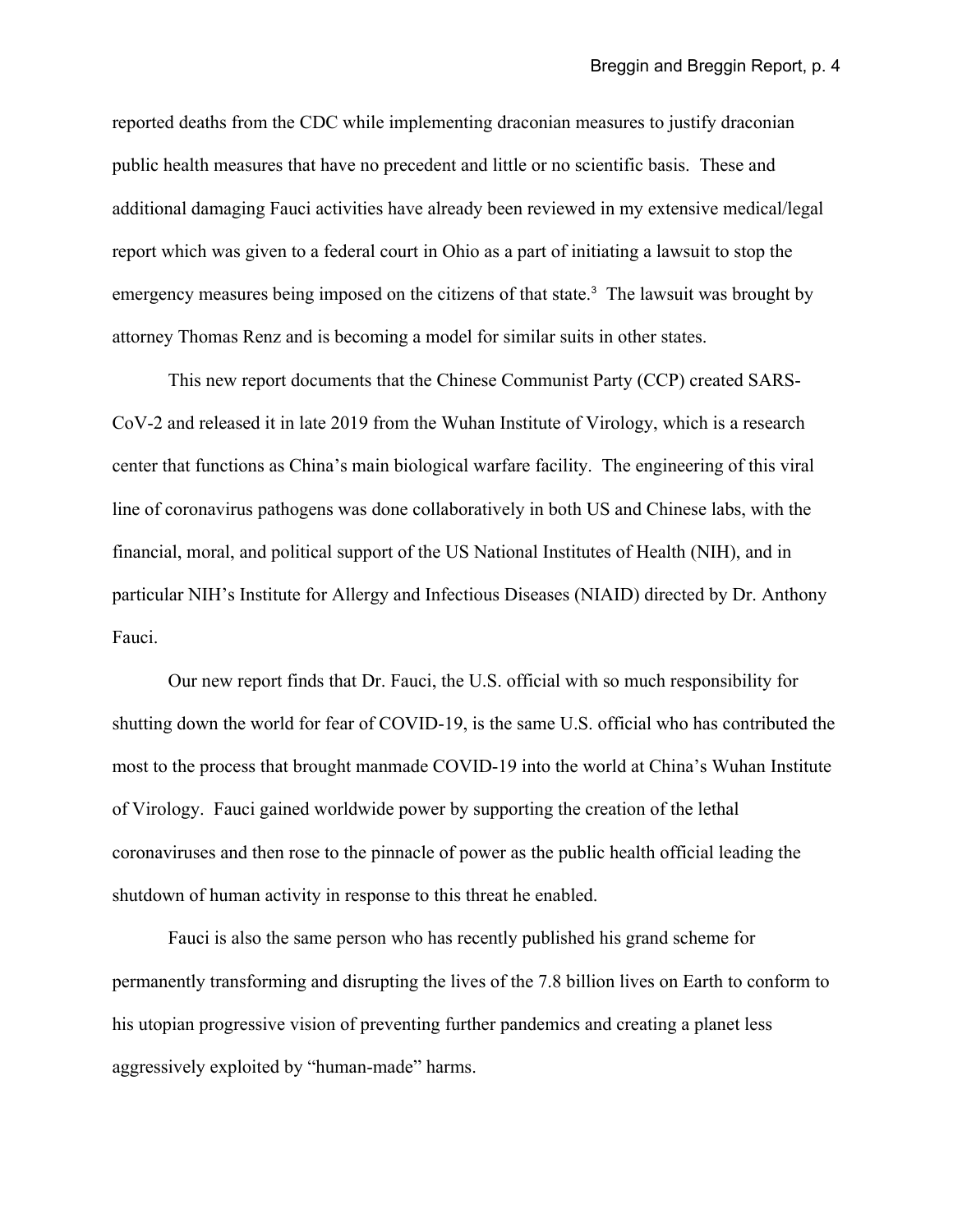reported deaths from the CDC while implementing draconian measures to justify draconian public health measures that have no precedent and little or no scientific basis. These and additional damaging Fauci activities have already been reviewed in my extensive medical/legal report which was given to a federal court in Ohio as a part of initiating a lawsuit to stop the emergency measures being imposed on the citizens of that state.[3] The lawsuit was brought by attorney Thomas Renz and is becoming a model for similar suits in other states.

This new report documents that the Chinese Communist Party (CCP) created SARS-CoV-2 and released it in late 2019 from the Wuhan Institute of Virology, which is a research center that functions as China's main biological warfare facility. The engineering of this viral line of coronavirus pathogens was done collaboratively in both US and Chinese labs, with the financial, moral, and political support of the US National Institutes of Health (NIH), and in particular NIH's Institute for Allergy and Infectious Diseases (NIAID) directed by Dr. Anthony Fauci.

Our new report finds that Dr. Fauci, the U.S. official with so much responsibility for shutting down the world for fear of COVID-19, is the same U.S. official who has contributed the most to the process that brought manmade COVID-19 into the world at China's Wuhan Institute of Virology. Fauci gained worldwide power by supporting the creation of the lethal coronaviruses and then rose to the pinnacle of power as the public health official leading the shutdown of human activity in response to this threat he enabled.

Fauci is also the same person who has recently published his grand scheme for permanently transforming and disrupting the lives of the 7.8 billion lives on Earth to conform to his utopian progressive vision of preventing further pandemics and creating a planet less aggressively exploited by "human-made" harms.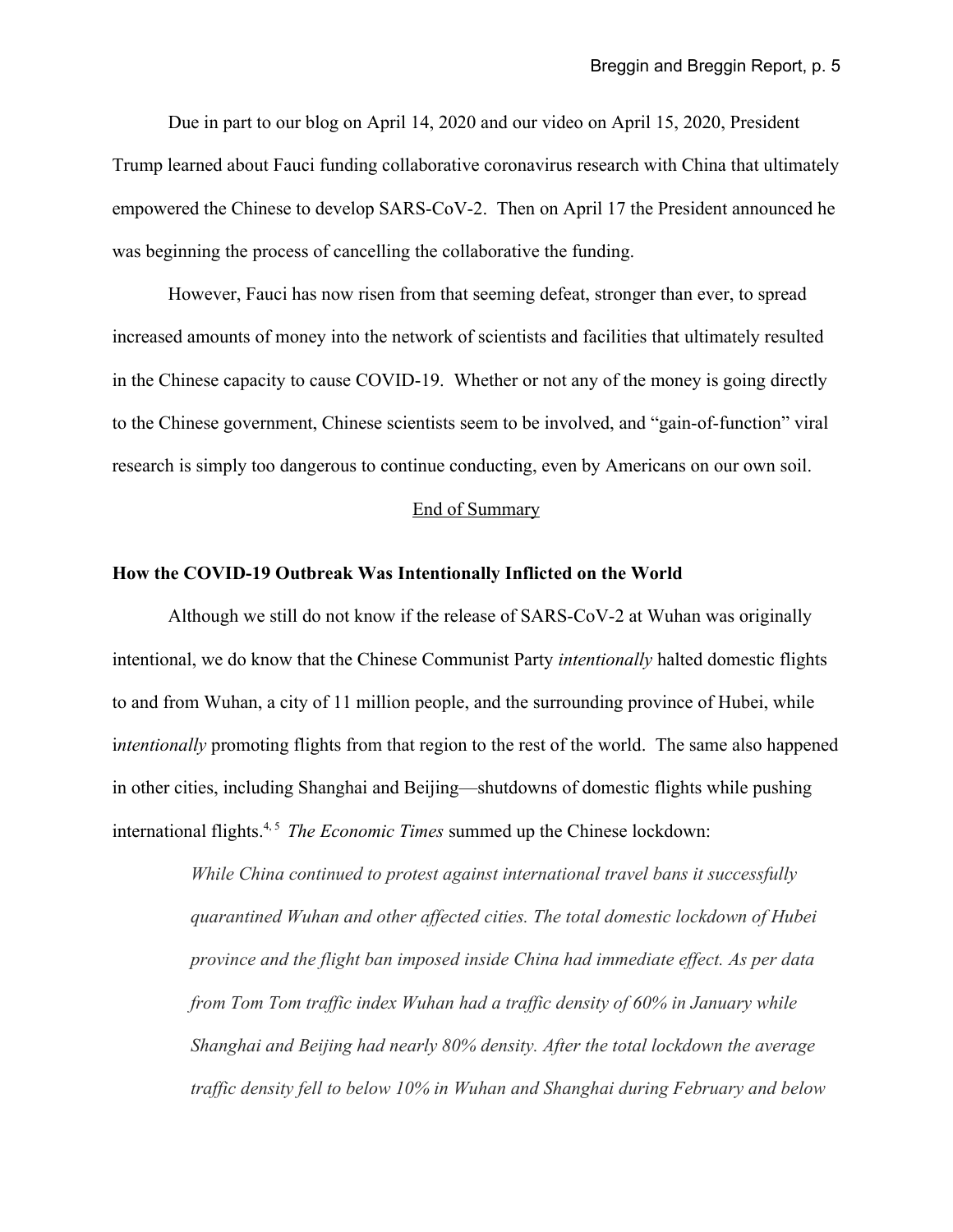Due in part to our blog on April 14, 2020 and our video on April 15, 2020, President Trump learned about Fauci funding collaborative coronavirus research with China that ultimately empowered the Chinese to develop SARS-CoV-2. Then on April 17 the President announced he was beginning the process of cancelling the collaborative the funding.

However, Fauci has now risen from that seeming defeat, stronger than ever, to spread increased amounts of money into the network of scientists and facilities that ultimately resulted in the Chinese capacity to cause COVID-19. Whether or not any of the money is going directly to the Chinese government, Chinese scientists seem to be involved, and "gain-of-function" viral research is simply too dangerous to continue conducting, even by Americans on our own soil.

<u>End of Summary</u>

**How the COVID-19 Outbreak Was Intentionally Inflicted on the World**

Although we still do not know if the release of SARS-CoV-2 at Wuhan was originally intentional, we do know that the Chinese Communist Party *intentionally* halted domestic flights to and from Wuhan, a city of 11 million people, and the surrounding province of Hubei, while i*ntentionally* promoting flights from that region to the rest of the world. The same also happened in other cities, including Shanghai and Beijing—shutdowns of domestic flights while pushing international flights.[4, 5] *The Economic Times* summed up the Chinese lockdown:

> *While China continued to protest against international travel bans it successfully quarantined Wuhan and other affected cities. The total domestic lockdown of Hubei province and the flight ban imposed inside China had immediate effect. As per data from Tom Tom traffic index Wuhan had a traffic density of 60% in January while Shanghai and Beijing had nearly 80% density. After the total lockdown the average traffic density fell to below 10% in Wuhan and Shanghai during February and below*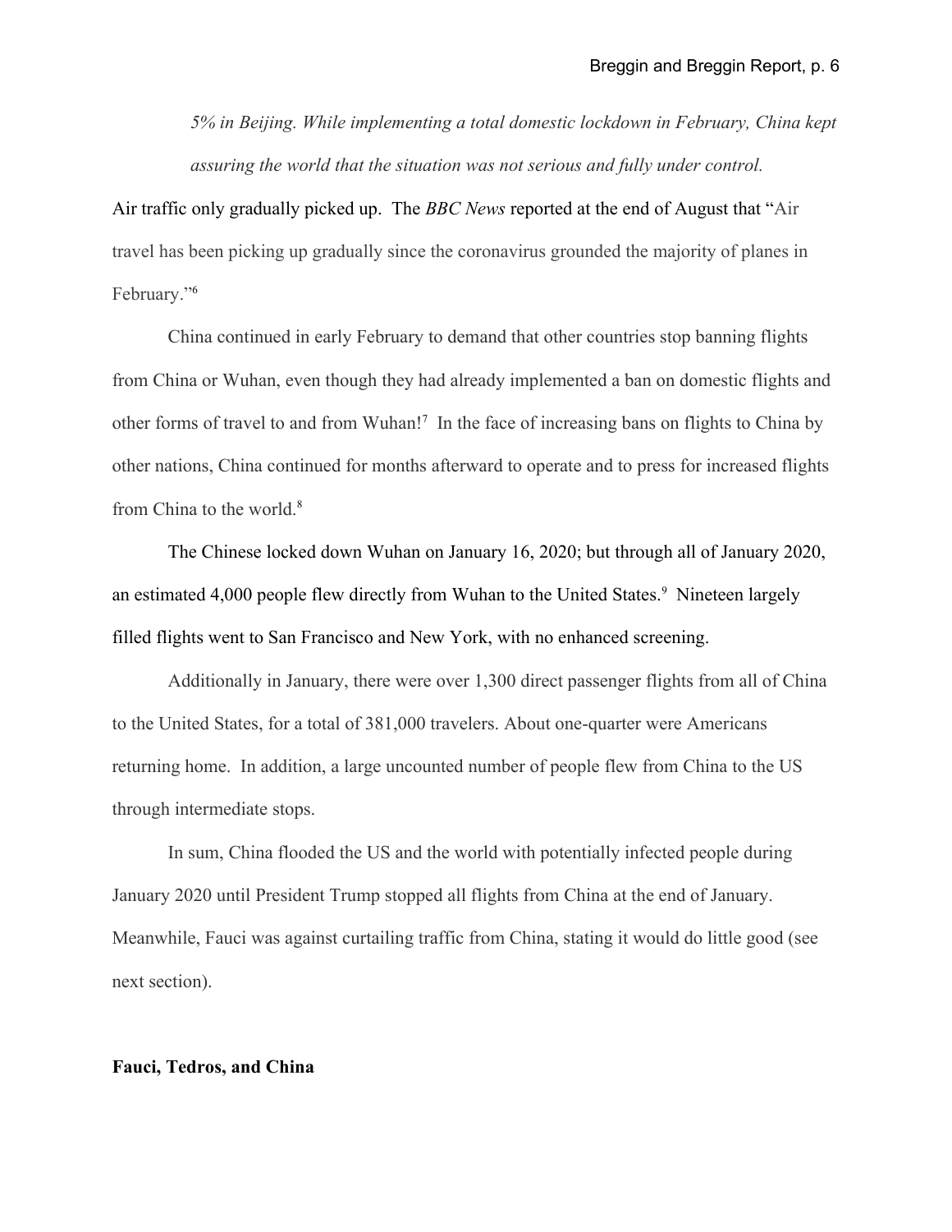*5% in Beijing. While implementing a total domestic lockdown in February, China kept assuring the world that the situation was not serious and fully under control.*

Air traffic only gradually picked up. The *BBC News* reported at the end of August that "Air travel has been picking up gradually since the coronavirus grounded the majority of planes in February."[6]

China continued in early February to demand that other countries stop banning flights from China or Wuhan, even though they had already implemented a ban on domestic flights and other forms of travel to and from Wuhan![7] In the face of increasing bans on flights to China by other nations, China continued for months afterward to operate and to press for increased flights from China to the world.[8]

The Chinese locked down Wuhan on January 16, 2020; but through all of January 2020, an estimated 4,000 people flew directly from Wuhan to the United States.[9] Nineteen largely filled flights went to San Francisco and New York, with no enhanced screening.

Additionally in January, there were over 1,300 direct passenger flights from all of China to the United States, for a total of 381,000 travelers. About one-quarter were Americans returning home. In addition, a large uncounted number of people flew from China to the US through intermediate stops.

In sum, China flooded the US and the world with potentially infected people during January 2020 until President Trump stopped all flights from China at the end of January. Meanwhile, Fauci was against curtailing traffic from China, stating it would do little good (see next section).

**Fauci, Tedros, and China**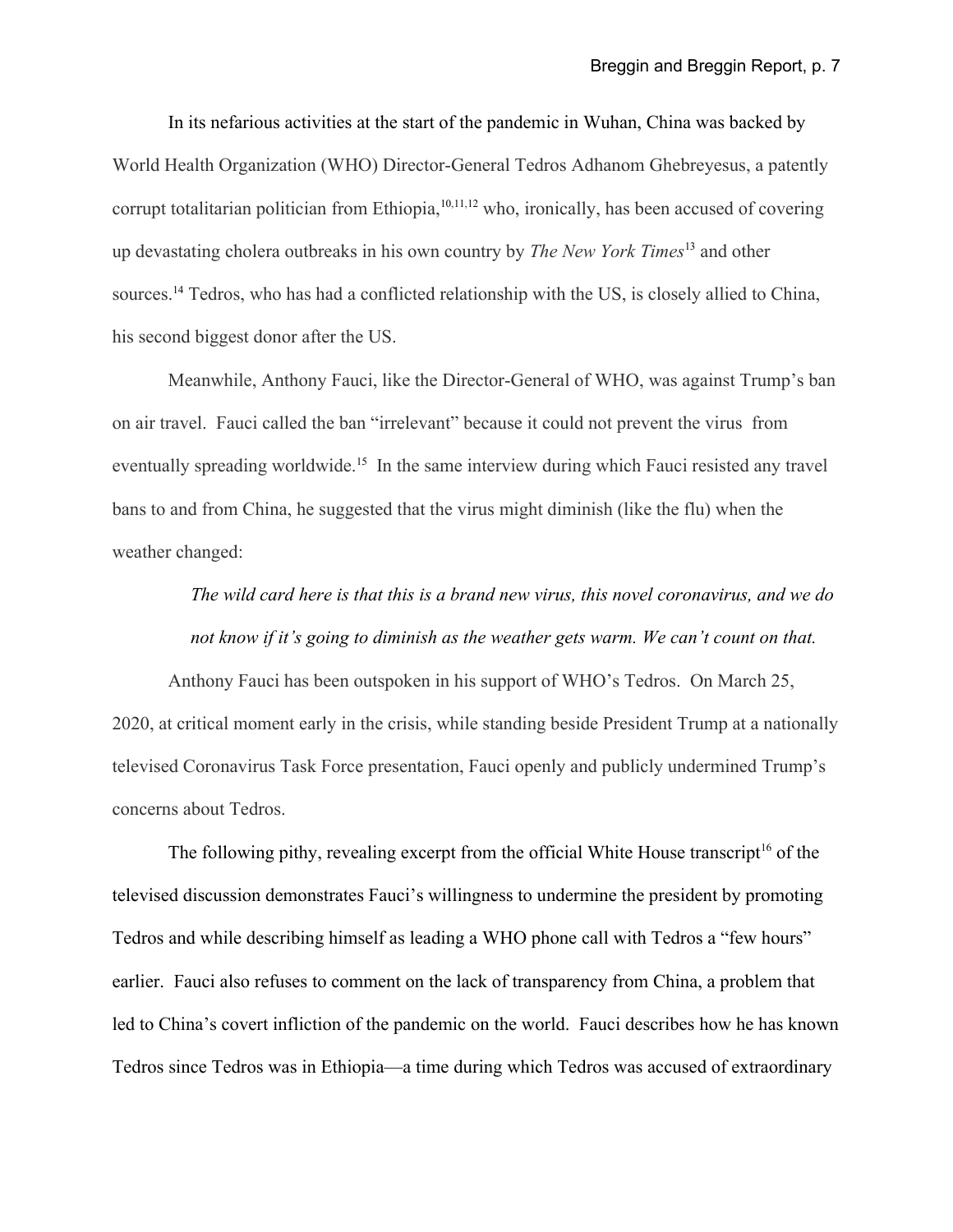In its nefarious activities at the start of the pandemic in Wuhan, China was backed by World Health Organization (WHO) Director-General Tedros Adhanom Ghebreyesus, a patently corrupt totalitarian politician from Ethiopia,[10,11,12] who, ironically, has been accused of covering up devastating cholera outbreaks in his own country by *The New York Times*[13] and other sources.[14] Tedros, who has had a conflicted relationship with the US, is closely allied to China, his second biggest donor after the US.

Meanwhile, Anthony Fauci, like the Director-General of WHO, was against Trump's ban on air travel. Fauci called the ban "irrelevant" because it could not prevent the virus from eventually spreading worldwide.[15] In the same interview during which Fauci resisted any travel bans to and from China, he suggested that the virus might diminish (like the flu) when the weather changed:

> *The wild card here is that this is a brand new virus, this novel coronavirus, and we do not know if it's going to diminish as the weather gets warm. We can't count on that.*

Anthony Fauci has been outspoken in his support of WHO's Tedros. On March 25, 2020, at critical moment early in the crisis, while standing beside President Trump at a nationally televised Coronavirus Task Force presentation, Fauci openly and publicly undermined Trump's concerns about Tedros.

The following pithy, revealing excerpt from the official White House transcript[16] of the televised discussion demonstrates Fauci's willingness to undermine the president by promoting Tedros and while describing himself as leading a WHO phone call with Tedros a "few hours" earlier. Fauci also refuses to comment on the lack of transparency from China, a problem that led to China's covert infliction of the pandemic on the world. Fauci describes how he has known Tedros since Tedros was in Ethiopia—a time during which Tedros was accused of extraordinary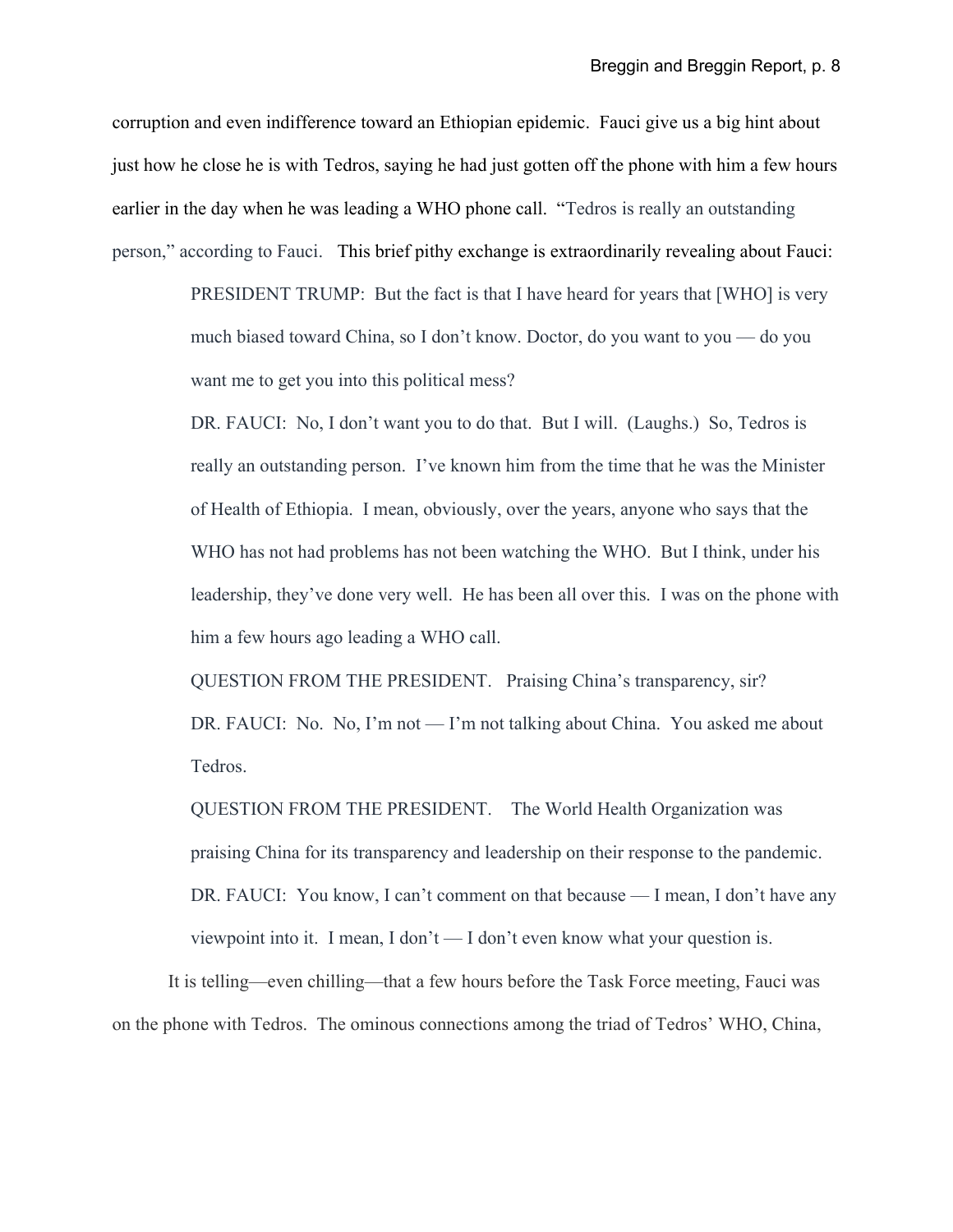corruption and even indifference toward an Ethiopian epidemic. Fauci give us a big hint about just how he close he is with Tedros, saying he had just gotten off the phone with him a few hours earlier in the day when he was leading a WHO phone call. "Tedros is really an outstanding person," according to Fauci. This brief pithy exchange is extraordinarily revealing about Fauci:

> PRESIDENT TRUMP: But the fact is that I have heard for years that [WHO] is very much biased toward China, so I don't know. Doctor, do you want to you — do you want me to get you into this political mess?
>
> DR. FAUCI: No, I don't want you to do that. But I will. (Laughs.) So, Tedros is really an outstanding person. I've known him from the time that he was the Minister of Health of Ethiopia. I mean, obviously, over the years, anyone who says that the WHO has not had problems has not been watching the WHO. But I think, under his leadership, they've done very well. He has been all over this. I was on the phone with him a few hours ago leading a WHO call.
>
> QUESTION FROM THE PRESIDENT. Praising China's transparency, sir?
>
> DR. FAUCI: No. No, I'm not — I'm not talking about China. You asked me about Tedros.
>
> QUESTION FROM THE PRESIDENT. The World Health Organization was praising China for its transparency and leadership on their response to the pandemic.
>
> DR. FAUCI: You know, I can't comment on that because — I mean, I don't have any viewpoint into it. I mean, I don't — I don't even know what your question is.

It is telling—even chilling—that a few hours before the Task Force meeting, Fauci was on the phone with Tedros. The ominous connections among the triad of Tedros' WHO, China,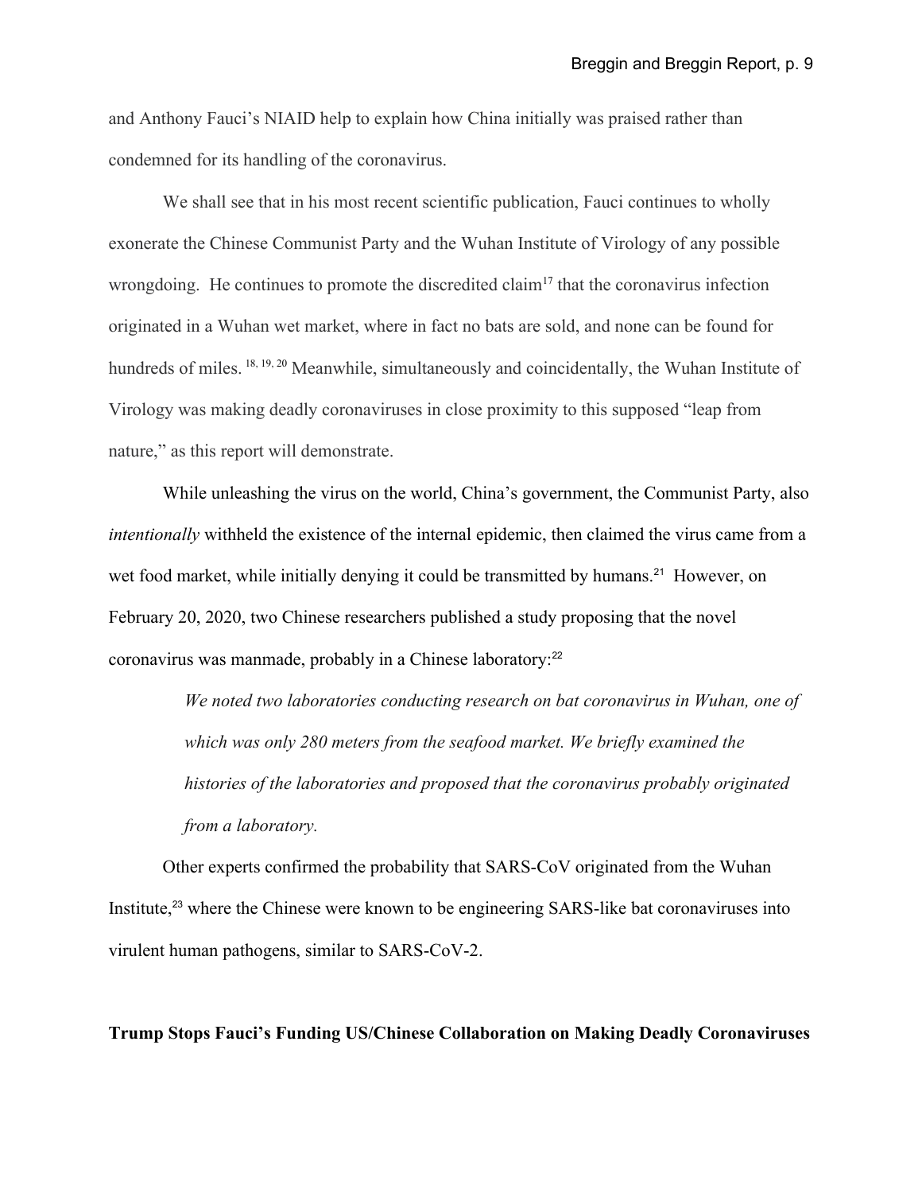and Anthony Fauci's NIAID help to explain how China initially was praised rather than condemned for its handling of the coronavirus.

We shall see that in his most recent scientific publication, Fauci continues to wholly exonerate the Chinese Communist Party and the Wuhan Institute of Virology of any possible wrongdoing. He continues to promote the discredited claim[17] that the coronavirus infection originated in a Wuhan wet market, where in fact no bats are sold, and none can be found for hundreds of miles.[18, 19, 20] Meanwhile, simultaneously and coincidentally, the Wuhan Institute of Virology was making deadly coronaviruses in close proximity to this supposed "leap from nature," as this report will demonstrate.

While unleashing the virus on the world, China's government, the Communist Party, also *intentionally* withheld the existence of the internal epidemic, then claimed the virus came from a wet food market, while initially denying it could be transmitted by humans.[21] However, on February 20, 2020, two Chinese researchers published a study proposing that the novel coronavirus was manmade, probably in a Chinese laboratory:[22]

> *We noted two laboratories conducting research on bat coronavirus in Wuhan, one of which was only 280 meters from the seafood market. We briefly examined the histories of the laboratories and proposed that the coronavirus probably originated from a laboratory.*

Other experts confirmed the probability that SARS-CoV originated from the Wuhan Institute,[23] where the Chinese were known to be engineering SARS-like bat coronaviruses into virulent human pathogens, similar to SARS-CoV-2.

**Trump Stops Fauci's Funding US/Chinese Collaboration on Making Deadly Coronaviruses**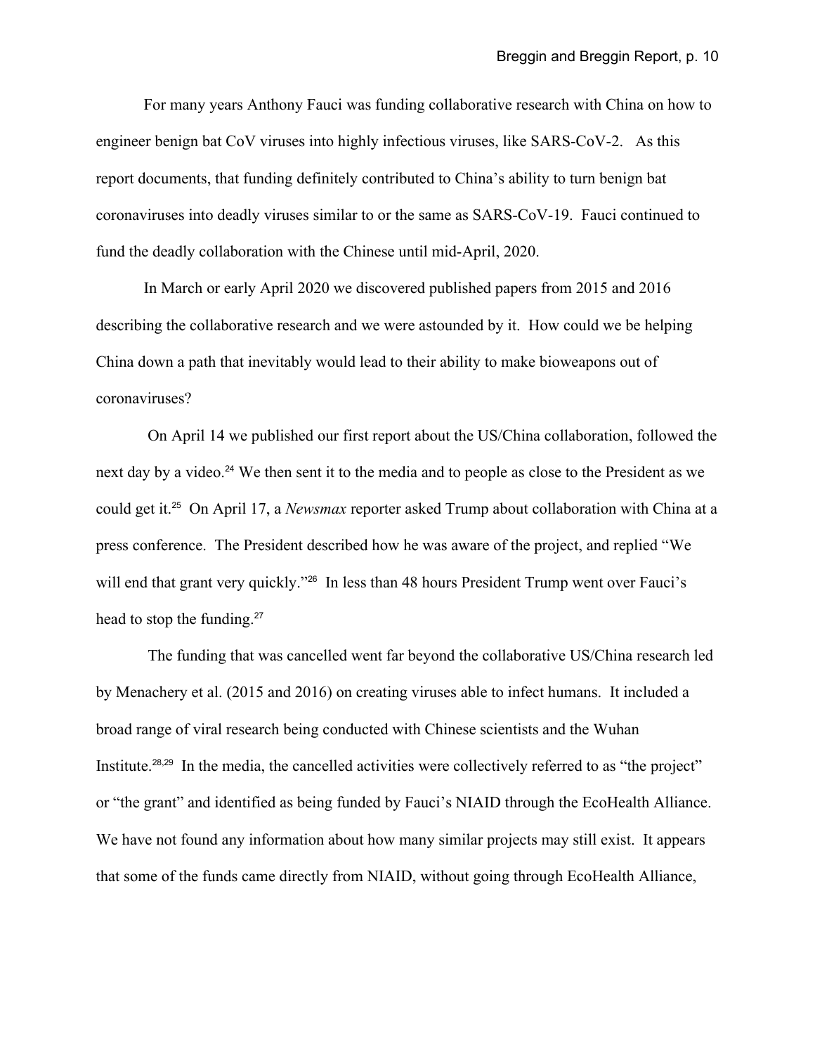For many years Anthony Fauci was funding collaborative research with China on how to engineer benign bat CoV viruses into highly infectious viruses, like SARS-CoV-2. As this report documents, that funding definitely contributed to China's ability to turn benign bat coronaviruses into deadly viruses similar to or the same as SARS-CoV-19. Fauci continued to fund the deadly collaboration with the Chinese until mid-April, 2020.

In March or early April 2020 we discovered published papers from 2015 and 2016 describing the collaborative research and we were astounded by it. How could we be helping China down a path that inevitably would lead to their ability to make bioweapons out of coronaviruses?

On April 14 we published our first report about the US/China collaboration, followed the next day by a video.[24] We then sent it to the media and to people as close to the President as we could get it.[25] On April 17, a *Newsmax* reporter asked Trump about collaboration with China at a press conference. The President described how he was aware of the project, and replied "We will end that grant very quickly."[26] In less than 48 hours President Trump went over Fauci's head to stop the funding.[27]

The funding that was cancelled went far beyond the collaborative US/China research led by Menachery et al. (2015 and 2016) on creating viruses able to infect humans. It included a broad range of viral research being conducted with Chinese scientists and the Wuhan Institute.[28,29] In the media, the cancelled activities were collectively referred to as "the project" or "the grant" and identified as being funded by Fauci's NIAID through the EcoHealth Alliance. We have not found any information about how many similar projects may still exist. It appears that some of the funds came directly from NIAID, without going through EcoHealth Alliance,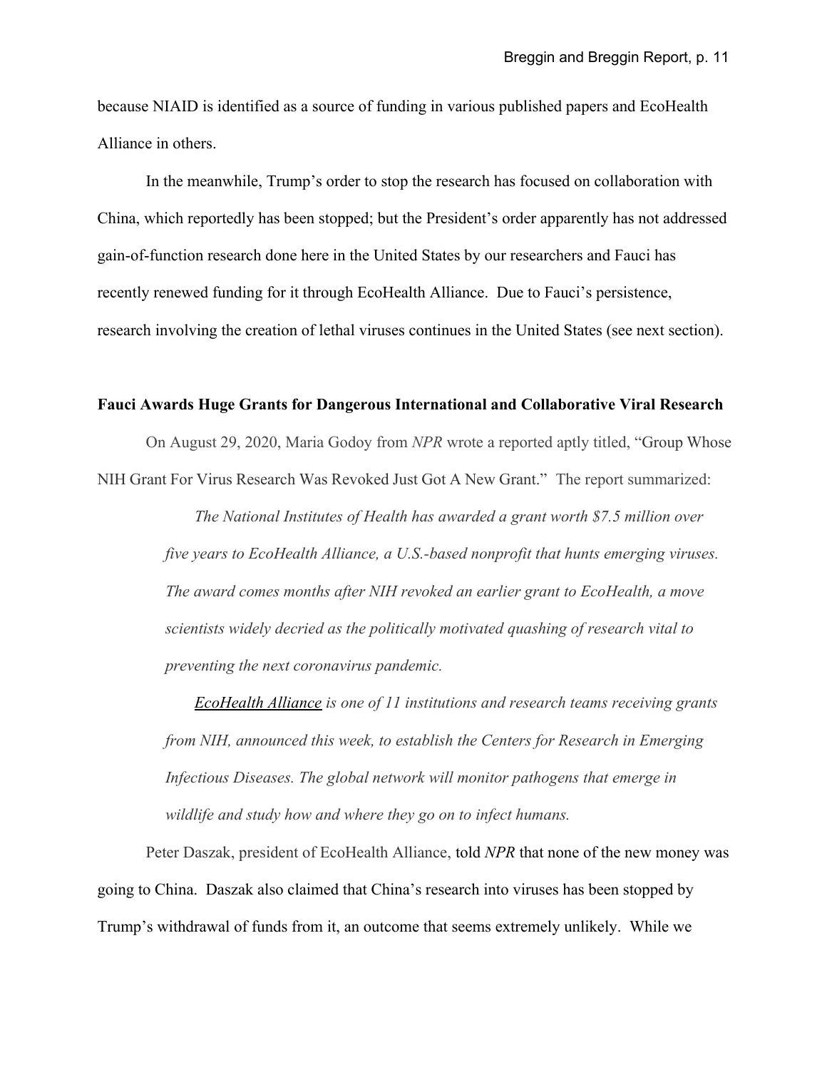because NIAID is identified as a source of funding in various published papers and EcoHealth Alliance in others.

In the meanwhile, Trump's order to stop the research has focused on collaboration with China, which reportedly has been stopped; but the President's order apparently has not addressed gain-of-function research done here in the United States by our researchers and Fauci has recently renewed funding for it through EcoHealth Alliance. Due to Fauci's persistence, research involving the creation of lethal viruses continues in the United States (see next section).

**Fauci Awards Huge Grants for Dangerous International and Collaborative Viral Research**

On August 29, 2020, Maria Godoy from *NPR* wrote a reported aptly titled, "Group Whose NIH Grant For Virus Research Was Revoked Just Got A New Grant." The report summarized:

> *The National Institutes of Health has awarded a grant worth $7.5 million over five years to EcoHealth Alliance, a U.S.-based nonprofit that hunts emerging viruses. The award comes months after NIH revoked an earlier grant to EcoHealth, a move scientists widely decried as the politically motivated quashing of research vital to preventing the next coronavirus pandemic.*
>
> *EcoHealth Alliance is one of 11 institutions and research teams receiving grants from NIH, announced this week, to establish the Centers for Research in Emerging Infectious Diseases. The global network will monitor pathogens that emerge in wildlife and study how and where they go on to infect humans.*

Peter Daszak, president of EcoHealth Alliance, told *NPR* that none of the new money was going to China. Daszak also claimed that China's research into viruses has been stopped by Trump's withdrawal of funds from it, an outcome that seems extremely unlikely. While we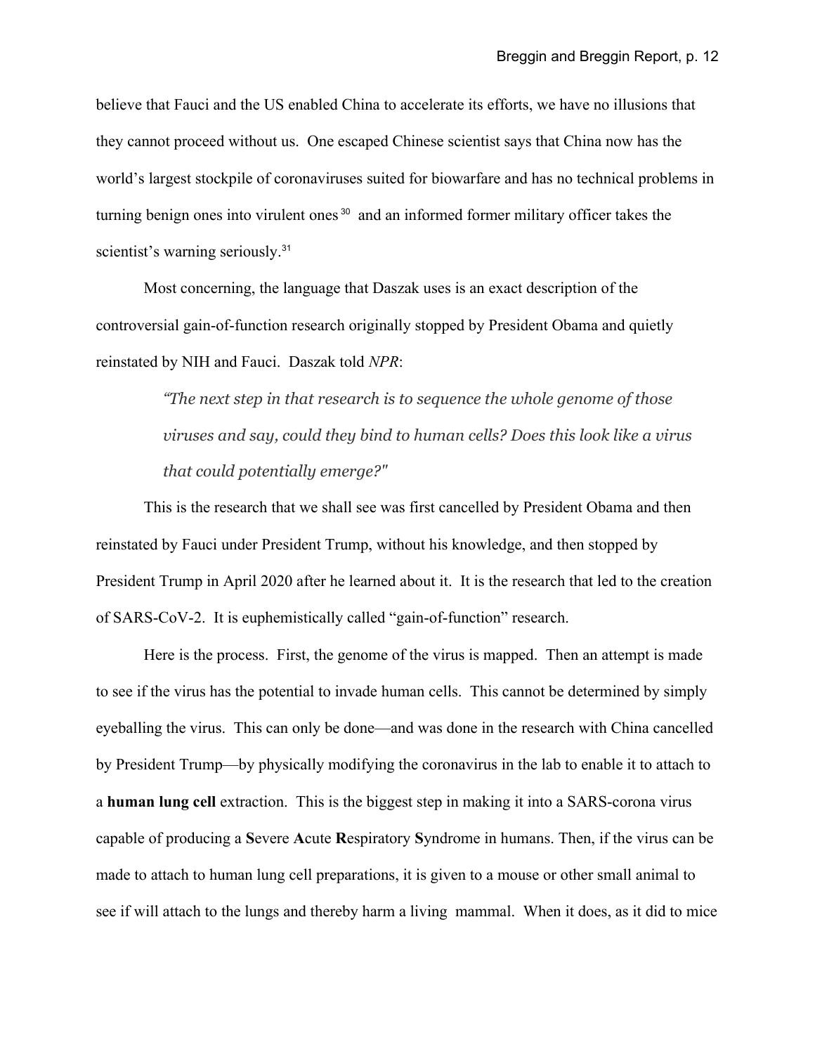believe that Fauci and the US enabled China to accelerate its efforts, we have no illusions that they cannot proceed without us. One escaped Chinese scientist says that China now has the world's largest stockpile of coronaviruses suited for biowarfare and has no technical problems in turning benign ones into virulent ones [30] and an informed former military officer takes the scientist's warning seriously.[31]

Most concerning, the language that Daszak uses is an exact description of the controversial gain-of-function research originally stopped by President Obama and quietly reinstated by NIH and Fauci. Daszak told *NPR*:

> *"The next step in that research is to sequence the whole genome of those viruses and say, could they bind to human cells? Does this look like a virus that could potentially emerge?"*

This is the research that we shall see was first cancelled by President Obama and then reinstated by Fauci under President Trump, without his knowledge, and then stopped by President Trump in April 2020 after he learned about it. It is the research that led to the creation of SARS-CoV-2. It is euphemistically called "gain-of-function" research.

Here is the process. First, the genome of the virus is mapped. Then an attempt is made to see if the virus has the potential to invade human cells. This cannot be determined by simply eyeballing the virus. This can only be done—and was done in the research with China cancelled by President Trump—by physically modifying the coronavirus in the lab to enable it to attach to a **human lung cell** extraction. This is the biggest step in making it into a SARS-corona virus capable of producing a **S**evere **A**cute **R**espiratory **S**yndrome in humans. Then, if the virus can be made to attach to human lung cell preparations, it is given to a mouse or other small animal to see if will attach to the lungs and thereby harm a living mammal. When it does, as it did to mice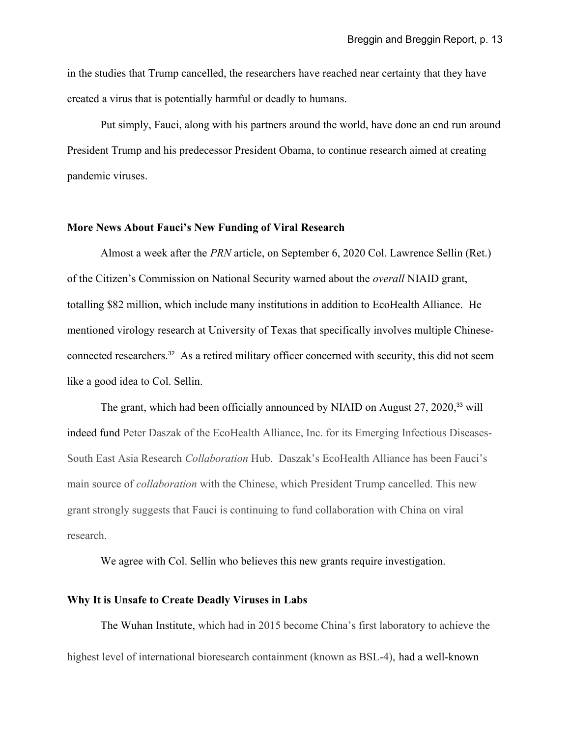in the studies that Trump cancelled, the researchers have reached near certainty that they have created a virus that is potentially harmful or deadly to humans.

Put simply, Fauci, along with his partners around the world, have done an end run around President Trump and his predecessor President Obama, to continue research aimed at creating pandemic viruses.

### More News About Fauci's New Funding of Viral Research

Almost a week after the *PRN* article, on September 6, 2020 Col. Lawrence Sellin (Ret.) of the Citizen's Commission on National Security warned about the *overall* NIAID grant, totalling $82 million, which include many institutions in addition to EcoHealth Alliance. He mentioned virology research at University of Texas that specifically involves multiple Chinese-connected researchers.[32] As a retired military officer concerned with security, this did not seem like a good idea to Col. Sellin.

The grant, which had been officially announced by NIAID on August 27, 2020,[33] will indeed fund Peter Daszak of the EcoHealth Alliance, Inc. for its Emerging Infectious Diseases-South East Asia Research *Collaboration* Hub. Daszak's EcoHealth Alliance has been Fauci's main source of *collaboration* with the Chinese, which President Trump cancelled. This new grant strongly suggests that Fauci is continuing to fund collaboration with China on viral research.

We agree with Col. Sellin who believes this new grants require investigation.

### Why It is Unsafe to Create Deadly Viruses in Labs

The Wuhan Institute, which had in 2015 become China's first laboratory to achieve the highest level of international bioresearch containment (known as BSL-4), had a well-known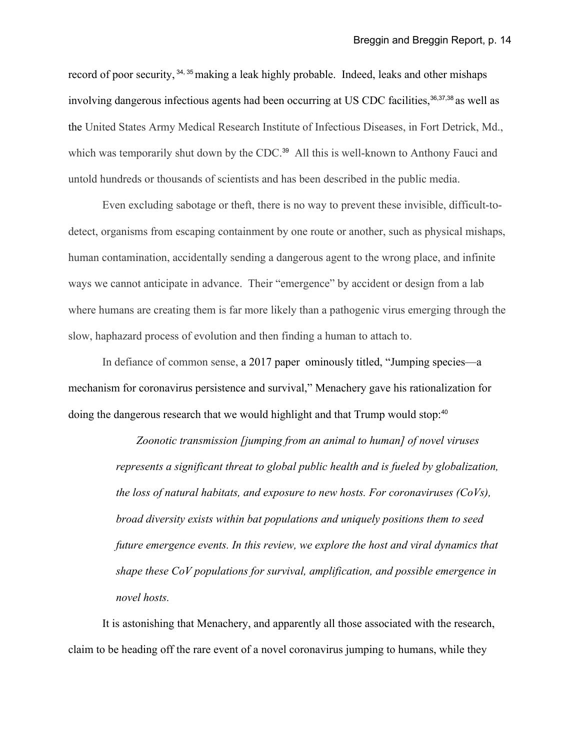record of poor security, [34, 35] making a leak highly probable. Indeed, leaks and other mishaps involving dangerous infectious agents had been occurring at US CDC facilities,[36,37,38] as well as the United States Army Medical Research Institute of Infectious Diseases, in Fort Detrick, Md., which was temporarily shut down by the CDC.[39] All this is well-known to Anthony Fauci and untold hundreds or thousands of scientists and has been described in the public media.

Even excluding sabotage or theft, there is no way to prevent these invisible, difficult-to-detect, organisms from escaping containment by one route or another, such as physical mishaps, human contamination, accidentally sending a dangerous agent to the wrong place, and infinite ways we cannot anticipate in advance. Their "emergence" by accident or design from a lab where humans are creating them is far more likely than a pathogenic virus emerging through the slow, haphazard process of evolution and then finding a human to attach to.

In defiance of common sense, a 2017 paper ominously titled, "Jumping species—a mechanism for coronavirus persistence and survival," Menachery gave his rationalization for doing the dangerous research that we would highlight and that Trump would stop:[40]

> *Zoonotic transmission [jumping from an animal to human] of novel viruses represents a significant threat to global public health and is fueled by globalization, the loss of natural habitats, and exposure to new hosts. For coronaviruses (CoVs), broad diversity exists within bat populations and uniquely positions them to seed future emergence events. In this review, we explore the host and viral dynamics that shape these CoV populations for survival, amplification, and possible emergence in novel hosts.*

It is astonishing that Menachery, and apparently all those associated with the research, claim to be heading off the rare event of a novel coronavirus jumping to humans, while they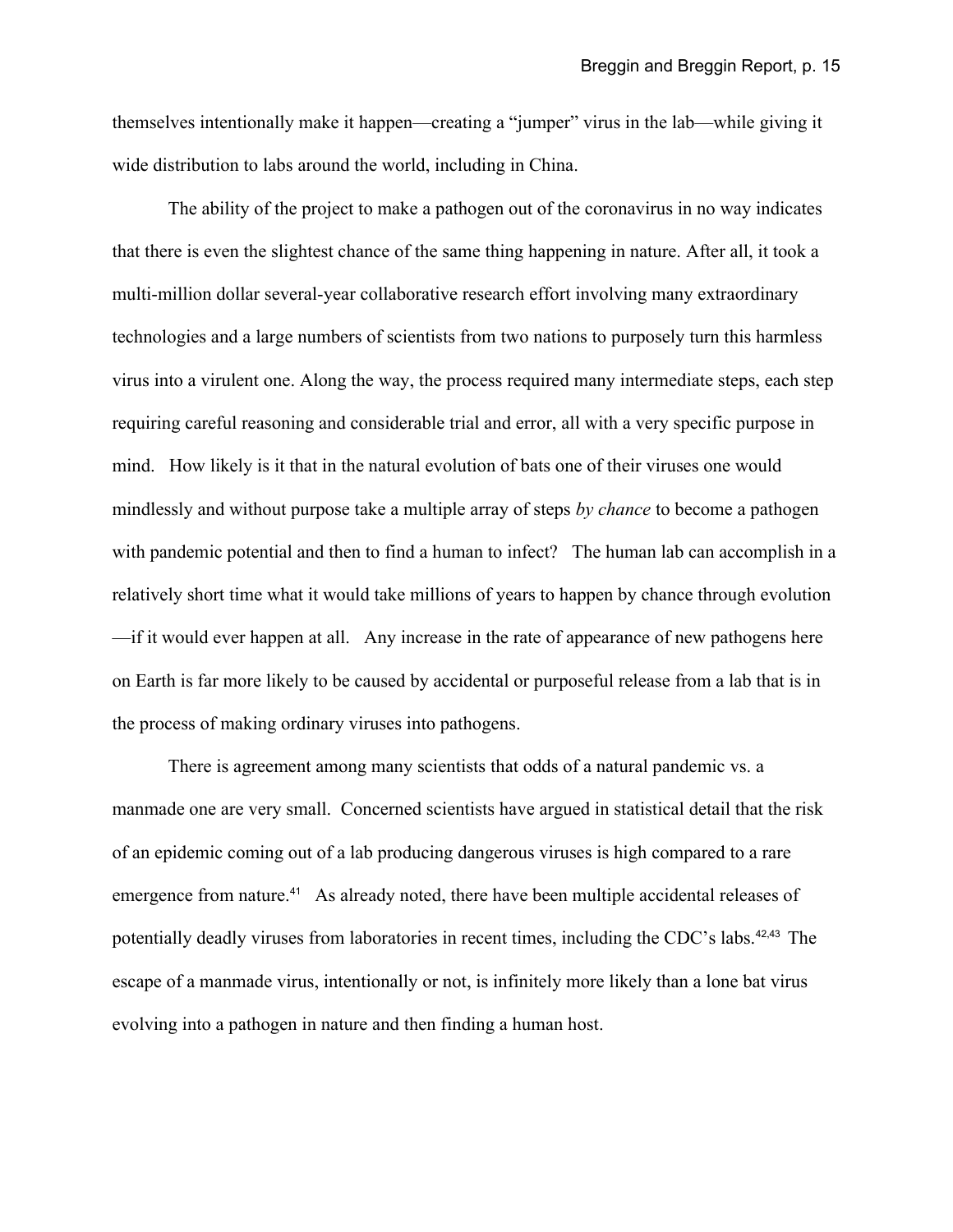themselves intentionally make it happen—creating a "jumper" virus in the lab—while giving it wide distribution to labs around the world, including in China.

The ability of the project to make a pathogen out of the coronavirus in no way indicates that there is even the slightest chance of the same thing happening in nature. After all, it took a multi-million dollar several-year collaborative research effort involving many extraordinary technologies and a large numbers of scientists from two nations to purposely turn this harmless virus into a virulent one. Along the way, the process required many intermediate steps, each step requiring careful reasoning and considerable trial and error, all with a very specific purpose in mind. How likely is it that in the natural evolution of bats one of their viruses one would mindlessly and without purpose take a multiple array of steps *by chance* to become a pathogen with pandemic potential and then to find a human to infect? The human lab can accomplish in a relatively short time what it would take millions of years to happen by chance through evolution—if it would ever happen at all. Any increase in the rate of appearance of new pathogens here on Earth is far more likely to be caused by accidental or purposeful release from a lab that is in the process of making ordinary viruses into pathogens.

There is agreement among many scientists that odds of a natural pandemic vs. a manmade one are very small. Concerned scientists have argued in statistical detail that the risk of an epidemic coming out of a lab producing dangerous viruses is high compared to a rare emergence from nature.[41] As already noted, there have been multiple accidental releases of potentially deadly viruses from laboratories in recent times, including the CDC's labs.[42,43] The escape of a manmade virus, intentionally or not, is infinitely more likely than a lone bat virus evolving into a pathogen in nature and then finding a human host.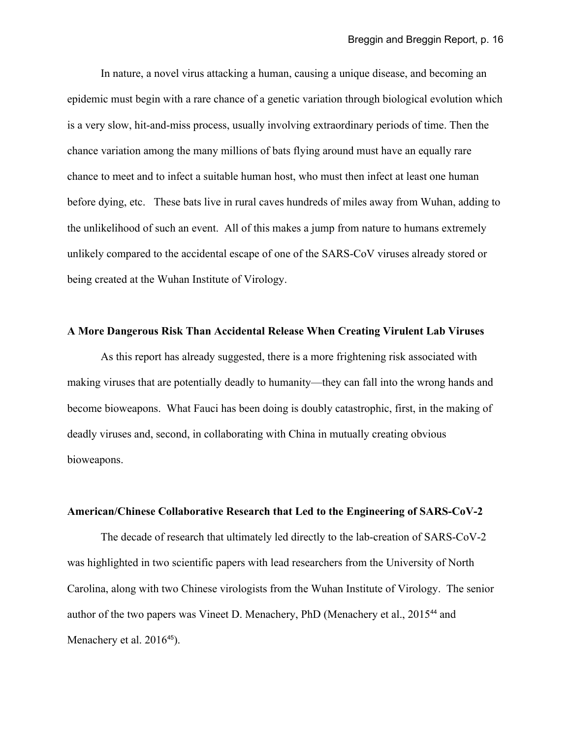In nature, a novel virus attacking a human, causing a unique disease, and becoming an epidemic must begin with a rare chance of a genetic variation through biological evolution which is a very slow, hit-and-miss process, usually involving extraordinary periods of time. Then the chance variation among the many millions of bats flying around must have an equally rare chance to meet and to infect a suitable human host, who must then infect at least one human before dying, etc. These bats live in rural caves hundreds of miles away from Wuhan, adding to the unlikelihood of such an event. All of this makes a jump from nature to humans extremely unlikely compared to the accidental escape of one of the SARS-CoV viruses already stored or being created at the Wuhan Institute of Virology.

**A More Dangerous Risk Than Accidental Release When Creating Virulent Lab Viruses**

As this report has already suggested, there is a more frightening risk associated with making viruses that are potentially deadly to humanity—they can fall into the wrong hands and become bioweapons. What Fauci has been doing is doubly catastrophic, first, in the making of deadly viruses and, second, in collaborating with China in mutually creating obvious bioweapons.

**American/Chinese Collaborative Research that Led to the Engineering of SARS-CoV-2**

The decade of research that ultimately led directly to the lab-creation of SARS-CoV-2 was highlighted in two scientific papers with lead researchers from the University of North Carolina, along with two Chinese virologists from the Wuhan Institute of Virology. The senior author of the two papers was Vineet D. Menachery, PhD (Menachery et al., 2015[44] and Menachery et al. 2016[45]).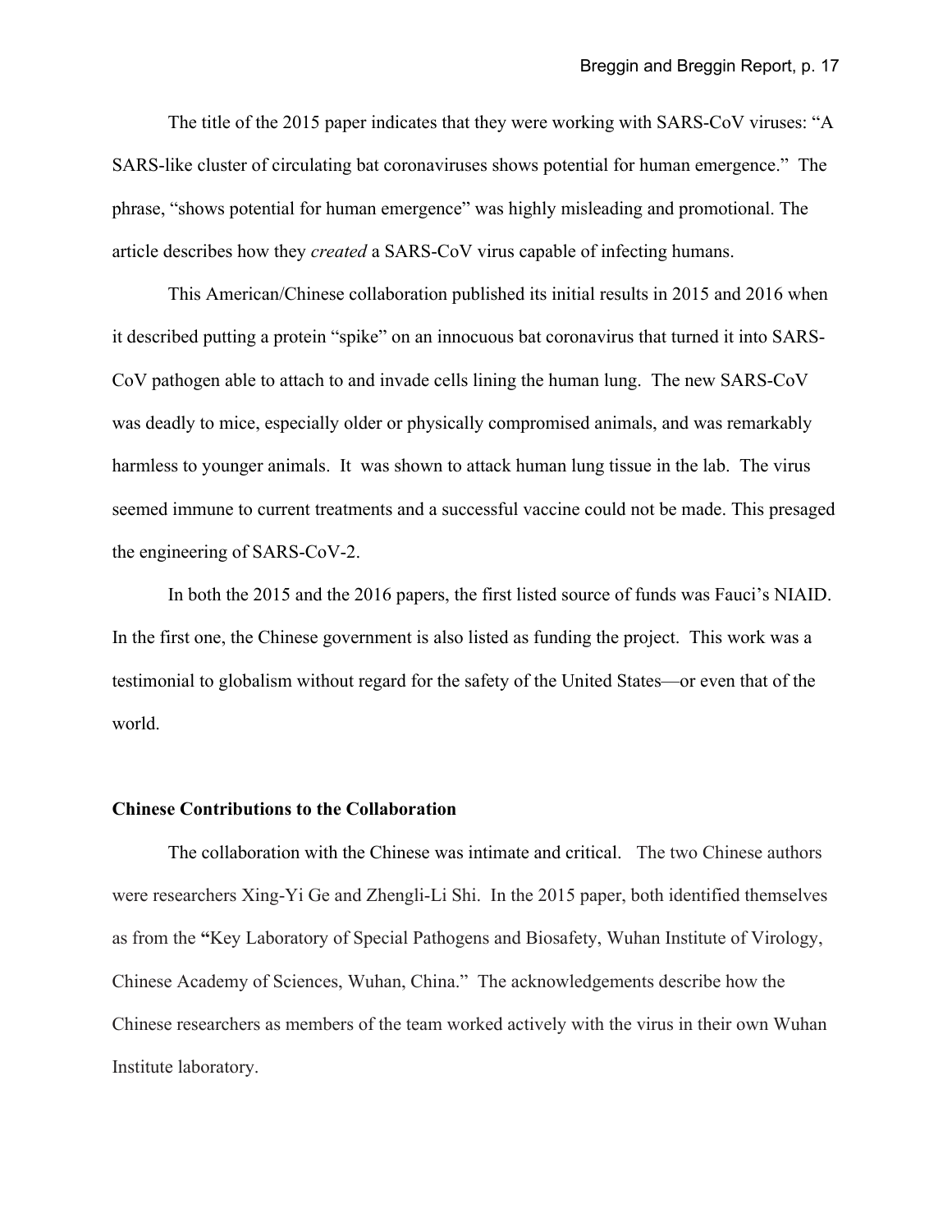The title of the 2015 paper indicates that they were working with SARS-CoV viruses: "A SARS-like cluster of circulating bat coronaviruses shows potential for human emergence." The phrase, "shows potential for human emergence" was highly misleading and promotional. The article describes how they *created* a SARS-CoV virus capable of infecting humans.

This American/Chinese collaboration published its initial results in 2015 and 2016 when it described putting a protein "spike" on an innocuous bat coronavirus that turned it into SARS-CoV pathogen able to attach to and invade cells lining the human lung. The new SARS-CoV was deadly to mice, especially older or physically compromised animals, and was remarkably harmless to younger animals. It was shown to attack human lung tissue in the lab. The virus seemed immune to current treatments and a successful vaccine could not be made. This presaged the engineering of SARS-CoV-2.

In both the 2015 and the 2016 papers, the first listed source of funds was Fauci's NIAID. In the first one, the Chinese government is also listed as funding the project. This work was a testimonial to globalism without regard for the safety of the United States—or even that of the world.

**Chinese Contributions to the Collaboration**

The collaboration with the Chinese was intimate and critical. The two Chinese authors were researchers Xing-Yi Ge and Zhengli-Li Shi. In the 2015 paper, both identified themselves as from the **"**Key Laboratory of Special Pathogens and Biosafety, Wuhan Institute of Virology, Chinese Academy of Sciences, Wuhan, China." The acknowledgements describe how the Chinese researchers as members of the team worked actively with the virus in their own Wuhan Institute laboratory.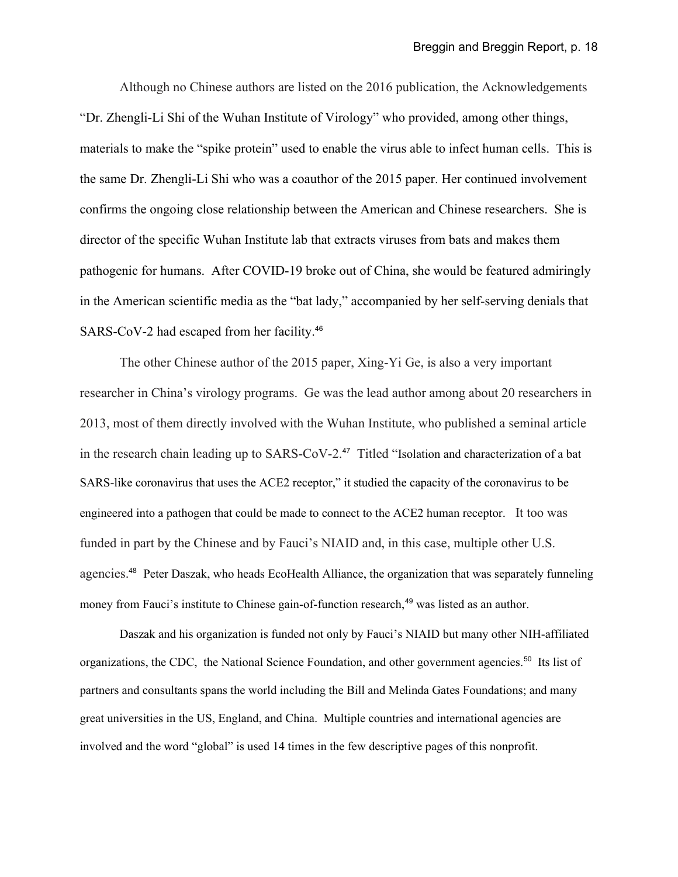Although no Chinese authors are listed on the 2016 publication, the Acknowledgements "Dr. Zhengli-Li Shi of the Wuhan Institute of Virology" who provided, among other things, materials to make the "spike protein" used to enable the virus able to infect human cells. This is the same Dr. Zhengli-Li Shi who was a coauthor of the 2015 paper. Her continued involvement confirms the ongoing close relationship between the American and Chinese researchers. She is director of the specific Wuhan Institute lab that extracts viruses from bats and makes them pathogenic for humans. After COVID-19 broke out of China, she would be featured admiringly in the American scientific media as the "bat lady," accompanied by her self-serving denials that SARS-CoV-2 had escaped from her facility.[46]

The other Chinese author of the 2015 paper, Xing-Yi Ge, is also a very important researcher in China's virology programs. Ge was the lead author among about 20 researchers in 2013, most of them directly involved with the Wuhan Institute, who published a seminal article in the research chain leading up to SARS-CoV-2.[47] Titled "Isolation and characterization of a bat SARS-like coronavirus that uses the ACE2 receptor," it studied the capacity of the coronavirus to be engineered into a pathogen that could be made to connect to the ACE2 human receptor. It too was funded in part by the Chinese and by Fauci's NIAID and, in this case, multiple other U.S. agencies.[48] Peter Daszak, who heads EcoHealth Alliance, the organization that was separately funneling money from Fauci's institute to Chinese gain-of-function research,[49] was listed as an author.

Daszak and his organization is funded not only by Fauci's NIAID but many other NIH-affiliated organizations, the CDC, the National Science Foundation, and other government agencies.[50] Its list of partners and consultants spans the world including the Bill and Melinda Gates Foundations; and many great universities in the US, England, and China. Multiple countries and international agencies are involved and the word "global" is used 14 times in the few descriptive pages of this nonprofit.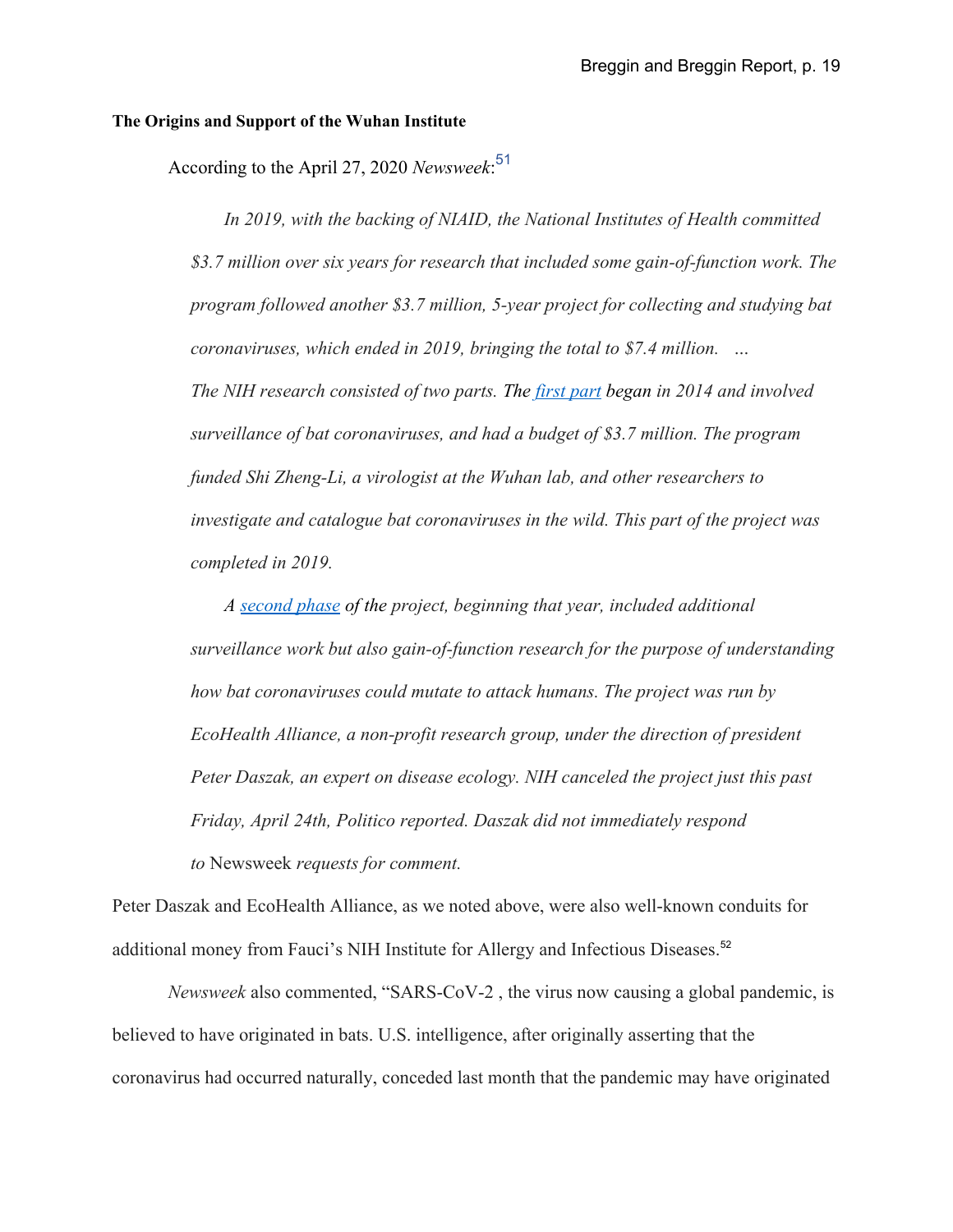**The Origins and Support of the Wuhan Institute**

According to the April 27, 2020 *Newsweek*:[51]

> *In 2019, with the backing of NIAID, the National Institutes of Health committed $3.7 million over six years for research that included some gain-of-function work. The program followed another $3.7 million, 5-year project for collecting and studying bat coronaviruses, which ended in 2019, bringing the total to $7.4 million. … The NIH research consisted of two parts. The [first part](#) began in 2014 and involved surveillance of bat coronaviruses, and had a budget of $3.7 million. The program funded Shi Zheng-Li, a virologist at the Wuhan lab, and other researchers to investigate and catalogue bat coronaviruses in the wild. This part of the project was completed in 2019.*
>
> *A [second phase](#) of the project, beginning that year, included additional surveillance work but also gain-of-function research for the purpose of understanding how bat coronaviruses could mutate to attack humans. The project was run by EcoHealth Alliance, a non-profit research group, under the direction of president Peter Daszak, an expert on disease ecology. NIH canceled the project just this past Friday, April 24th, Politico reported. Daszak did not immediately respond to* Newsweek *requests for comment.*

Peter Daszak and EcoHealth Alliance, as we noted above, were also well-known conduits for additional money from Fauci's NIH Institute for Allergy and Infectious Diseases.[52]

*Newsweek* also commented, "SARS-CoV-2 , the virus now causing a global pandemic, is believed to have originated in bats. U.S. intelligence, after originally asserting that the coronavirus had occurred naturally, conceded last month that the pandemic may have originated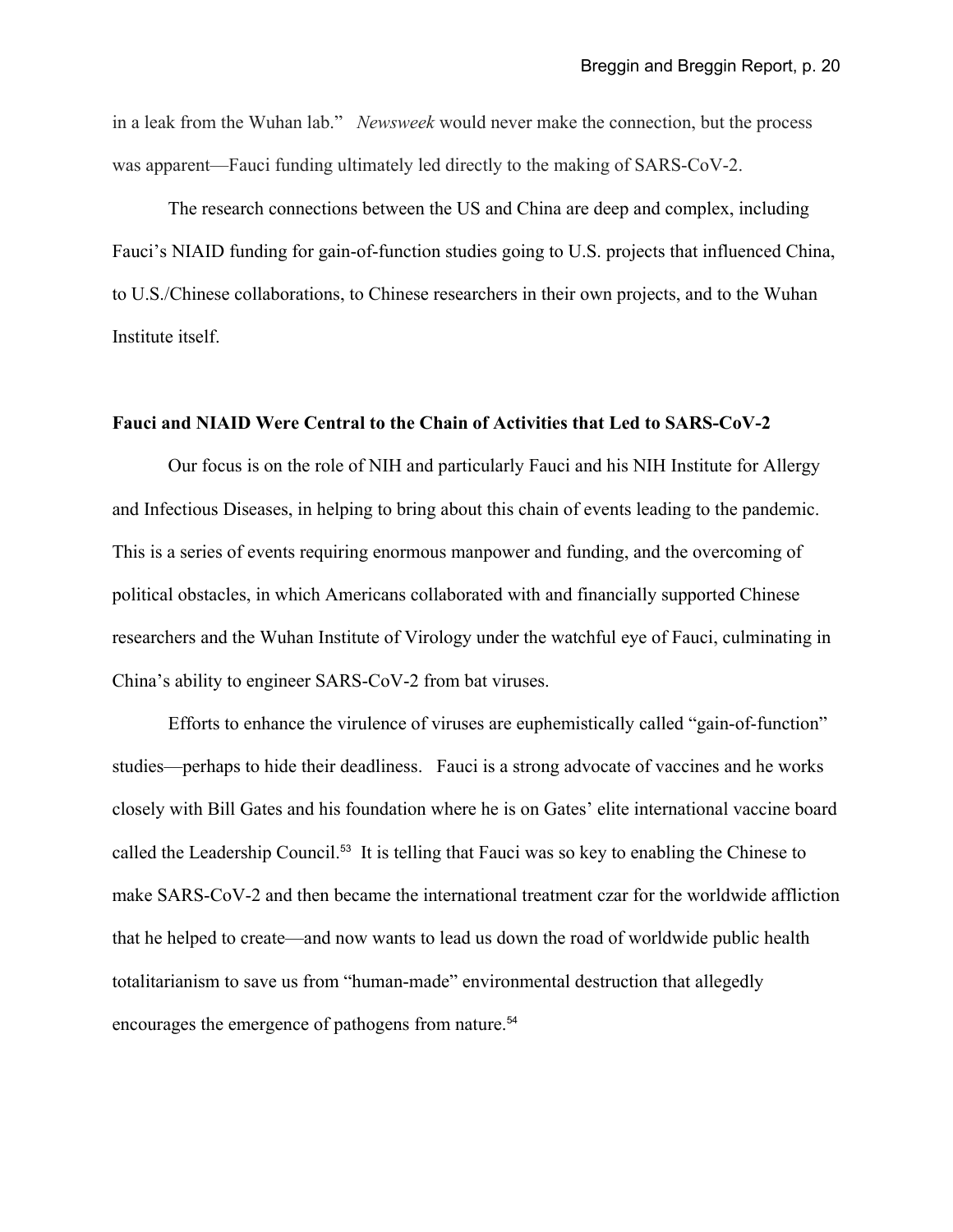in a leak from the Wuhan lab." *Newsweek* would never make the connection, but the process was apparent—Fauci funding ultimately led directly to the making of SARS-CoV-2.

The research connections between the US and China are deep and complex, including Fauci's NIAID funding for gain-of-function studies going to U.S. projects that influenced China, to U.S./Chinese collaborations, to Chinese researchers in their own projects, and to the Wuhan Institute itself.

**Fauci and NIAID Were Central to the Chain of Activities that Led to SARS-CoV-2**

Our focus is on the role of NIH and particularly Fauci and his NIH Institute for Allergy and Infectious Diseases, in helping to bring about this chain of events leading to the pandemic. This is a series of events requiring enormous manpower and funding, and the overcoming of political obstacles, in which Americans collaborated with and financially supported Chinese researchers and the Wuhan Institute of Virology under the watchful eye of Fauci, culminating in China's ability to engineer SARS-CoV-2 from bat viruses.

Efforts to enhance the virulence of viruses are euphemistically called "gain-of-function" studies—perhaps to hide their deadliness. Fauci is a strong advocate of vaccines and he works closely with Bill Gates and his foundation where he is on Gates' elite international vaccine board called the Leadership Council.[53] It is telling that Fauci was so key to enabling the Chinese to make SARS-CoV-2 and then became the international treatment czar for the worldwide affliction that he helped to create—and now wants to lead us down the road of worldwide public health totalitarianism to save us from "human-made" environmental destruction that allegedly encourages the emergence of pathogens from nature.[54]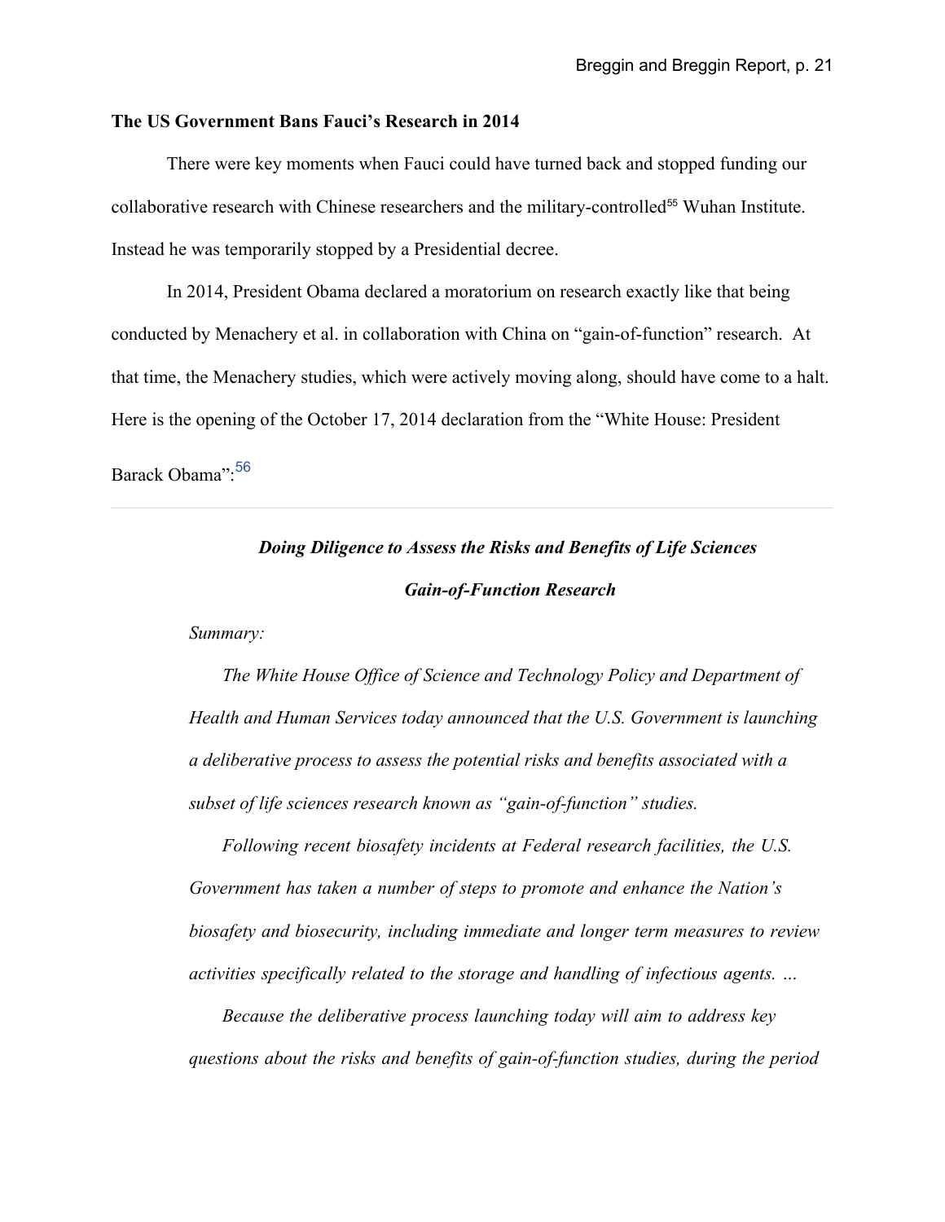**The US Government Bans Fauci's Research in 2014**

There were key moments when Fauci could have turned back and stopped funding our collaborative research with Chinese researchers and the military-controlled[55] Wuhan Institute. Instead he was temporarily stopped by a Presidential decree.

In 2014, President Obama declared a moratorium on research exactly like that being conducted by Menachery et al. in collaboration with China on "gain-of-function" research. At that time, the Menachery studies, which were actively moving along, should have come to a halt. Here is the opening of the October 17, 2014 declaration from the "White House: President Barack Obama":[56]

---

> ***Doing Diligence to Assess the Risks and Benefits of Life Sciences Gain-of-Function Research***
>
> *Summary:*
>
> *The White House Office of Science and Technology Policy and Department of Health and Human Services today announced that the U.S. Government is launching a deliberative process to assess the potential risks and benefits associated with a subset of life sciences research known as "gain-of-function" studies.*
>
> *Following recent biosafety incidents at Federal research facilities, the U.S. Government has taken a number of steps to promote and enhance the Nation's biosafety and biosecurity, including immediate and longer term measures to review activities specifically related to the storage and handling of infectious agents. …*
>
> *Because the deliberative process launching today will aim to address key questions about the risks and benefits of gain-of-function studies, during the period*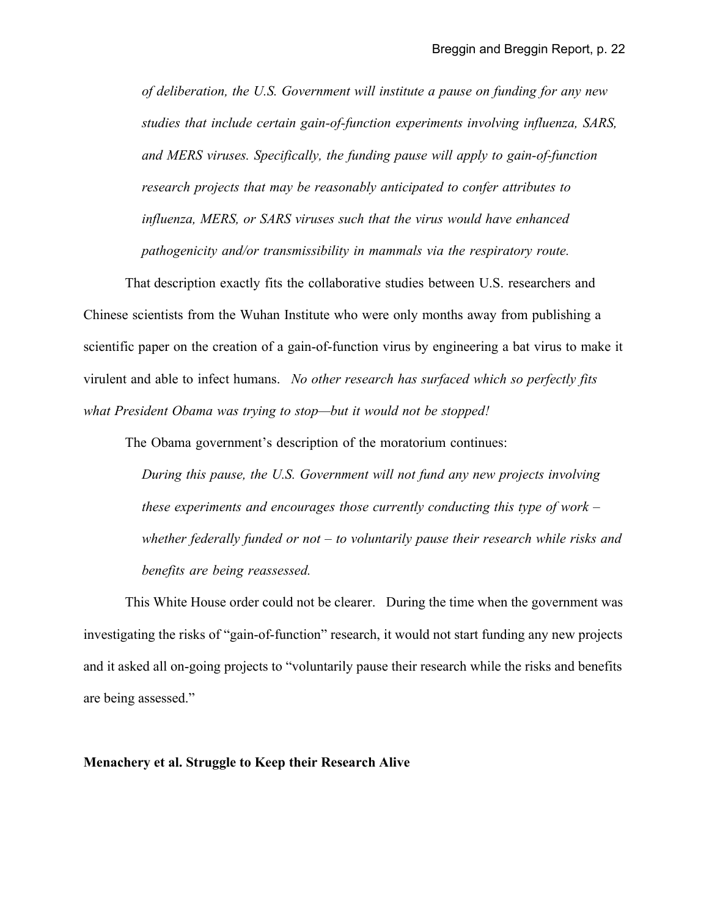> *of deliberation, the U.S. Government will institute a pause on funding for any new studies that include certain gain-of-function experiments involving influenza, SARS, and MERS viruses. Specifically, the funding pause will apply to gain-of-function research projects that may be reasonably anticipated to confer attributes to influenza, MERS, or SARS viruses such that the virus would have enhanced pathogenicity and/or transmissibility in mammals via the respiratory route.*

That description exactly fits the collaborative studies between U.S. researchers and Chinese scientists from the Wuhan Institute who were only months away from publishing a scientific paper on the creation of a gain-of-function virus by engineering a bat virus to make it virulent and able to infect humans. *No other research has surfaced which so perfectly fits what President Obama was trying to stop—but it would not be stopped!*

The Obama government's description of the moratorium continues:

> *During this pause, the U.S. Government will not fund any new projects involving these experiments and encourages those currently conducting this type of work – whether federally funded or not – to voluntarily pause their research while risks and benefits are being reassessed.*

This White House order could not be clearer. During the time when the government was investigating the risks of "gain-of-function" research, it would not start funding any new projects and it asked all on-going projects to "voluntarily pause their research while the risks and benefits are being assessed."

**Menachery et al. Struggle to Keep their Research Alive**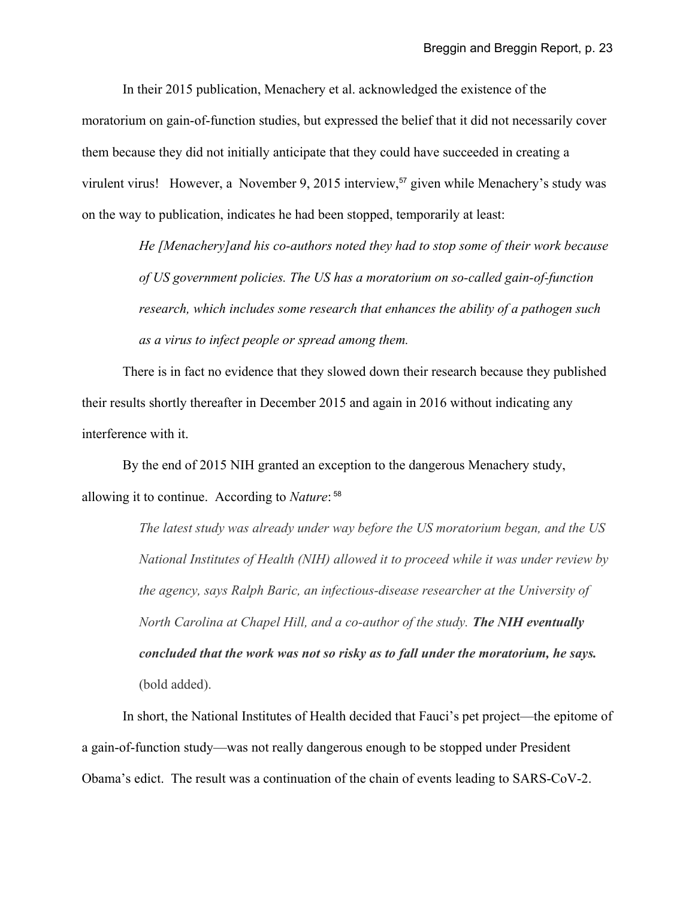In their 2015 publication, Menachery et al. acknowledged the existence of the moratorium on gain-of-function studies, but expressed the belief that it did not necessarily cover them because they did not initially anticipate that they could have succeeded in creating a virulent virus!   However, a  November 9, 2015 interview,[57] given while Menachery's study was on the way to publication, indicates he had been stopped, temporarily at least:

> *He [Menachery]and his co-authors noted they had to stop some of their work because of US government policies. The US has a moratorium on so-called gain-of-function research, which includes some research that enhances the ability of a pathogen such as a virus to infect people or spread among them.*

There is in fact no evidence that they slowed down their research because they published their results shortly thereafter in December 2015 and again in 2016 without indicating any interference with it.

By the end of 2015 NIH granted an exception to the dangerous Menachery study, allowing it to continue.  According to *Nature*: [58]

> *The latest study was already under way before the US moratorium began, and the US National Institutes of Health (NIH) allowed it to proceed while it was under review by the agency, says Ralph Baric, an infectious-disease researcher at the University of North Carolina at Chapel Hill, and a co-author of the study.* ***The NIH eventually concluded that the work was not so risky as to fall under the moratorium, he says.*** (bold added).

In short, the National Institutes of Health decided that Fauci's pet project—the epitome of a gain-of-function study—was not really dangerous enough to be stopped under President Obama's edict.  The result was a continuation of the chain of events leading to SARS-CoV-2.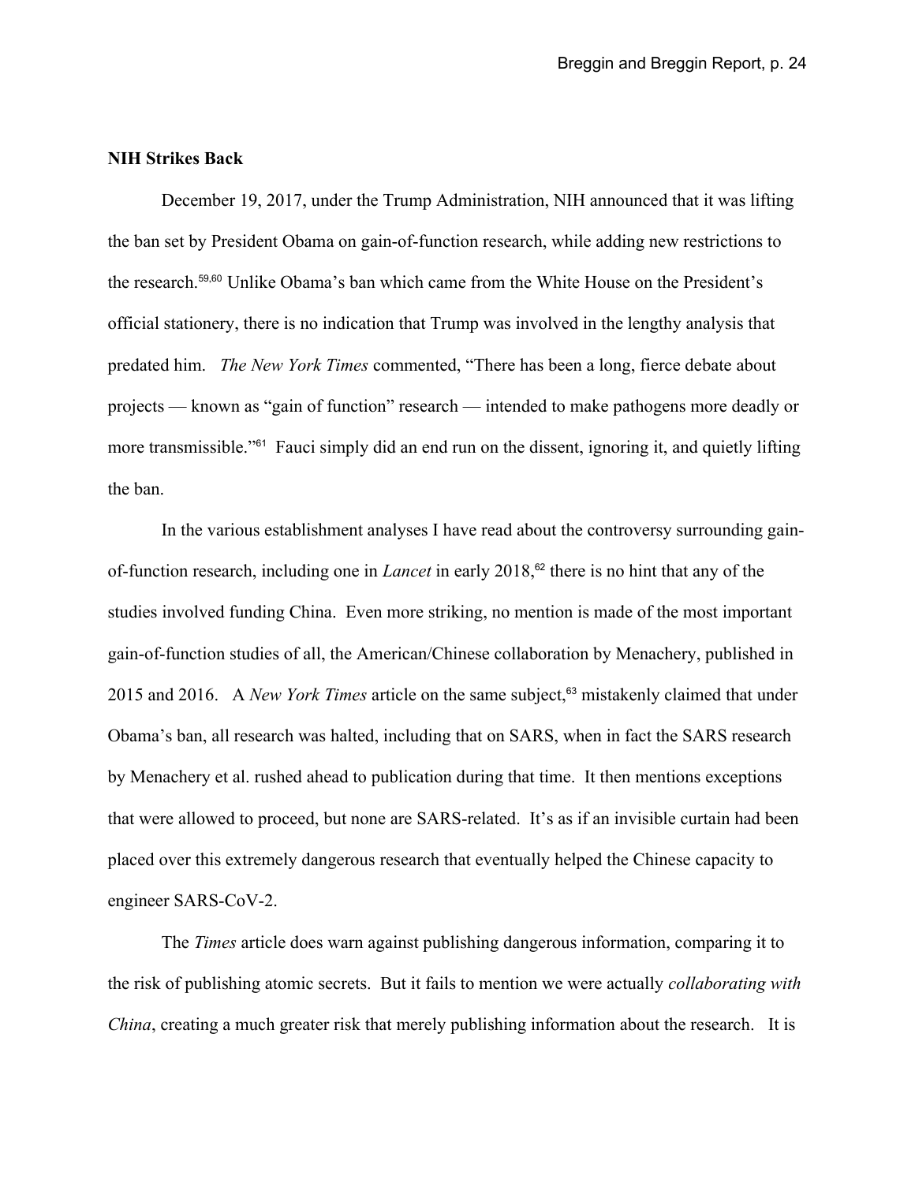**NIH Strikes Back**

December 19, 2017, under the Trump Administration, NIH announced that it was lifting the ban set by President Obama on gain-of-function research, while adding new restrictions to the research.[59,60] Unlike Obama's ban which came from the White House on the President's official stationery, there is no indication that Trump was involved in the lengthy analysis that predated him. *The New York Times* commented, "There has been a long, fierce debate about projects — known as "gain of function" research — intended to make pathogens more deadly or more transmissible."[61] Fauci simply did an end run on the dissent, ignoring it, and quietly lifting the ban.

In the various establishment analyses I have read about the controversy surrounding gain-of-function research, including one in *Lancet* in early 2018,[62] there is no hint that any of the studies involved funding China. Even more striking, no mention is made of the most important gain-of-function studies of all, the American/Chinese collaboration by Menachery, published in 2015 and 2016. A *New York Times* article on the same subject,[63] mistakenly claimed that under Obama's ban, all research was halted, including that on SARS, when in fact the SARS research by Menachery et al. rushed ahead to publication during that time. It then mentions exceptions that were allowed to proceed, but none are SARS-related. It's as if an invisible curtain had been placed over this extremely dangerous research that eventually helped the Chinese capacity to engineer SARS-CoV-2.

The *Times* article does warn against publishing dangerous information, comparing it to the risk of publishing atomic secrets. But it fails to mention we were actually *collaborating with China*, creating a much greater risk that merely publishing information about the research. It is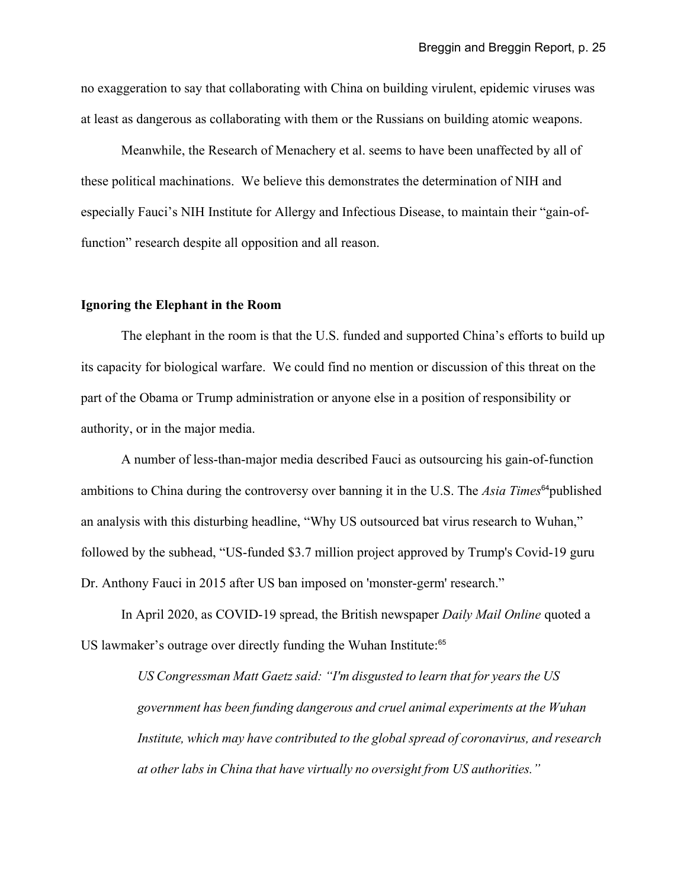no exaggeration to say that collaborating with China on building virulent, epidemic viruses was at least as dangerous as collaborating with them or the Russians on building atomic weapons.

Meanwhile, the Research of Menachery et al. seems to have been unaffected by all of these political machinations. We believe this demonstrates the determination of NIH and especially Fauci's NIH Institute for Allergy and Infectious Disease, to maintain their "gain-of-function" research despite all opposition and all reason.

**Ignoring the Elephant in the Room**

The elephant in the room is that the U.S. funded and supported China's efforts to build up its capacity for biological warfare. We could find no mention or discussion of this threat on the part of the Obama or Trump administration or anyone else in a position of responsibility or authority, or in the major media.

A number of less-than-major media described Fauci as outsourcing his gain-of-function ambitions to China during the controversy over banning it in the U.S. The *Asia Times*[64] published an analysis with this disturbing headline, "Why US outsourced bat virus research to Wuhan," followed by the subhead, "US-funded $3.7 million project approved by Trump's Covid-19 guru Dr. Anthony Fauci in 2015 after US ban imposed on 'monster-germ' research."

In April 2020, as COVID-19 spread, the British newspaper *Daily Mail Online* quoted a US lawmaker's outrage over directly funding the Wuhan Institute:[65]

> *US Congressman Matt Gaetz said: "I'm disgusted to learn that for years the US government has been funding dangerous and cruel animal experiments at the Wuhan Institute, which may have contributed to the global spread of coronavirus, and research at other labs in China that have virtually no oversight from US authorities."*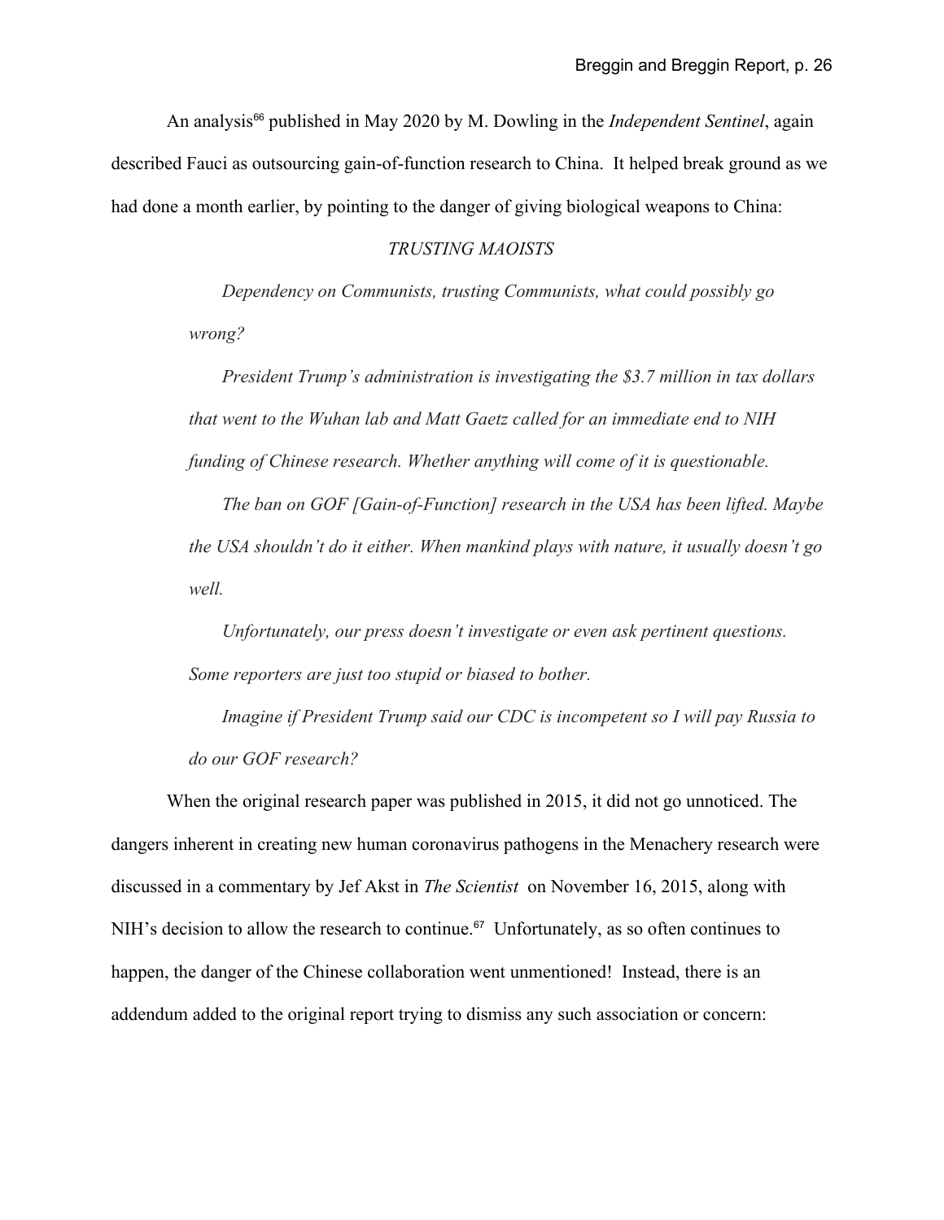An analysis[66] published in May 2020 by M. Dowling in the *Independent Sentinel*, again described Fauci as outsourcing gain-of-function research to China. It helped break ground as we had done a month earlier, by pointing to the danger of giving biological weapons to China:

> *TRUSTING MAOISTS*
>
> *Dependency on Communists, trusting Communists, what could possibly go wrong?*
>
> *President Trump's administration is investigating the $3.7 million in tax dollars that went to the Wuhan lab and Matt Gaetz called for an immediate end to NIH funding of Chinese research. Whether anything will come of it is questionable.*
>
> *The ban on GOF [Gain-of-Function] research in the USA has been lifted. Maybe the USA shouldn't do it either. When mankind plays with nature, it usually doesn't go well.*
>
> *Unfortunately, our press doesn't investigate or even ask pertinent questions. Some reporters are just too stupid or biased to bother.*
>
> *Imagine if President Trump said our CDC is incompetent so I will pay Russia to do our GOF research?*

When the original research paper was published in 2015, it did not go unnoticed. The dangers inherent in creating new human coronavirus pathogens in the Menachery research were discussed in a commentary by Jef Akst in *The Scientist* on November 16, 2015, along with NIH's decision to allow the research to continue.[67] Unfortunately, as so often continues to happen, the danger of the Chinese collaboration went unmentioned! Instead, there is an addendum added to the original report trying to dismiss any such association or concern: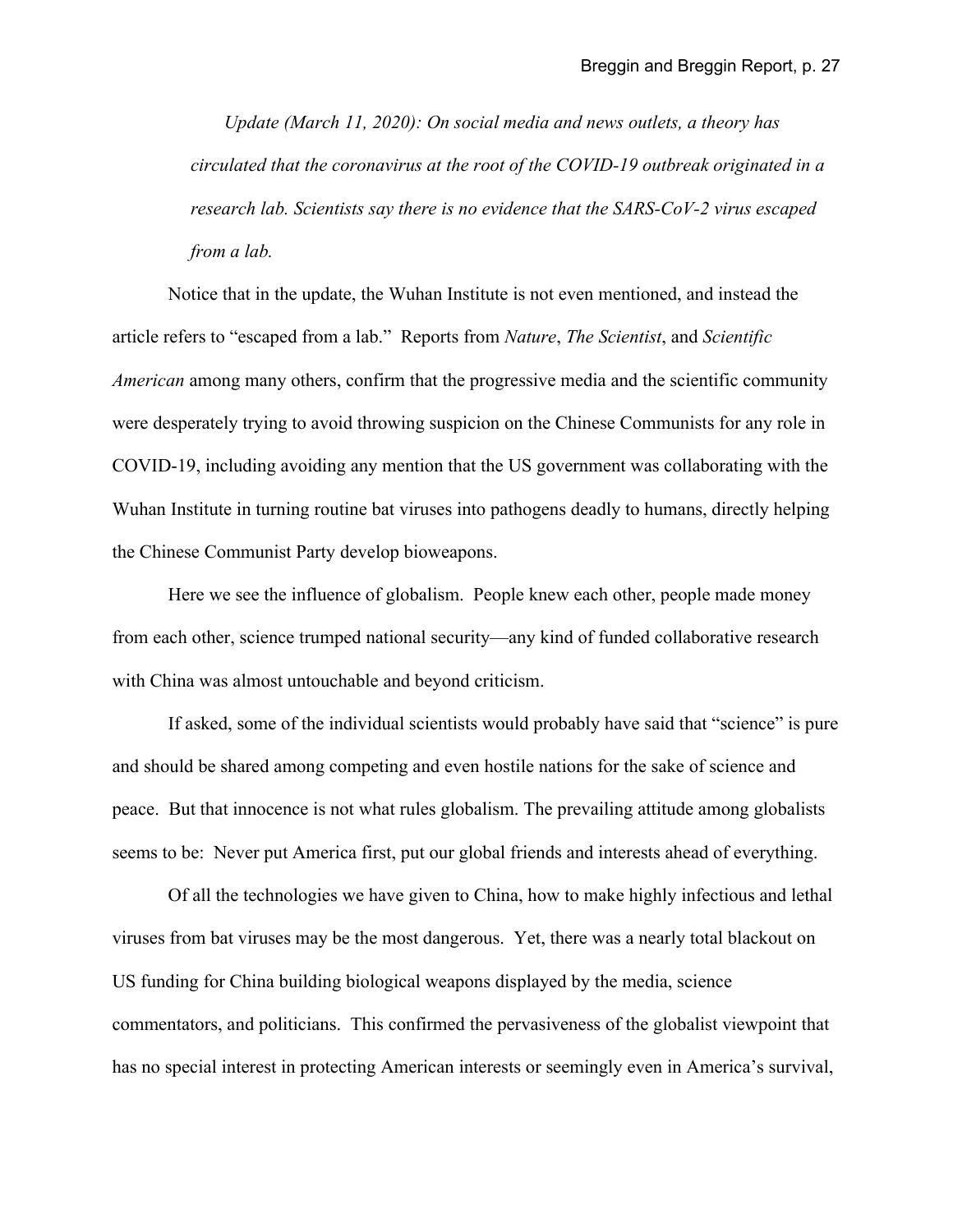> *Update (March 11, 2020): On social media and news outlets, a theory has circulated that the coronavirus at the root of the COVID-19 outbreak originated in a research lab. Scientists say there is no evidence that the SARS-CoV-2 virus escaped from a lab.*

Notice that in the update, the Wuhan Institute is not even mentioned, and instead the article refers to "escaped from a lab." Reports from *Nature*, *The Scientist*, and *Scientific American* among many others, confirm that the progressive media and the scientific community were desperately trying to avoid throwing suspicion on the Chinese Communists for any role in COVID-19, including avoiding any mention that the US government was collaborating with the Wuhan Institute in turning routine bat viruses into pathogens deadly to humans, directly helping the Chinese Communist Party develop bioweapons.

Here we see the influence of globalism. People knew each other, people made money from each other, science trumped national security—any kind of funded collaborative research with China was almost untouchable and beyond criticism.

If asked, some of the individual scientists would probably have said that "science" is pure and should be shared among competing and even hostile nations for the sake of science and peace. But that innocence is not what rules globalism. The prevailing attitude among globalists seems to be: Never put America first, put our global friends and interests ahead of everything.

Of all the technologies we have given to China, how to make highly infectious and lethal viruses from bat viruses may be the most dangerous. Yet, there was a nearly total blackout on US funding for China building biological weapons displayed by the media, science commentators, and politicians. This confirmed the pervasiveness of the globalist viewpoint that has no special interest in protecting American interests or seemingly even in America's survival,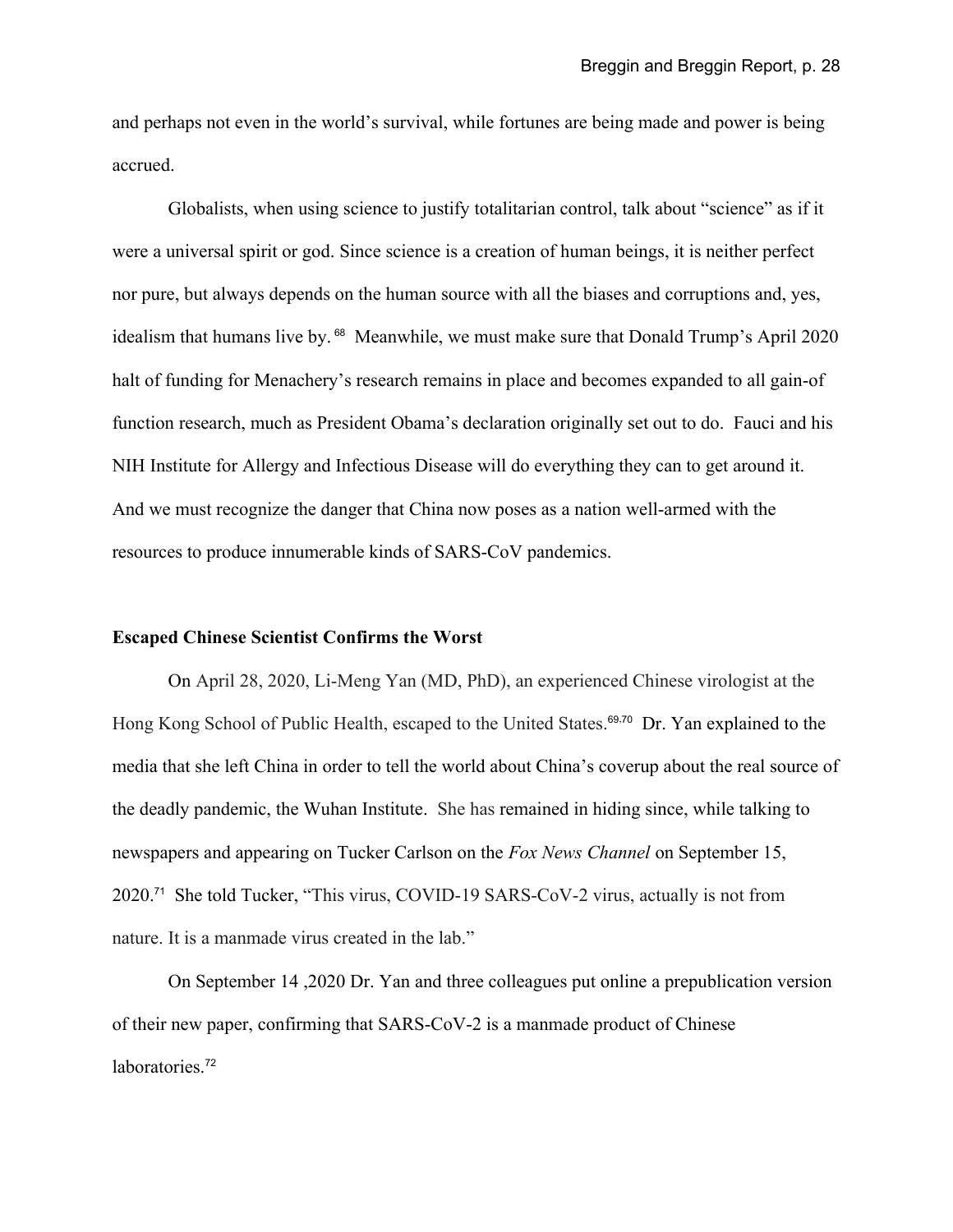and perhaps not even in the world's survival, while fortunes are being made and power is being accrued.

Globalists, when using science to justify totalitarian control, talk about "science" as if it were a universal spirit or god. Since science is a creation of human beings, it is neither perfect nor pure, but always depends on the human source with all the biases and corruptions and, yes, idealism that humans live by. [68] Meanwhile, we must make sure that Donald Trump's April 2020 halt of funding for Menachery's research remains in place and becomes expanded to all gain-of function research, much as President Obama's declaration originally set out to do. Fauci and his NIH Institute for Allergy and Infectious Disease will do everything they can to get around it. And we must recognize the danger that China now poses as a nation well-armed with the resources to produce innumerable kinds of SARS-CoV pandemics.

**Escaped Chinese Scientist Confirms the Worst**

On April 28, 2020, Li-Meng Yan (MD, PhD), an experienced Chinese virologist at the Hong Kong School of Public Health, escaped to the United States.[69,70] Dr. Yan explained to the media that she left China in order to tell the world about China's coverup about the real source of the deadly pandemic, the Wuhan Institute. She has remained in hiding since, while talking to newspapers and appearing on Tucker Carlson on the *Fox News Channel* on September 15, 2020.[71] She told Tucker, "This virus, COVID-19 SARS-CoV-2 virus, actually is not from nature. It is a manmade virus created in the lab."

On September 14 ,2020 Dr. Yan and three colleagues put online a prepublication version of their new paper, confirming that SARS-CoV-2 is a manmade product of Chinese laboratories.[72]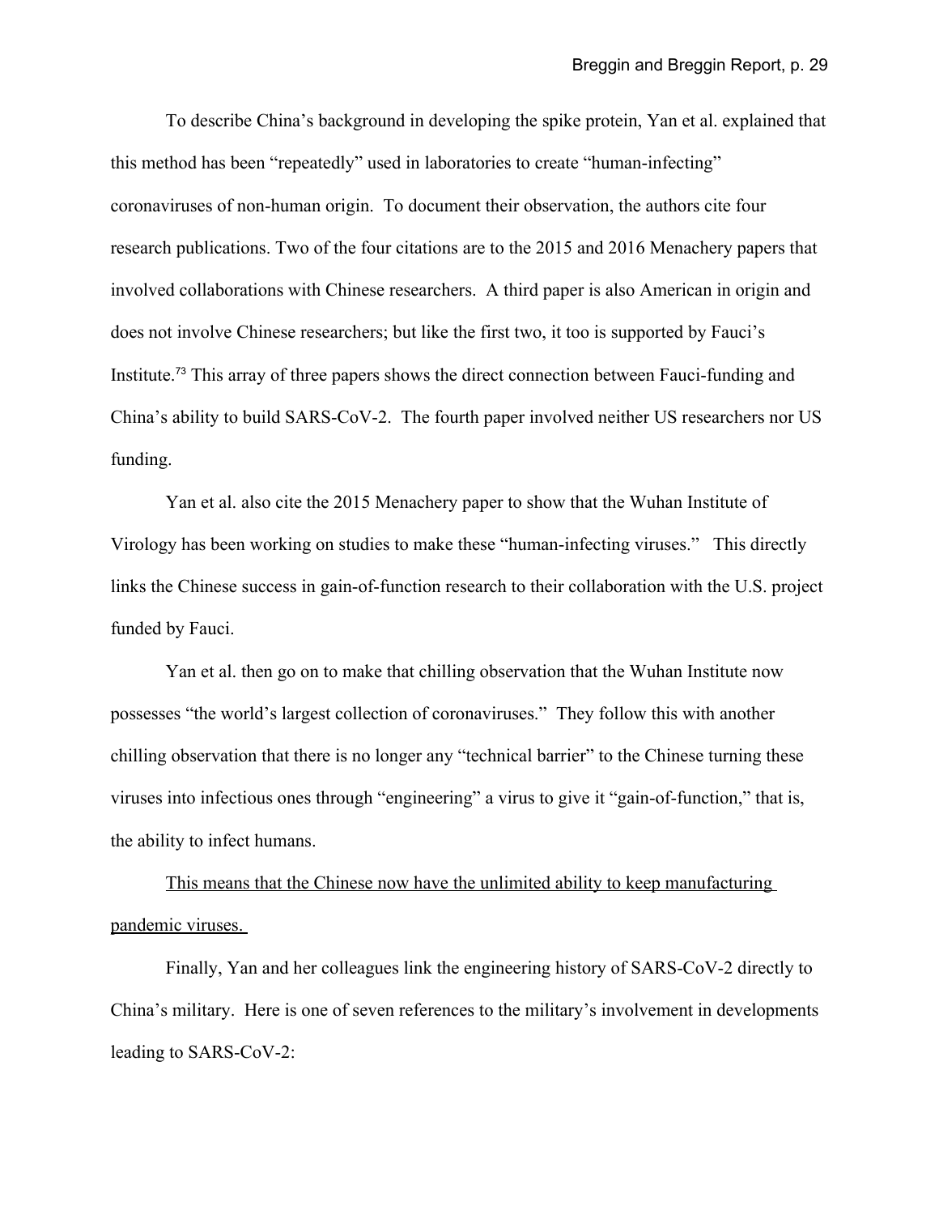To describe China's background in developing the spike protein, Yan et al. explained that this method has been "repeatedly" used in laboratories to create "human-infecting" coronaviruses of non-human origin. To document their observation, the authors cite four research publications. Two of the four citations are to the 2015 and 2016 Menachery papers that involved collaborations with Chinese researchers. A third paper is also American in origin and does not involve Chinese researchers; but like the first two, it too is supported by Fauci's Institute.[73] This array of three papers shows the direct connection between Fauci-funding and China's ability to build SARS-CoV-2. The fourth paper involved neither US researchers nor US funding.

Yan et al. also cite the 2015 Menachery paper to show that the Wuhan Institute of Virology has been working on studies to make these "human-infecting viruses." This directly links the Chinese success in gain-of-function research to their collaboration with the U.S. project funded by Fauci.

Yan et al. then go on to make that chilling observation that the Wuhan Institute now possesses "the world's largest collection of coronaviruses." They follow this with another chilling observation that there is no longer any "technical barrier" to the Chinese turning these viruses into infectious ones through "engineering" a virus to give it "gain-of-function," that is, the ability to infect humans.

<u>This means that the Chinese now have the unlimited ability to keep manufacturing pandemic viruses.</u>

Finally, Yan and her colleagues link the engineering history of SARS-CoV-2 directly to China's military. Here is one of seven references to the military's involvement in developments leading to SARS-CoV-2: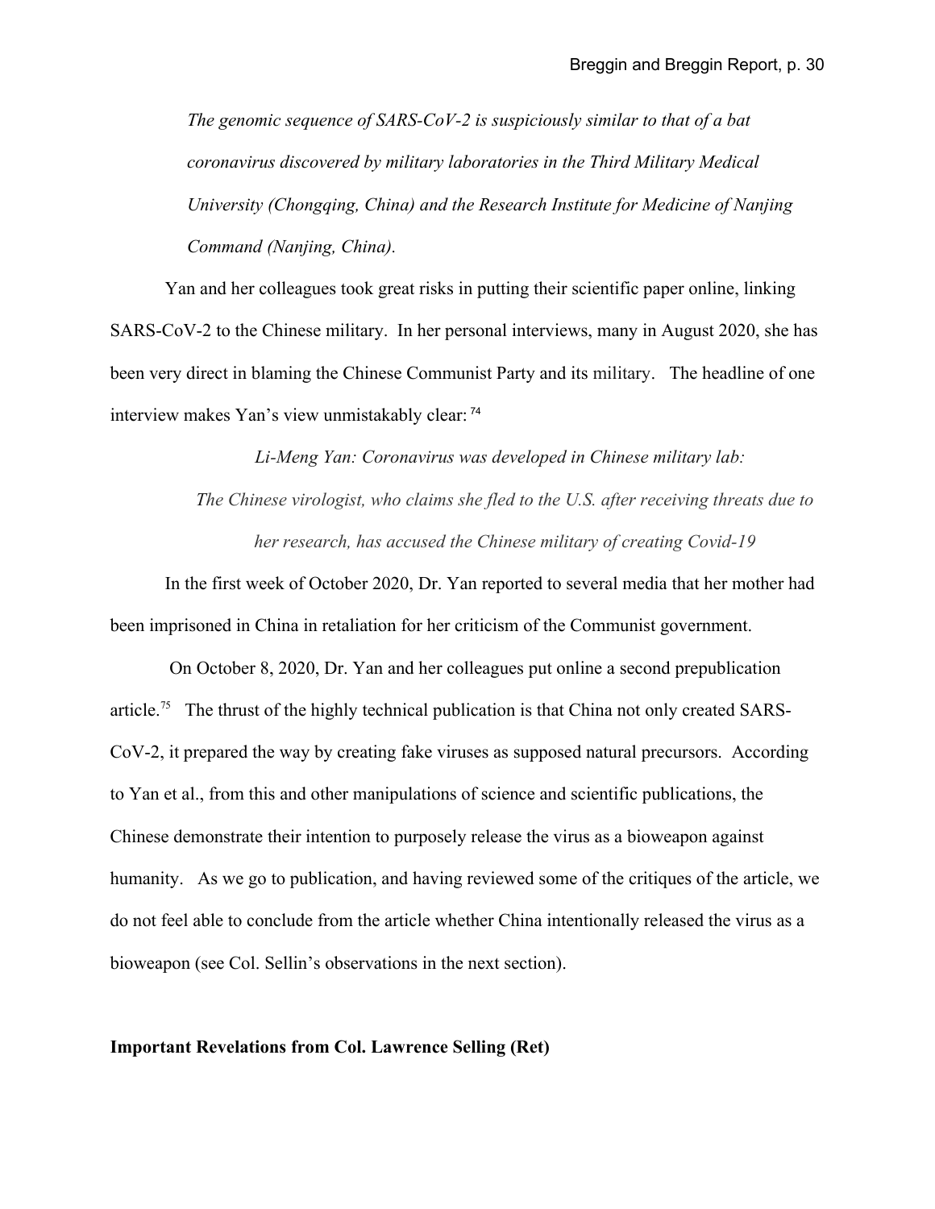*The genomic sequence of SARS-CoV-2 is suspiciously similar to that of a bat coronavirus discovered by military laboratories in the Third Military Medical University (Chongqing, China) and the Research Institute for Medicine of Nanjing Command (Nanjing, China).*

Yan and her colleagues took great risks in putting their scientific paper online, linking SARS-CoV-2 to the Chinese military. In her personal interviews, many in August 2020, she has been very direct in blaming the Chinese Communist Party and its military. The headline of one interview makes Yan's view unmistakably clear: [74]

*Li-Meng Yan: Coronavirus was developed in Chinese military lab:*

*The Chinese virologist, who claims she fled to the U.S. after receiving threats due to her research, has accused the Chinese military of creating Covid-19*

In the first week of October 2020, Dr. Yan reported to several media that her mother had been imprisoned in China in retaliation for her criticism of the Communist government.

On October 8, 2020, Dr. Yan and her colleagues put online a second prepublication article.[75] The thrust of the highly technical publication is that China not only created SARS-CoV-2, it prepared the way by creating fake viruses as supposed natural precursors. According to Yan et al., from this and other manipulations of science and scientific publications, the Chinese demonstrate their intention to purposely release the virus as a bioweapon against humanity. As we go to publication, and having reviewed some of the critiques of the article, we do not feel able to conclude from the article whether China intentionally released the virus as a bioweapon (see Col. Sellin's observations in the next section).

**Important Revelations from Col. Lawrence Selling (Ret)**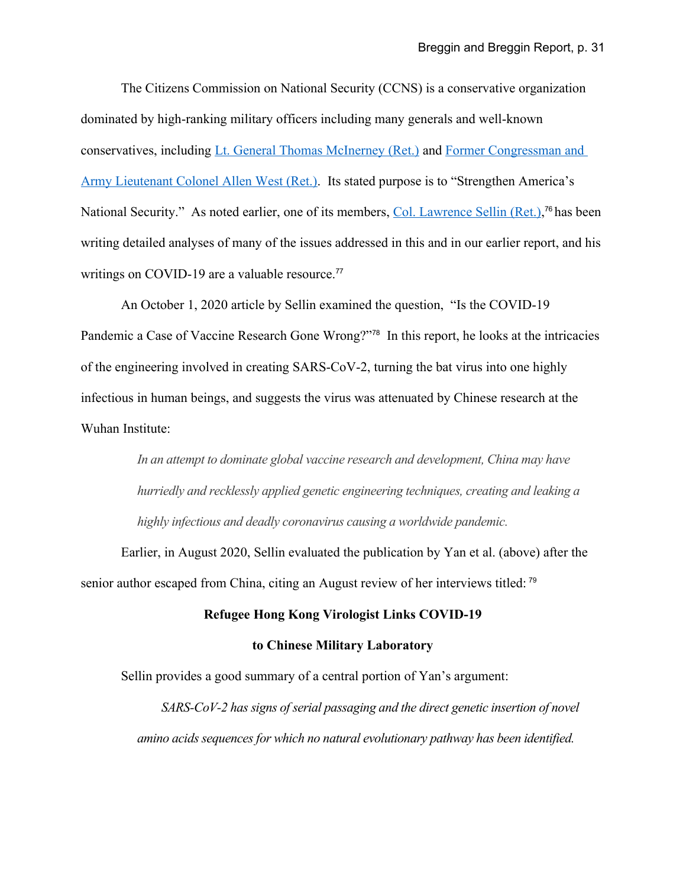The Citizens Commission on National Security (CCNS) is a conservative organization dominated by high-ranking military officers including many generals and well-known conservatives, including Lt. General Thomas McInerney (Ret.) and Former Congressman and Army Lieutenant Colonel Allen West (Ret.). Its stated purpose is to "Strengthen America's National Security." As noted earlier, one of its members, Col. Lawrence Sellin (Ret.),[76] has been writing detailed analyses of many of the issues addressed in this and in our earlier report, and his writings on COVID-19 are a valuable resource.[77]

An October 1, 2020 article by Sellin examined the question, "Is the COVID-19 Pandemic a Case of Vaccine Research Gone Wrong?"[78] In this report, he looks at the intricacies of the engineering involved in creating SARS-CoV-2, turning the bat virus into one highly infectious in human beings, and suggests the virus was attenuated by Chinese research at the Wuhan Institute:

> *In an attempt to dominate global vaccine research and development, China may have hurriedly and recklessly applied genetic engineering techniques, creating and leaking a highly infectious and deadly coronavirus causing a worldwide pandemic.*

Earlier, in August 2020, Sellin evaluated the publication by Yan et al. (above) after the senior author escaped from China, citing an August review of her interviews titled: [79]

**Refugee Hong Kong Virologist Links COVID-19**

**to Chinese Military Laboratory**

Sellin provides a good summary of a central portion of Yan's argument:

> *SARS-CoV-2 has signs of serial passaging and the direct genetic insertion of novel amino acids sequences for which no natural evolutionary pathway has been identified.*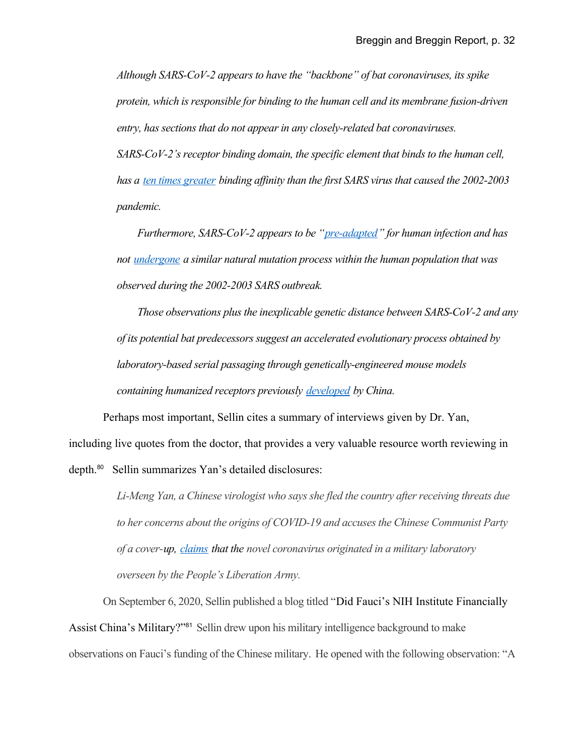*Although SARS-CoV-2 appears to have the "backbone" of bat coronaviruses, its spike protein, which is responsible for binding to the human cell and its membrane fusion-driven entry, has sections that do not appear in any closely-related bat coronaviruses. SARS-CoV-2's receptor binding domain, the specific element that binds to the human cell, has a ten times greater binding affinity than the first SARS virus that caused the 2002-2003 pandemic.*

*Furthermore, SARS-CoV-2 appears to be "pre-adapted" for human infection and has not undergone a similar natural mutation process within the human population that was observed during the 2002-2003 SARS outbreak.*

*Those observations plus the inexplicable genetic distance between SARS-CoV-2 and any of its potential bat predecessors suggest an accelerated evolutionary process obtained by laboratory-based serial passaging through genetically-engineered mouse models containing humanized receptors previously developed by China.*

Perhaps most important, Sellin cites a summary of interviews given by Dr. Yan, including live quotes from the doctor, that provides a very valuable resource worth reviewing in depth.[80] Sellin summarizes Yan's detailed disclosures:

*Li-Meng Yan, a Chinese virologist who says she fled the country after receiving threats due to her concerns about the origins of COVID-19 and accuses the Chinese Communist Party of a cover-up, claims that the novel coronavirus originated in a military laboratory overseen by the People's Liberation Army.*

On September 6, 2020, Sellin published a blog titled "Did Fauci's NIH Institute Financially Assist China's Military?"[81] Sellin drew upon his military intelligence background to make observations on Fauci's funding of the Chinese military. He opened with the following observation: "A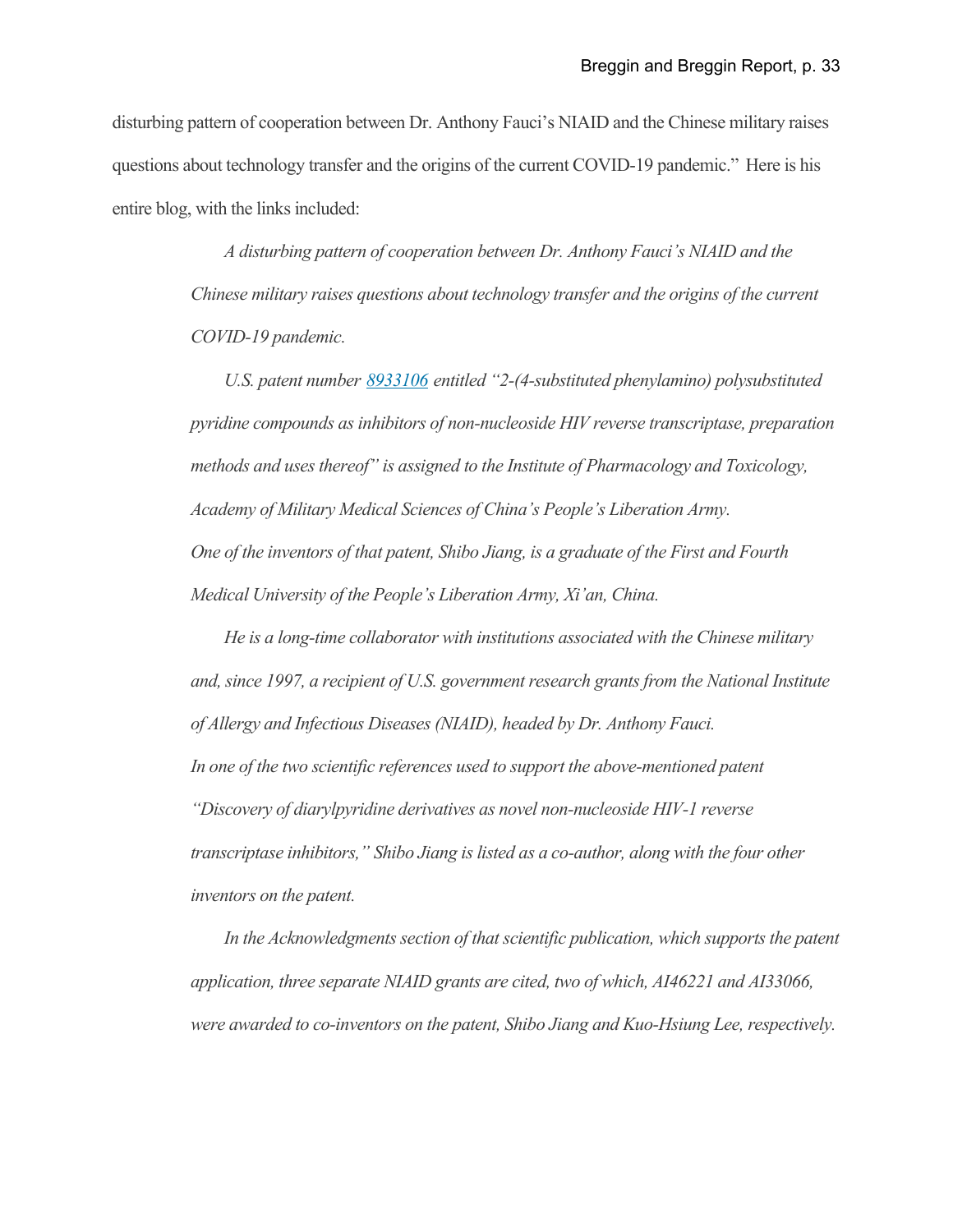disturbing pattern of cooperation between Dr. Anthony Fauci's NIAID and the Chinese military raises questions about technology transfer and the origins of the current COVID-19 pandemic." Here is his entire blog, with the links included:

> *A disturbing pattern of cooperation between Dr. Anthony Fauci's NIAID and the Chinese military raises questions about technology transfer and the origins of the current COVID-19 pandemic.*
>
> *U.S. patent number [8933106](8933106) entitled "2-(4-substituted phenylamino) polysubstituted pyridine compounds as inhibitors of non-nucleoside HIV reverse transcriptase, preparation methods and uses thereof" is assigned to the Institute of Pharmacology and Toxicology, Academy of Military Medical Sciences of China's People's Liberation Army.*
> *One of the inventors of that patent, Shibo Jiang, is a graduate of the First and Fourth Medical University of the People's Liberation Army, Xi'an, China.*
>
> *He is a long-time collaborator with institutions associated with the Chinese military and, since 1997, a recipient of U.S. government research grants from the National Institute of Allergy and Infectious Diseases (NIAID), headed by Dr. Anthony Fauci.*
> *In one of the two scientific references used to support the above-mentioned patent "Discovery of diarylpyridine derivatives as novel non-nucleoside HIV-1 reverse transcriptase inhibitors," Shibo Jiang is listed as a co-author, along with the four other inventors on the patent.*
>
> *In the Acknowledgments section of that scientific publication, which supports the patent application, three separate NIAID grants are cited, two of which, AI46221 and AI33066, were awarded to co-inventors on the patent, Shibo Jiang and Kuo-Hsiung Lee, respectively.*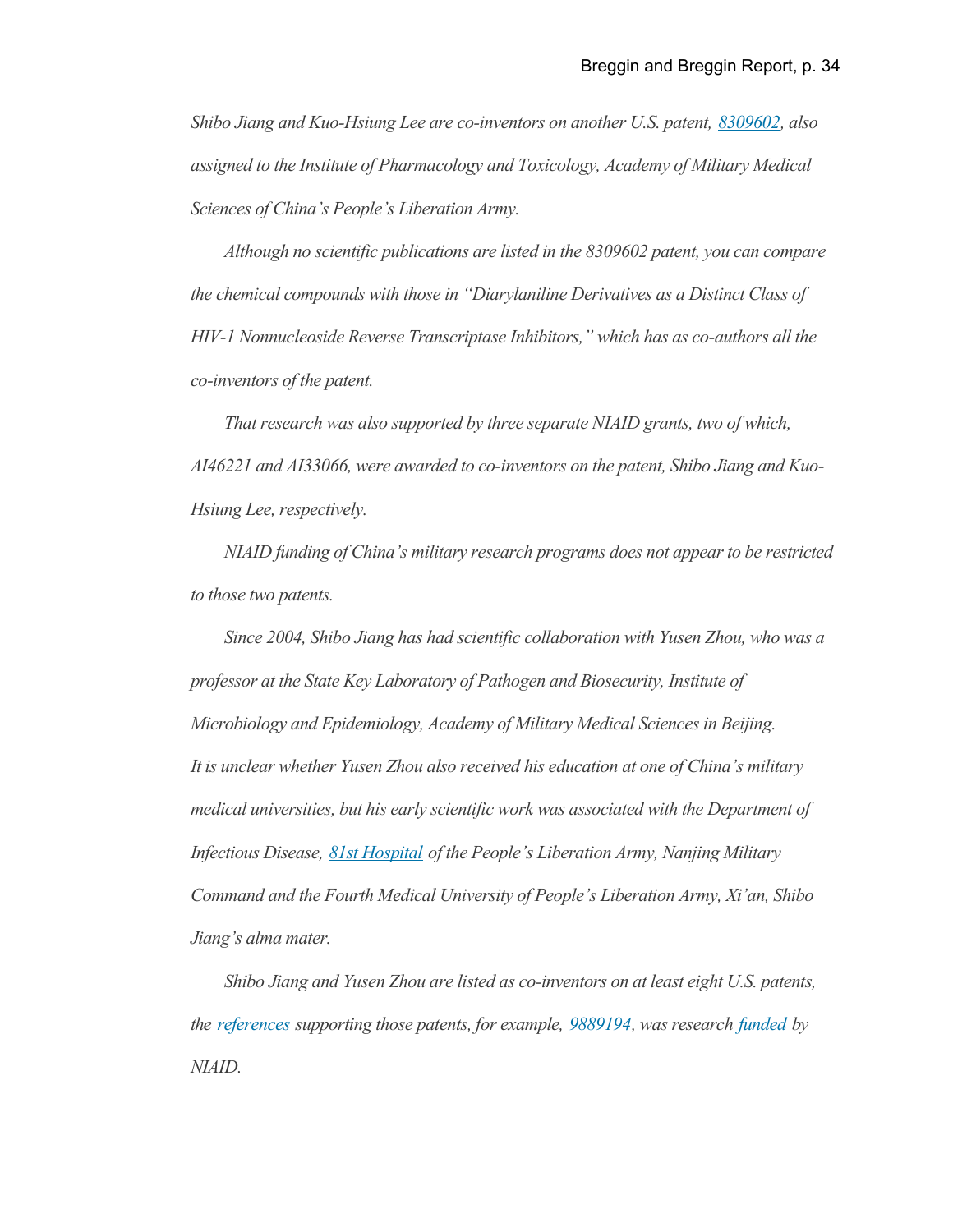*Shibo Jiang and Kuo-Hsiung Lee are co-inventors on another U.S. patent, 8309602, also assigned to the Institute of Pharmacology and Toxicology, Academy of Military Medical Sciences of China's People's Liberation Army.*

*Although no scientific publications are listed in the 8309602 patent, you can compare the chemical compounds with those in "Diarylaniline Derivatives as a Distinct Class of HIV-1 Nonnucleoside Reverse Transcriptase Inhibitors," which has as co-authors all the co-inventors of the patent.*

*That research was also supported by three separate NIAID grants, two of which, AI46221 and AI33066, were awarded to co-inventors on the patent, Shibo Jiang and Kuo-Hsiung Lee, respectively.*

*NIAID funding of China's military research programs does not appear to be restricted to those two patents.*

*Since 2004, Shibo Jiang has had scientific collaboration with Yusen Zhou, who was a professor at the State Key Laboratory of Pathogen and Biosecurity, Institute of Microbiology and Epidemiology, Academy of Military Medical Sciences in Beijing. It is unclear whether Yusen Zhou also received his education at one of China's military medical universities, but his early scientific work was associated with the Department of Infectious Disease, 81st Hospital of the People's Liberation Army, Nanjing Military Command and the Fourth Medical University of People's Liberation Army, Xi'an, Shibo Jiang's alma mater.*

*Shibo Jiang and Yusen Zhou are listed as co-inventors on at least eight U.S. patents, the references supporting those patents, for example, 9889194, was research funded by NIAID.*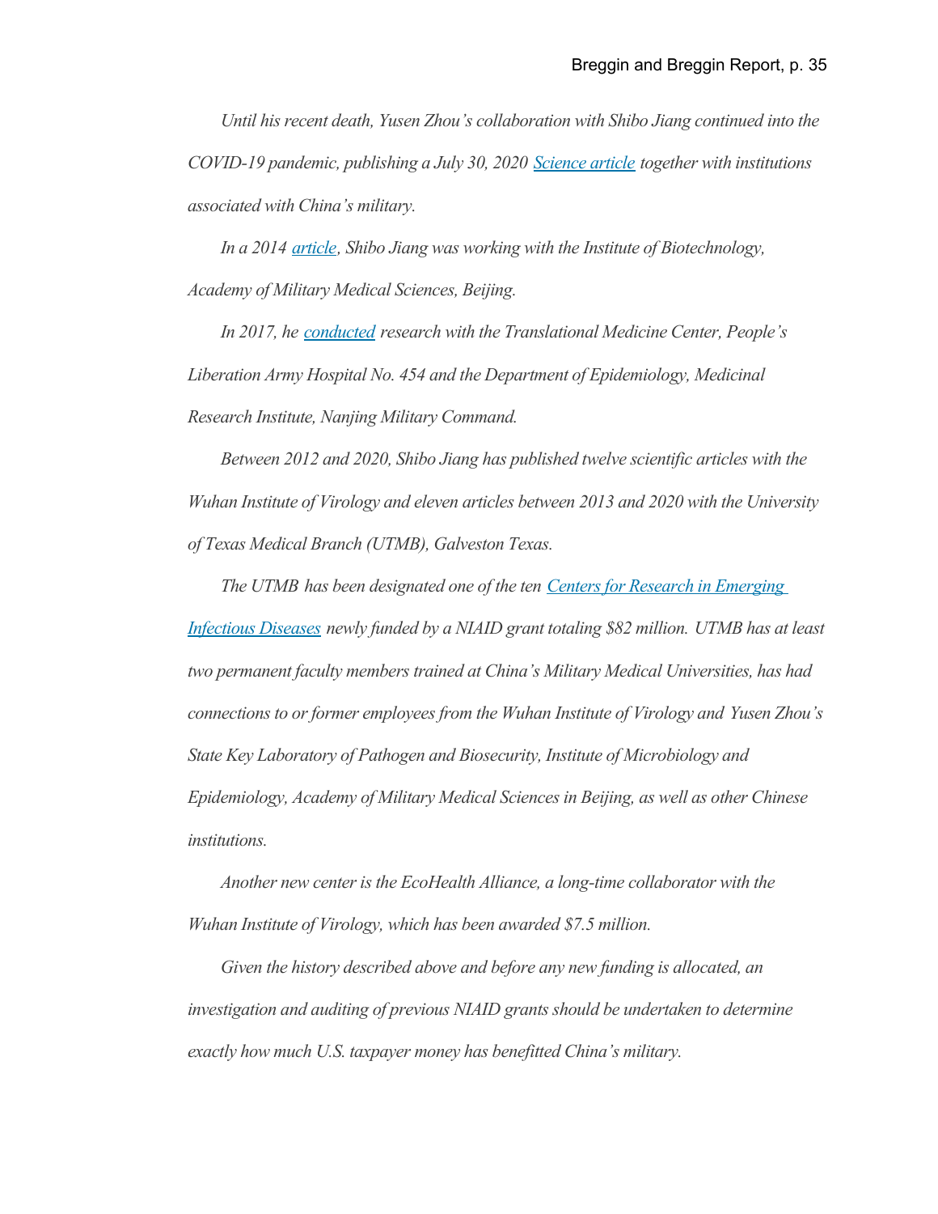*Until his recent death, Yusen Zhou's collaboration with Shibo Jiang continued into the COVID-19 pandemic, publishing a July 30, 2020 Science article together with institutions associated with China's military.*

*In a 2014 article, Shibo Jiang was working with the Institute of Biotechnology, Academy of Military Medical Sciences, Beijing.*

*In 2017, he conducted research with the Translational Medicine Center, People's Liberation Army Hospital No. 454 and the Department of Epidemiology, Medicinal Research Institute, Nanjing Military Command.*

*Between 2012 and 2020, Shibo Jiang has published twelve scientific articles with the Wuhan Institute of Virology and eleven articles between 2013 and 2020 with the University of Texas Medical Branch (UTMB), Galveston Texas.*

*The UTMB has been designated one of the ten Centers for Research in Emerging Infectious Diseases newly funded by a NIAID grant totaling $82 million. UTMB has at least two permanent faculty members trained at China's Military Medical Universities, has had connections to or former employees from the Wuhan Institute of Virology and Yusen Zhou's State Key Laboratory of Pathogen and Biosecurity, Institute of Microbiology and Epidemiology, Academy of Military Medical Sciences in Beijing, as well as other Chinese institutions.*

*Another new center is the EcoHealth Alliance, a long-time collaborator with the Wuhan Institute of Virology, which has been awarded $7.5 million.*

*Given the history described above and before any new funding is allocated, an investigation and auditing of previous NIAID grants should be undertaken to determine exactly how much U.S. taxpayer money has benefitted China's military.*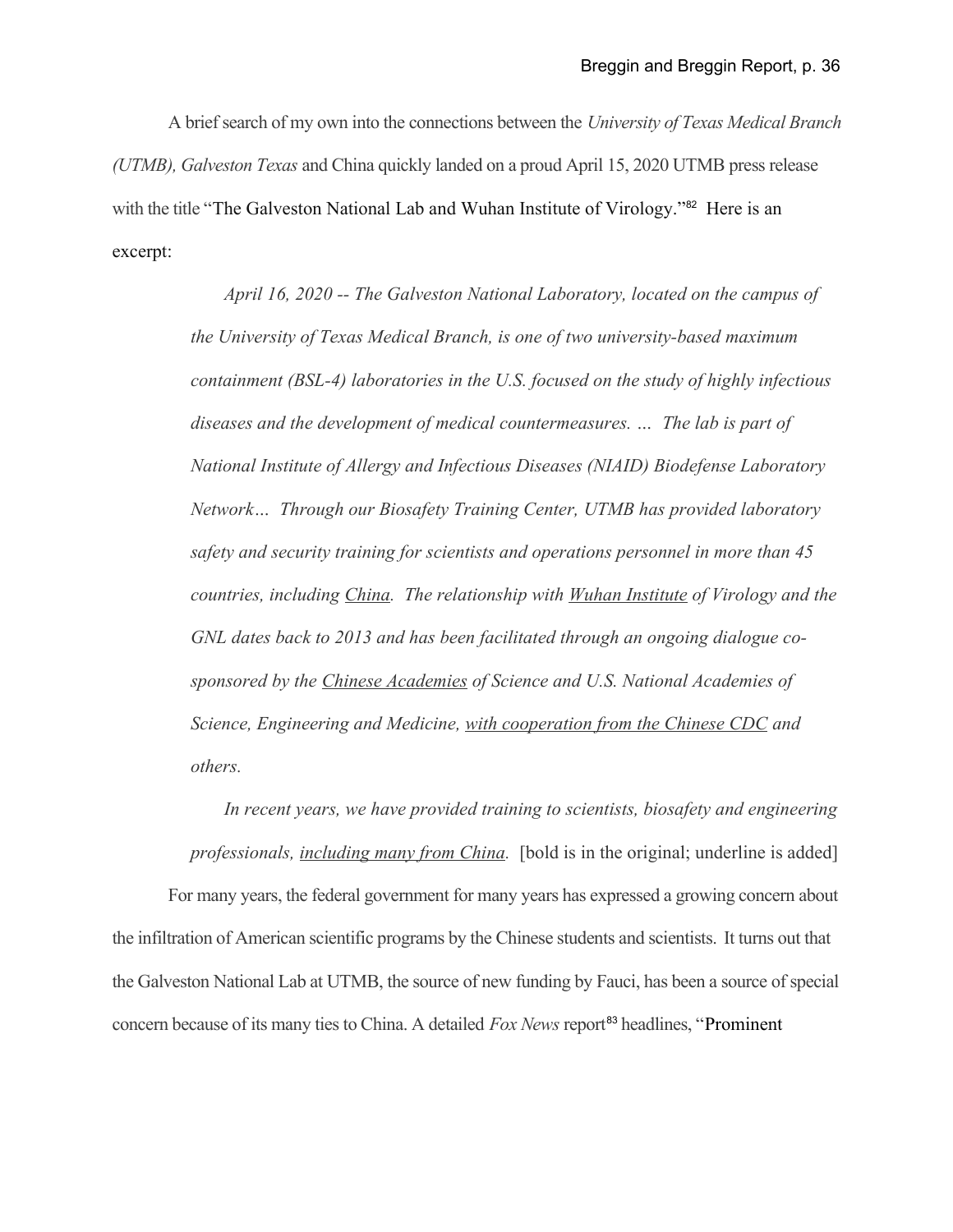A brief search of my own into the connections between the *University of Texas Medical Branch (UTMB), Galveston Texas* and China quickly landed on a proud April 15, 2020 UTMB press release with the title "The Galveston National Lab and Wuhan Institute of Virology."[82] Here is an excerpt:

> *April 16, 2020 -- The Galveston National Laboratory, located on the campus of the University of Texas Medical Branch, is one of two university-based maximum containment (BSL-4) laboratories in the U.S. focused on the study of highly infectious diseases and the development of medical countermeasures. … The lab is part of National Institute of Allergy and Infectious Diseases (NIAID) Biodefense Laboratory Network… Through our Biosafety Training Center, UTMB has provided laboratory safety and security training for scientists and operations personnel in more than 45 countries, including <u>China</u>. The relationship with <u>Wuhan Institute</u> of Virology and the GNL dates back to 2013 and has been facilitated through an ongoing dialogue co-sponsored by the <u>Chinese Academies</u> of Science and U.S. National Academies of Science, Engineering and Medicine, <u>with cooperation from the Chinese CDC</u> and others.*
>
> *In recent years, we have provided training to scientists, biosafety and engineering professionals, <u>including many from China</u>.* [bold is in the original; underline is added]

For many years, the federal government for many years has expressed a growing concern about the infiltration of American scientific programs by the Chinese students and scientists. It turns out that the Galveston National Lab at UTMB, the source of new funding by Fauci, has been a source of special concern because of its many ties to China. A detailed *Fox News* report[83] headlines, "Prominent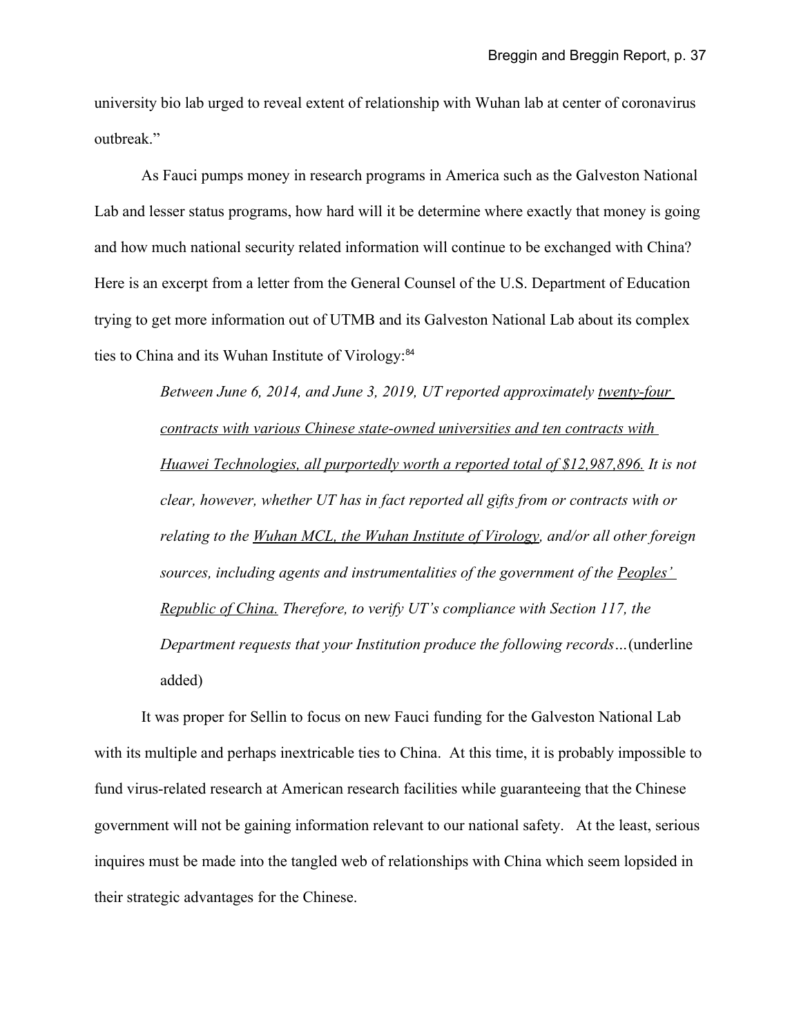university bio lab urged to reveal extent of relationship with Wuhan lab at center of coronavirus outbreak."

As Fauci pumps money in research programs in America such as the Galveston National Lab and lesser status programs, how hard will it be determine where exactly that money is going and how much national security related information will continue to be exchanged with China? Here is an excerpt from a letter from the General Counsel of the U.S. Department of Education trying to get more information out of UTMB and its Galveston National Lab about its complex ties to China and its Wuhan Institute of Virology:[84]

> *Between June 6, 2014, and June 3, 2019, UT reported approximately <u>twenty-four contracts with various Chinese state-owned universities and ten contracts with Huawei Technologies, all purportedly worth a reported total of $12,987,896.</u> It is not clear, however, whether UT has in fact reported all gifts from or contracts with or relating to the <u>Wuhan MCL, the Wuhan Institute of Virology</u>, and/or all other foreign sources, including agents and instrumentalities of the government of the <u>Peoples' Republic of China.</u> Therefore, to verify UT's compliance with Section 117, the Department requests that your Institution produce the following records…* (underline added)

It was proper for Sellin to focus on new Fauci funding for the Galveston National Lab with its multiple and perhaps inextricable ties to China. At this time, it is probably impossible to fund virus-related research at American research facilities while guaranteeing that the Chinese government will not be gaining information relevant to our national safety. At the least, serious inquires must be made into the tangled web of relationships with China which seem lopsided in their strategic advantages for the Chinese.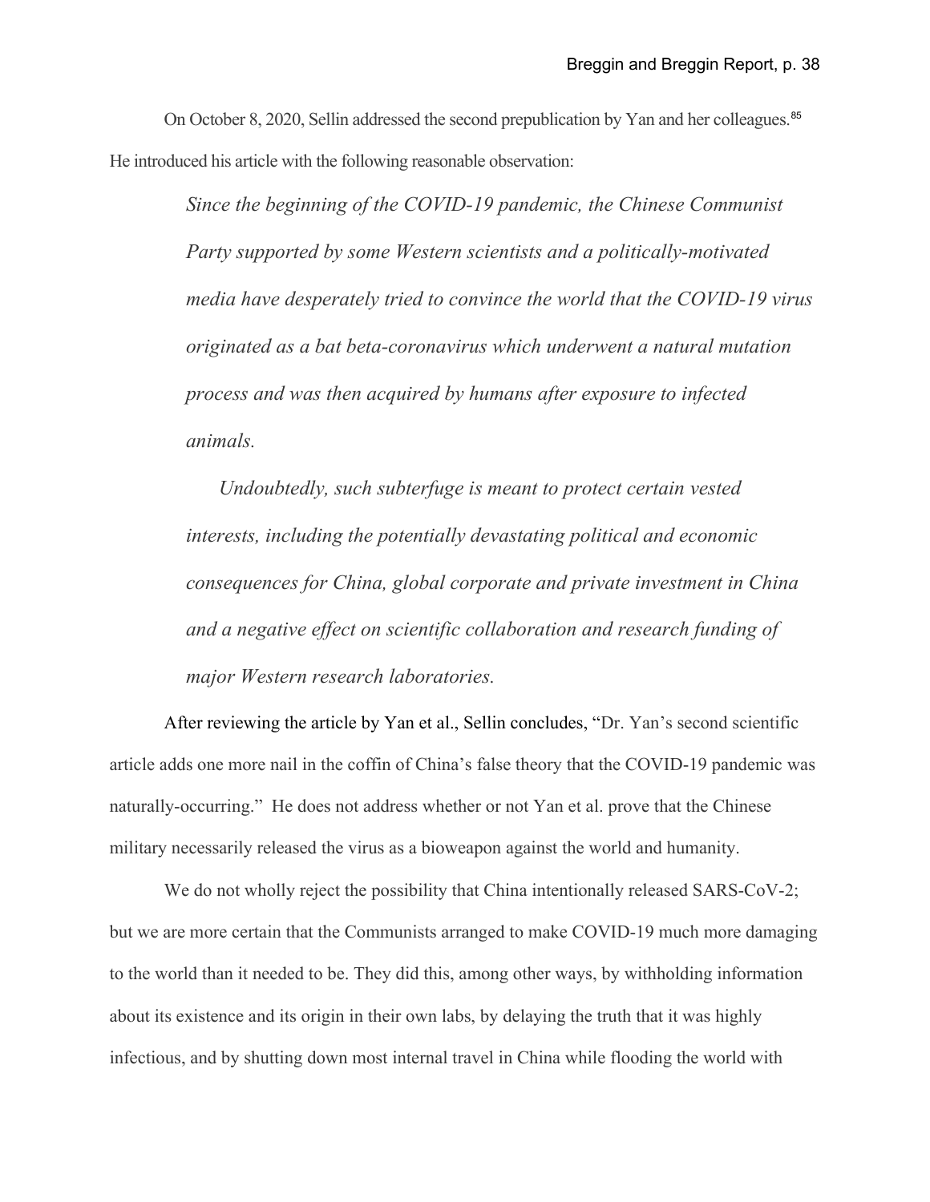On October 8, 2020, Sellin addressed the second prepublication by Yan and her colleagues.[85] He introduced his article with the following reasonable observation:

> *Since the beginning of the COVID-19 pandemic, the Chinese Communist Party supported by some Western scientists and a politically-motivated media have desperately tried to convince the world that the COVID-19 virus originated as a bat beta-coronavirus which underwent a natural mutation process and was then acquired by humans after exposure to infected animals.*
>
> *Undoubtedly, such subterfuge is meant to protect certain vested interests, including the potentially devastating political and economic consequences for China, global corporate and private investment in China and a negative effect on scientific collaboration and research funding of major Western research laboratories.*

After reviewing the article by Yan et al., Sellin concludes, "Dr. Yan's second scientific article adds one more nail in the coffin of China's false theory that the COVID-19 pandemic was naturally-occurring." He does not address whether or not Yan et al. prove that the Chinese military necessarily released the virus as a bioweapon against the world and humanity.

We do not wholly reject the possibility that China intentionally released SARS-CoV-2; but we are more certain that the Communists arranged to make COVID-19 much more damaging to the world than it needed to be. They did this, among other ways, by withholding information about its existence and its origin in their own labs, by delaying the truth that it was highly infectious, and by shutting down most internal travel in China while flooding the world with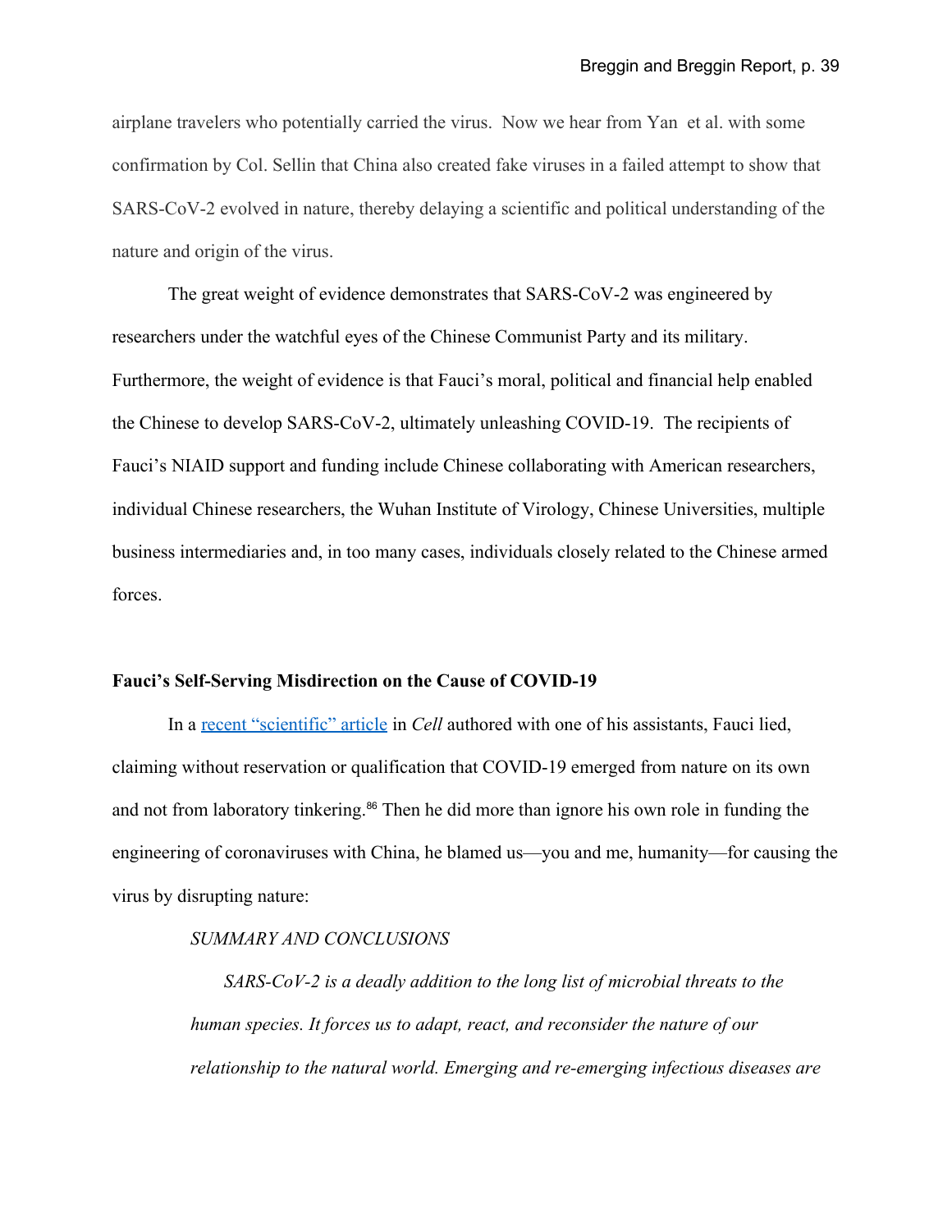airplane travelers who potentially carried the virus. Now we hear from Yan et al. with some confirmation by Col. Sellin that China also created fake viruses in a failed attempt to show that SARS-CoV-2 evolved in nature, thereby delaying a scientific and political understanding of the nature and origin of the virus.

The great weight of evidence demonstrates that SARS-CoV-2 was engineered by researchers under the watchful eyes of the Chinese Communist Party and its military. Furthermore, the weight of evidence is that Fauci's moral, political and financial help enabled the Chinese to develop SARS-CoV-2, ultimately unleashing COVID-19. The recipients of Fauci's NIAID support and funding include Chinese collaborating with American researchers, individual Chinese researchers, the Wuhan Institute of Virology, Chinese Universities, multiple business intermediaries and, in too many cases, individuals closely related to the Chinese armed forces.

**Fauci's Self-Serving Misdirection on the Cause of COVID-19**

In a recent "scientific" article in *Cell* authored with one of his assistants, Fauci lied, claiming without reservation or qualification that COVID-19 emerged from nature on its own and not from laboratory tinkering.[86] Then he did more than ignore his own role in funding the engineering of coronaviruses with China, he blamed us—you and me, humanity—for causing the virus by disrupting nature:

> *SUMMARY AND CONCLUSIONS*
>
> *SARS-CoV-2 is a deadly addition to the long list of microbial threats to the human species. It forces us to adapt, react, and reconsider the nature of our relationship to the natural world. Emerging and re-emerging infectious diseases are*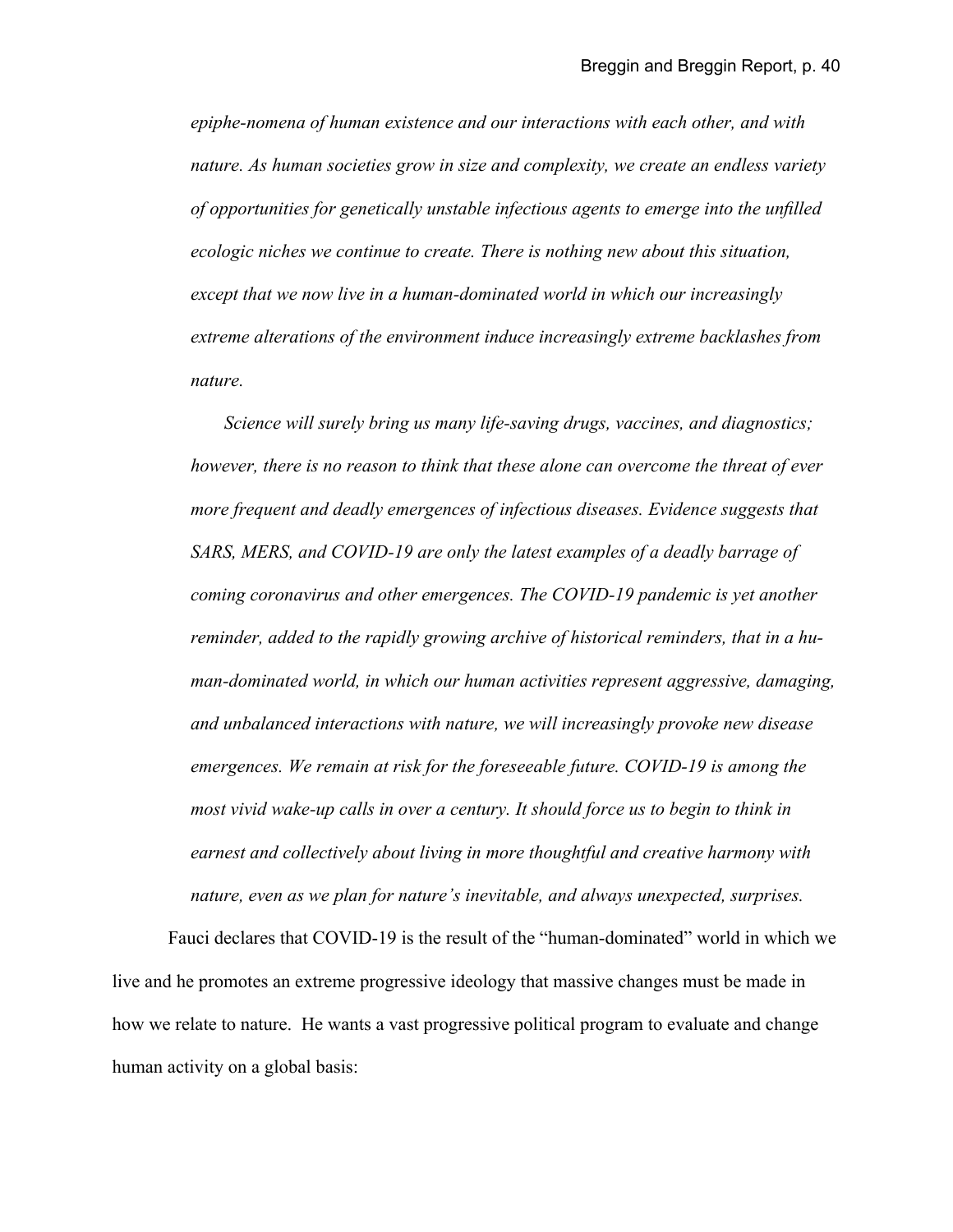*epiphe-nomena of human existence and our interactions with each other, and with nature. As human societies grow in size and complexity, we create an endless variety of opportunities for genetically unstable infectious agents to emerge into the unfilled ecologic niches we continue to create. There is nothing new about this situation, except that we now live in a human-dominated world in which our increasingly extreme alterations of the environment induce increasingly extreme backlashes from nature.*

*Science will surely bring us many life-saving drugs, vaccines, and diagnostics; however, there is no reason to think that these alone can overcome the threat of ever more frequent and deadly emergences of infectious diseases. Evidence suggests that SARS, MERS, and COVID-19 are only the latest examples of a deadly barrage of coming coronavirus and other emergences. The COVID-19 pandemic is yet another reminder, added to the rapidly growing archive of historical reminders, that in a hu-man-dominated world, in which our human activities represent aggressive, damaging, and unbalanced interactions with nature, we will increasingly provoke new disease emergences. We remain at risk for the foreseeable future. COVID-19 is among the most vivid wake-up calls in over a century. It should force us to begin to think in earnest and collectively about living in more thoughtful and creative harmony with nature, even as we plan for nature's inevitable, and always unexpected, surprises.*

Fauci declares that COVID-19 is the result of the "human-dominated" world in which we live and he promotes an extreme progressive ideology that massive changes must be made in how we relate to nature. He wants a vast progressive political program to evaluate and change human activity on a global basis: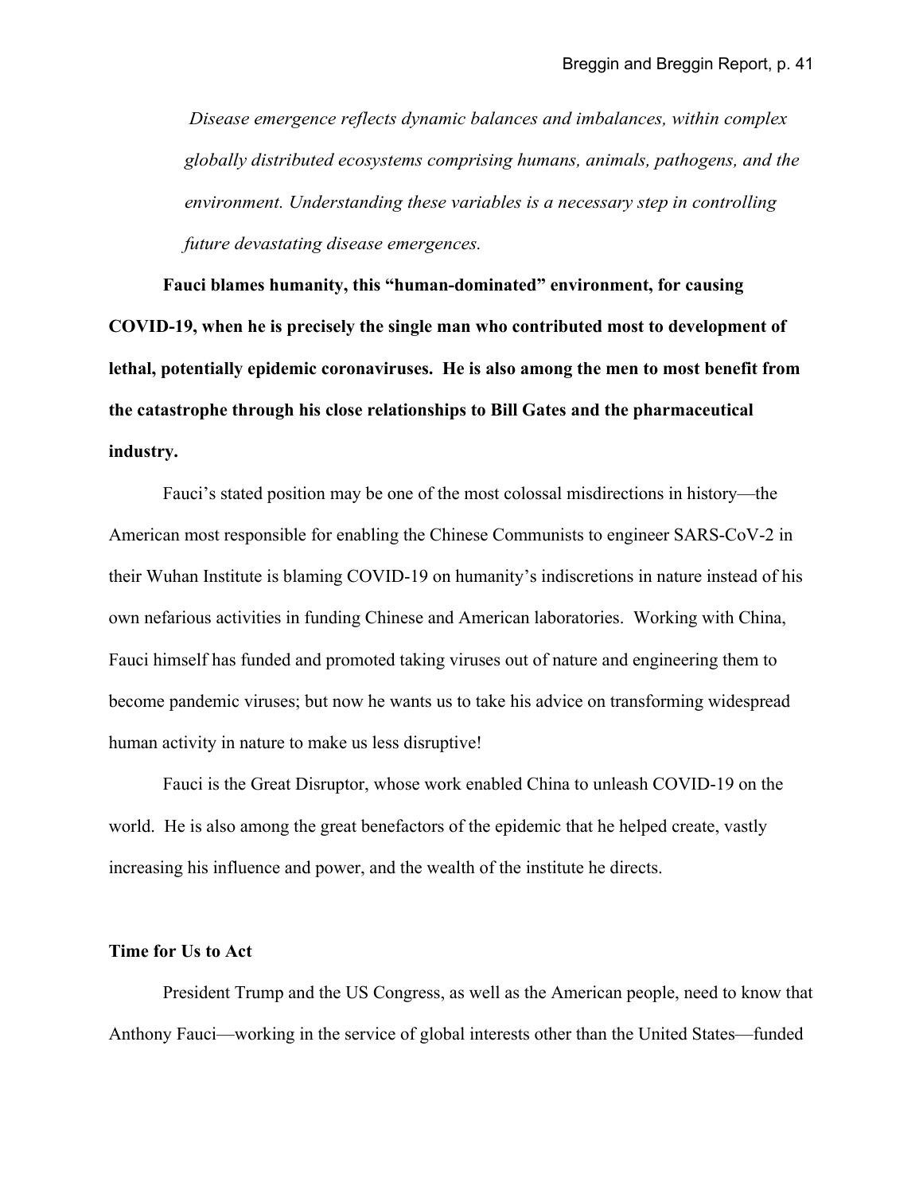> *Disease emergence reflects dynamic balances and imbalances, within complex globally distributed ecosystems comprising humans, animals, pathogens, and the environment. Understanding these variables is a necessary step in controlling future devastating disease emergences.*

**Fauci blames humanity, this "human-dominated" environment, for causing COVID-19, when he is precisely the single man who contributed most to development of lethal, potentially epidemic coronaviruses. He is also among the men to most benefit from the catastrophe through his close relationships to Bill Gates and the pharmaceutical industry.**

Fauci's stated position may be one of the most colossal misdirections in history—the American most responsible for enabling the Chinese Communists to engineer SARS-CoV-2 in their Wuhan Institute is blaming COVID-19 on humanity's indiscretions in nature instead of his own nefarious activities in funding Chinese and American laboratories. Working with China, Fauci himself has funded and promoted taking viruses out of nature and engineering them to become pandemic viruses; but now he wants us to take his advice on transforming widespread human activity in nature to make us less disruptive!

Fauci is the Great Disruptor, whose work enabled China to unleash COVID-19 on the world. He is also among the great benefactors of the epidemic that he helped create, vastly increasing his influence and power, and the wealth of the institute he directs.

**Time for Us to Act**

President Trump and the US Congress, as well as the American people, need to know that Anthony Fauci—working in the service of global interests other than the United States—funded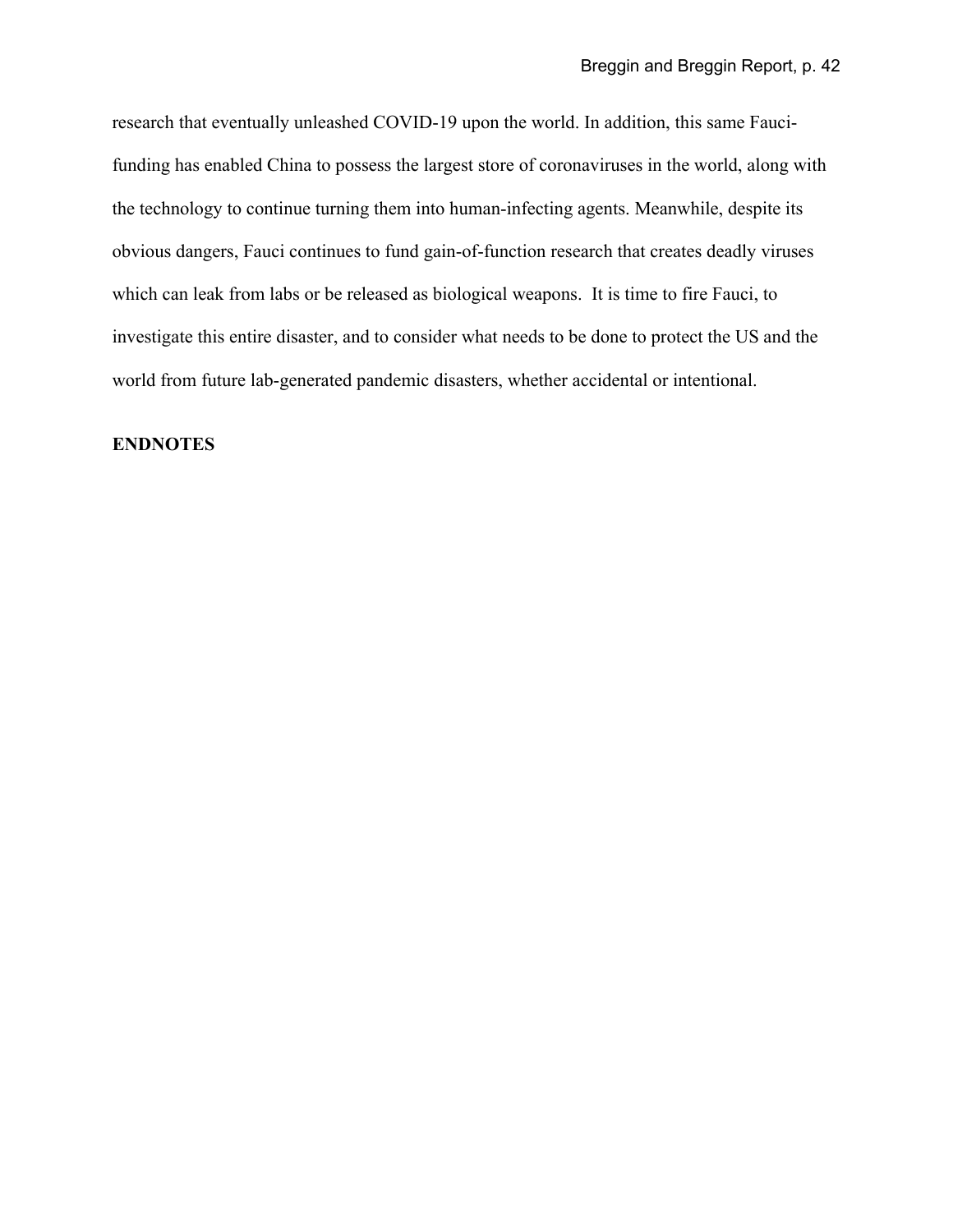research that eventually unleashed COVID-19 upon the world. In addition, this same Fauci-funding has enabled China to possess the largest store of coronaviruses in the world, along with the technology to continue turning them into human-infecting agents. Meanwhile, despite its obvious dangers, Fauci continues to fund gain-of-function research that creates deadly viruses which can leak from labs or be released as biological weapons.  It is time to fire Fauci, to investigate this entire disaster, and to consider what needs to be done to protect the US and the world from future lab-generated pandemic disasters, whether accidental or intentional.

**ENDNOTES**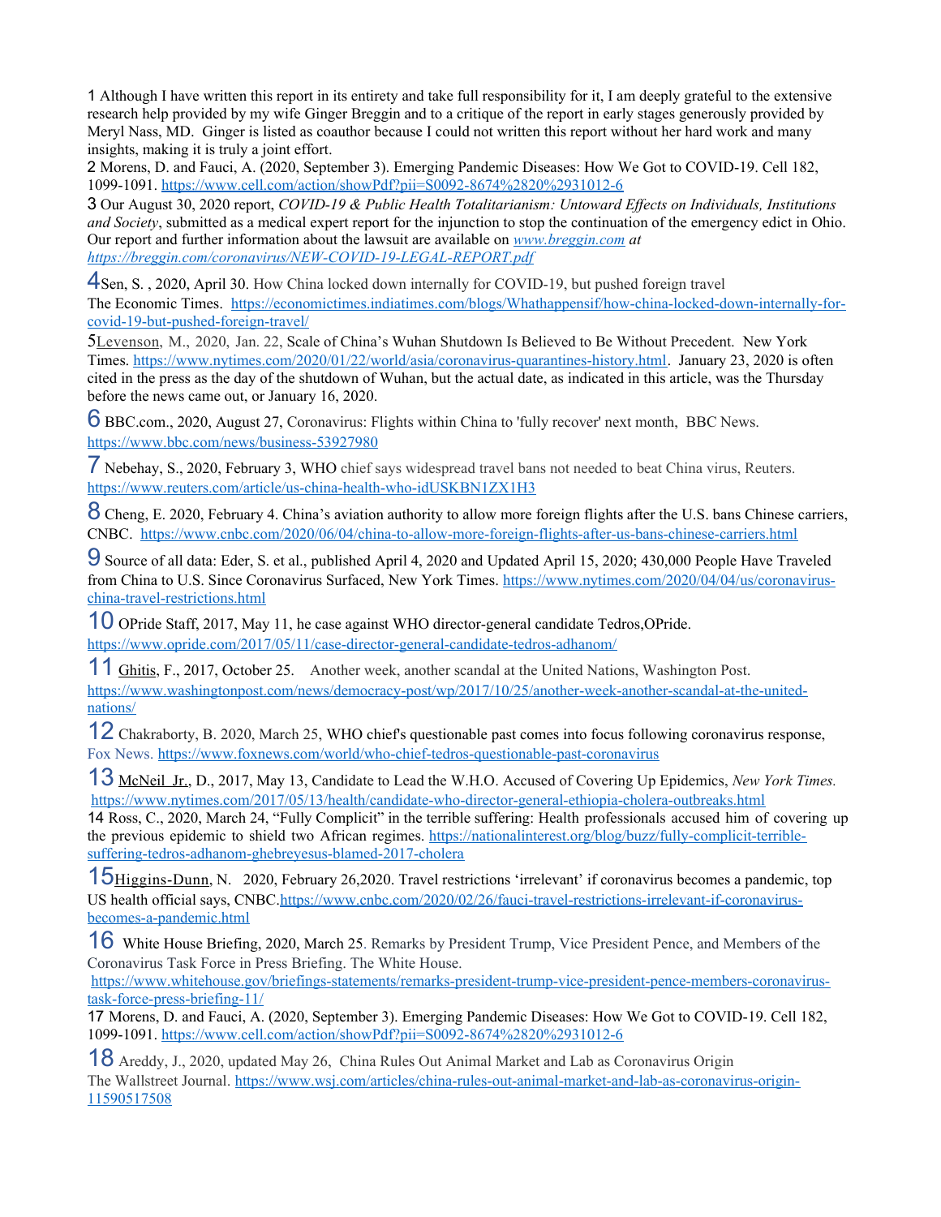1 Although I have written this report in its entirety and take full responsibility for it, I am deeply grateful to the extensive research help provided by my wife Ginger Breggin and to a critique of the report in early stages generously provided by Meryl Nass, MD. Ginger is listed as coauthor because I could not written this report without her hard work and many insights, making it is truly a joint effort.

2 Morens, D. and Fauci, A. (2020, September 3). Emerging Pandemic Diseases: How We Got to COVID-19. Cell 182, 1099-1091. https://www.cell.com/action/showPdf?pii=S0092-8674%2820%2931012-6

3 Our August 30, 2020 report, *COVID-19 & Public Health Totalitarianism: Untoward Effects on Individuals, Institutions and Society*, submitted as a medical expert report for the injunction to stop the continuation of the emergency edict in Ohio. Our report and further information about the lawsuit are available on *www.breggin.com at https://breggin.com/coronavirus/NEW-COVID-19-LEGAL-REPORT.pdf*

4 Sen, S. , 2020, April 30. How China locked down internally for COVID-19, but pushed foreign travel The Economic Times. https://economictimes.indiatimes.com/blogs/Whathappensif/how-china-locked-down-internally-for-covid-19-but-pushed-foreign-travel/

5 Levenson, M., 2020, Jan. 22, Scale of China's Wuhan Shutdown Is Believed to Be Without Precedent. New York Times. https://www.nytimes.com/2020/01/22/world/asia/coronavirus-quarantines-history.html. January 23, 2020 is often cited in the press as the day of the shutdown of Wuhan, but the actual date, as indicated in this article, was the Thursday before the news came out, or January 16, 2020.

6 BBC.com., 2020, August 27, Coronavirus: Flights within China to 'fully recover' next month, BBC News. https://www.bbc.com/news/business-53927980

7 Nebehay, S., 2020, February 3, WHO chief says widespread travel bans not needed to beat China virus, Reuters. https://www.reuters.com/article/us-china-health-who-idUSKBN1ZX1H3

8 Cheng, E. 2020, February 4. China's aviation authority to allow more foreign flights after the U.S. bans Chinese carriers, CNBC. https://www.cnbc.com/2020/06/04/china-to-allow-more-foreign-flights-after-us-bans-chinese-carriers.html

9 Source of all data: Eder, S. et al., published April 4, 2020 and Updated April 15, 2020; 430,000 People Have Traveled from China to U.S. Since Coronavirus Surfaced, New York Times. https://www.nytimes.com/2020/04/04/us/coronavirus-china-travel-restrictions.html

10 OPride Staff, 2017, May 11, he case against WHO director-general candidate Tedros,OPride. https://www.opride.com/2017/05/11/case-director-general-candidate-tedros-adhanom/

11 Ghitis, F., 2017, October 25. Another week, another scandal at the United Nations, Washington Post. https://www.washingtonpost.com/news/democracy-post/wp/2017/10/25/another-week-another-scandal-at-the-united-nations/

12 Chakraborty, B. 2020, March 25, WHO chief's questionable past comes into focus following coronavirus response, Fox News. https://www.foxnews.com/world/who-chief-tedros-questionable-past-coronavirus

13 McNeil Jr., D., 2017, May 13, Candidate to Lead the W.H.O. Accused of Covering Up Epidemics, *New York Times.* https://www.nytimes.com/2017/05/13/health/candidate-who-director-general-ethiopia-cholera-outbreaks.html

14 Ross, C., 2020, March 24, "Fully Complicit" in the terrible suffering: Health professionals accused him of covering up the previous epidemic to shield two African regimes. https://nationalinterest.org/blog/buzz/fully-complicit-terrible-suffering-tedros-adhanom-ghebreyesus-blamed-2017-cholera

15 Higgins-Dunn, N. 2020, February 26,2020. Travel restrictions 'irrelevant' if coronavirus becomes a pandemic, top US health official says, CNBC.https://www.cnbc.com/2020/02/26/fauci-travel-restrictions-irrelevant-if-coronavirus-becomes-a-pandemic.html

16 White House Briefing, 2020, March 25. Remarks by President Trump, Vice President Pence, and Members of the Coronavirus Task Force in Press Briefing. The White House. https://www.whitehouse.gov/briefings-statements/remarks-president-trump-vice-president-pence-members-coronavirus-task-force-press-briefing-11/

17 Morens, D. and Fauci, A. (2020, September 3). Emerging Pandemic Diseases: How We Got to COVID-19. Cell 182, 1099-1091. https://www.cell.com/action/showPdf?pii=S0092-8674%2820%2931012-6

18 Areddy, J., 2020, updated May 26, China Rules Out Animal Market and Lab as Coronavirus Origin The Wallstreet Journal. https://www.wsj.com/articles/china-rules-out-animal-market-and-lab-as-coronavirus-origin-11590517508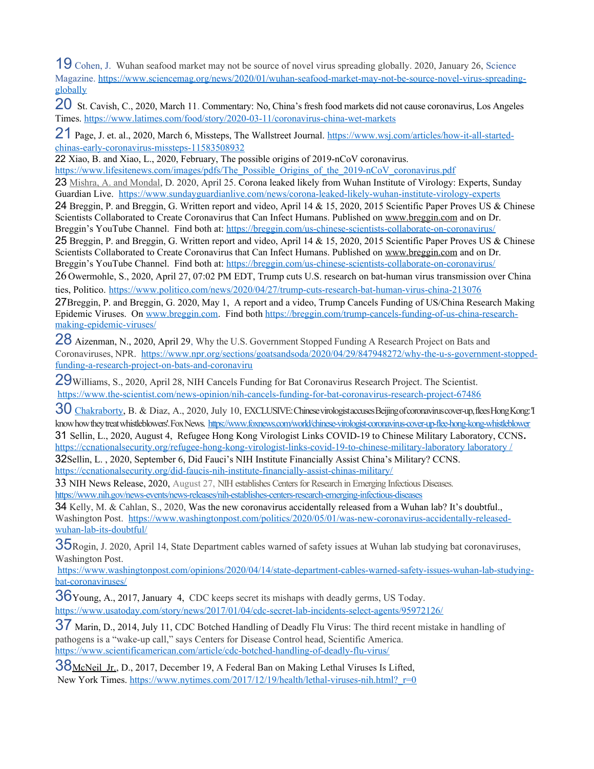19 Cohen, J. Wuhan seafood market may not be source of novel virus spreading globally. 2020, January 26, Science Magazine. https://www.sciencemag.org/news/2020/01/wuhan-seafood-market-may-not-be-source-novel-virus-spreading-globally

20 St. Cavish, C., 2020, March 11. Commentary: No, China's fresh food markets did not cause coronavirus, Los Angeles Times. https://www.latimes.com/food/story/2020-03-11/coronavirus-china-wet-markets

21 Page, J. et. al., 2020, March 6, Missteps, The Wallstreet Journal. https://www.wsj.com/articles/how-it-all-started-chinas-early-coronavirus-missteps-11583508932

22 Xiao, B. and Xiao, L., 2020, February, The possible origins of 2019-nCoV coronavirus. https://www.lifesitenews.com/images/pdfs/The_Possible_Origins_of_the_2019-nCoV_coronavirus.pdf

23 Mishra, A. and Mondal, D. 2020, April 25. Corona leaked likely from Wuhan Institute of Virology: Experts, Sunday Guardian Live. https://www.sundayguardianlive.com/news/corona-leaked-likely-wuhan-institute-virology-experts

24 Breggin, P. and Breggin, G. Written report and video, April 14 & 15, 2020, 2015 Scientific Paper Proves US & Chinese Scientists Collaborated to Create Coronavirus that Can Infect Humans. Published on www.breggin.com and on Dr. Breggin's YouTube Channel. Find both at: https://breggin.com/us-chinese-scientists-collaborate-on-coronavirus/

25 Breggin, P. and Breggin, G. Written report and video, April 14 & 15, 2020, 2015 Scientific Paper Proves US & Chinese Scientists Collaborated to Create Coronavirus that Can Infect Humans. Published on www.breggin.com and on Dr. Breggin's YouTube Channel. Find both at: https://breggin.com/us-chinese-scientists-collaborate-on-coronavirus/

26 Owermohle, S., 2020, April 27, 07:02 PM EDT, Trump cuts U.S. research on bat-human virus transmission over China ties, Politico. https://www.politico.com/news/2020/04/27/trump-cuts-research-bat-human-virus-china-213076

27 Breggin, P. and Breggin, G. 2020, May 1, A report and a video, Trump Cancels Funding of US/China Research Making Epidemic Viruses. On www.breggin.com. Find both https://breggin.com/trump-cancels-funding-of-us-china-research-making-epidemic-viruses/

28 Aizenman, N., 2020, April 29, Why the U.S. Government Stopped Funding A Research Project on Bats and Coronaviruses, NPR. https://www.npr.org/sections/goatsandsoda/2020/04/29/847948272/why-the-u-s-government-stopped-funding-a-research-project-on-bats-and-coronaviru

29 Williams, S., 2020, April 28, NIH Cancels Funding for Bat Coronavirus Research Project. The Scientist. https://www.the-scientist.com/news-opinion/nih-cancels-funding-for-bat-coronavirus-research-project-67486

30 Chakraborty, B. & Diaz, A., 2020, July 10, EXCLUSIVE: Chinese virologist accuses Beijing of coronavirus cover-up, flees Hong Kong: 'I know how they treat whistleblowers'. Fox News. https://www.foxnews.com/world/chinese-virologist-coronavirus-cover-up-flee-hong-kong-whistleblower

31 Sellin, L., 2020, August 4, Refugee Hong Kong Virologist Links COVID-19 to Chinese Military Laboratory, CCNS. https://ccnationalsecurity.org/refugee-hong-kong-virologist-links-covid-19-to-chinese-military-laboratory laboratory /

32 Sellin, L. , 2020, September 6, Did Fauci's NIH Institute Financially Assist China's Military? CCNS. https://ccnationalsecurity.org/did-faucis-nih-institute-financially-assist-chinas-military/

33 NIH News Release, 2020, August 27, NIH establishes Centers for Research in Emerging Infectious Diseases. https://www.nih.gov/news-events/news-releases/nih-establishes-centers-research-emerging-infectious-diseases

34 Kelly, M. & Cahlan, S., 2020, Was the new coronavirus accidentally released from a Wuhan lab? It's doubtful., Washington Post. https://www.washingtonpost.com/politics/2020/05/01/was-new-coronavirus-accidentally-released-wuhan-lab-its-doubtful/

35 Rogin, J. 2020, April 14, State Department cables warned of safety issues at Wuhan lab studying bat coronaviruses, Washington Post. https://www.washingtonpost.com/opinions/2020/04/14/state-department-cables-warned-safety-issues-wuhan-lab-studying-bat-coronaviruses/

36 Young, A., 2017, January 4, CDC keeps secret its mishaps with deadly germs, US Today. https://www.usatoday.com/story/news/2017/01/04/cdc-secret-lab-incidents-select-agents/95972126/

37 Marin, D., 2014, July 11, CDC Botched Handling of Deadly Flu Virus: The third recent mistake in handling of pathogens is a "wake-up call," says Centers for Disease Control head, Scientific America. https://www.scientificamerican.com/article/cdc-botched-handling-of-deadly-flu-virus/

38 McNeil Jr., D., 2017, December 19, A Federal Ban on Making Lethal Viruses Is Lifted, New York Times. https://www.nytimes.com/2017/12/19/health/lethal-viruses-nih.html?_r=0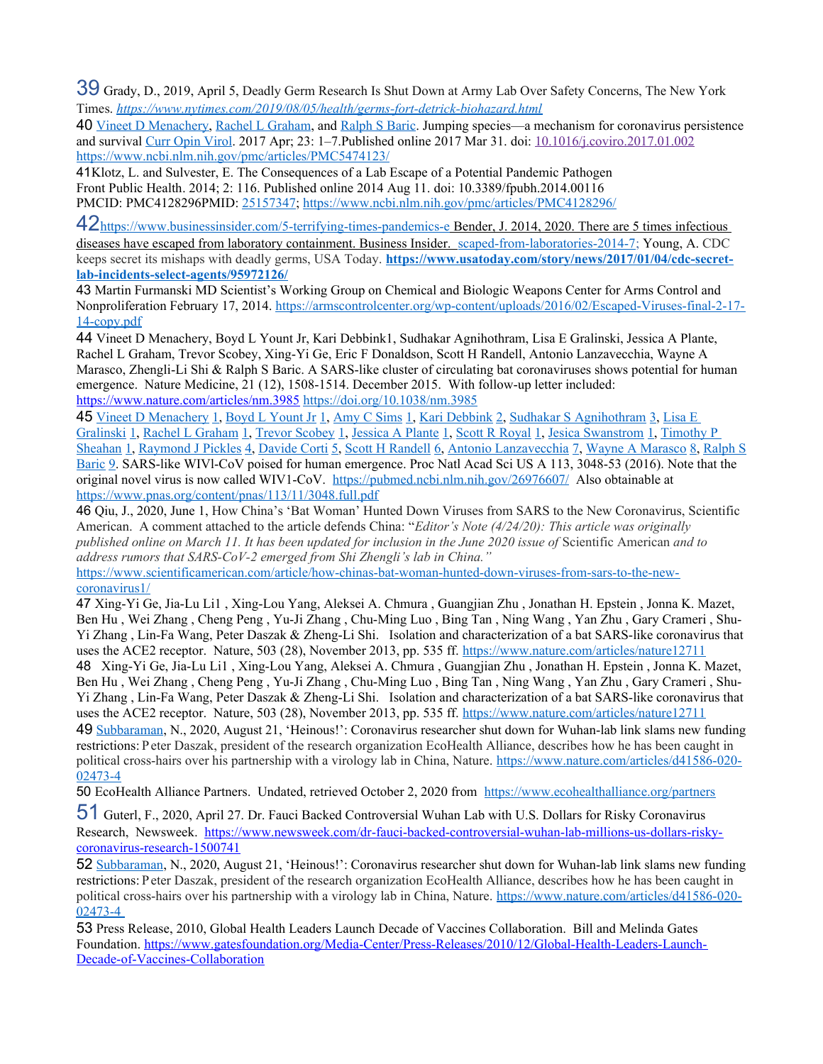39 Grady, D., 2019, April 5, Deadly Germ Research Is Shut Down at Army Lab Over Safety Concerns, The New York Times. *https://www.nytimes.com/2019/08/05/health/germs-fort-detrick-biohazard.html*

40 Vineet D Menachery, Rachel L Graham, and Ralph S Baric. Jumping species—a mechanism for coronavirus persistence and survival Curr Opin Virol. 2017 Apr; 23: 1–7.Published online 2017 Mar 31. doi: 10.1016/j.coviro.2017.01.002 https://www.ncbi.nlm.nih.gov/pmc/articles/PMC5474123/

41Klotz, L. and Sulvester, E. The Consequences of a Lab Escape of a Potential Pandemic Pathogen Front Public Health. 2014; 2: 116. Published online 2014 Aug 11. doi: 10.3389/fpubh.2014.00116 PMCID: PMC4128296PMID: 25157347; https://www.ncbi.nlm.nih.gov/pmc/articles/PMC4128296/

42https://www.businessinsider.com/5-terrifying-times-pandemics-e Bender, J. 2014, 2020. There are 5 times infectious diseases have escaped from laboratory containment. Business Insider. scaped-from-laboratories-2014-7; Young, A. CDC keeps secret its mishaps with deadly germs, USA Today. **https://www.usatoday.com/story/news/2017/01/04/cdc-secret-lab-incidents-select-agents/95972126/**

43 Martin Furmanski MD Scientist's Working Group on Chemical and Biologic Weapons Center for Arms Control and Nonproliferation February 17, 2014. https://armscontrolcenter.org/wp-content/uploads/2016/02/Escaped-Viruses-final-2-17-14-copy.pdf

44 Vineet D Menachery, Boyd L Yount Jr, Kari Debbink1, Sudhakar Agnihothram, Lisa E Gralinski, Jessica A Plante, Rachel L Graham, Trevor Scobey, Xing-Yi Ge, Eric F Donaldson, Scott H Randell, Antonio Lanzavecchia, Wayne A Marasco, Zhengli-Li Shi & Ralph S Baric. A SARS-like cluster of circulating bat coronaviruses shows potential for human emergence. Nature Medicine, 21 (12), 1508-1514. December 2015. With follow-up letter included: https://www.nature.com/articles/nm.3985 https://doi.org/10.1038/nm.3985

45 Vineet D Menachery 1, Boyd L Yount Jr 1, Amy C Sims 1, Kari Debbink 2, Sudhakar S Agnihothram 3, Lisa E Gralinski 1, Rachel L Graham 1, Trevor Scobey 1, Jessica A Plante 1, Scott R Royal 1, Jesica Swanstrom 1, Timothy P Sheahan 1, Raymond J Pickles 4, Davide Corti 5, Scott H Randell 6, Antonio Lanzavecchia 7, Wayne A Marasco 8, Ralph S Baric 9. SARS-like WIVl-CoV poised for human emergence. Proc Natl Acad Sci US A 113, 3048-53 (2016). Note that the original novel virus is now called WIV1-CoV. https://pubmed.ncbi.nlm.nih.gov/26976607/ Also obtainable at https://www.pnas.org/content/pnas/113/11/3048.full.pdf

46 Qiu, J., 2020, June 1, How China's 'Bat Woman' Hunted Down Viruses from SARS to the New Coronavirus, Scientific American. A comment attached to the article defends China: "*Editor's Note (4/24/20): This article was originally published online on March 11. It has been updated for inclusion in the June 2020 issue of* Scientific American *and to address rumors that SARS-CoV-2 emerged from Shi Zhengli's lab in China."* https://www.scientificamerican.com/article/how-chinas-bat-woman-hunted-down-viruses-from-sars-to-the-new-coronavirus1/

47 Xing-Yi Ge, Jia-Lu Li1 , Xing-Lou Yang, Aleksei A. Chmura , Guangjian Zhu , Jonathan H. Epstein , Jonna K. Mazet, Ben Hu , Wei Zhang , Cheng Peng , Yu-Ji Zhang , Chu-Ming Luo , Bing Tan , Ning Wang , Yan Zhu , Gary Crameri , Shu-Yi Zhang , Lin-Fa Wang, Peter Daszak & Zheng-Li Shi. Isolation and characterization of a bat SARS-like coronavirus that uses the ACE2 receptor. Nature, 503 (28), November 2013, pp. 535 ff. https://www.nature.com/articles/nature12711

48 Xing-Yi Ge, Jia-Lu Li1 , Xing-Lou Yang, Aleksei A. Chmura , Guangjian Zhu , Jonathan H. Epstein , Jonna K. Mazet, Ben Hu , Wei Zhang , Cheng Peng , Yu-Ji Zhang , Chu-Ming Luo , Bing Tan , Ning Wang , Yan Zhu , Gary Crameri , Shu-Yi Zhang , Lin-Fa Wang, Peter Daszak & Zheng-Li Shi. Isolation and characterization of a bat SARS-like coronavirus that uses the ACE2 receptor. Nature, 503 (28), November 2013, pp. 535 ff. https://www.nature.com/articles/nature12711

49 Subbaraman, N., 2020, August 21, 'Heinous!': Coronavirus researcher shut down for Wuhan-lab link slams new funding restrictions: Peter Daszak, president of the research organization EcoHealth Alliance, describes how he has been caught in political cross-hairs over his partnership with a virology lab in China, Nature. https://www.nature.com/articles/d41586-020-02473-4

50 EcoHealth Alliance Partners. Undated, retrieved October 2, 2020 from https://www.ecohealthalliance.org/partners

51 Guterl, F., 2020, April 27. Dr. Fauci Backed Controversial Wuhan Lab with U.S. Dollars for Risky Coronavirus Research, Newsweek. https://www.newsweek.com/dr-fauci-backed-controversial-wuhan-lab-millions-us-dollars-risky-coronavirus-research-1500741

52 Subbaraman, N., 2020, August 21, 'Heinous!': Coronavirus researcher shut down for Wuhan-lab link slams new funding restrictions: Peter Daszak, president of the research organization EcoHealth Alliance, describes how he has been caught in political cross-hairs over his partnership with a virology lab in China, Nature. https://www.nature.com/articles/d41586-020-02473-4

53 Press Release, 2010, Global Health Leaders Launch Decade of Vaccines Collaboration. Bill and Melinda Gates Foundation. https://www.gatesfoundation.org/Media-Center/Press-Releases/2010/12/Global-Health-Leaders-Launch-Decade-of-Vaccines-Collaboration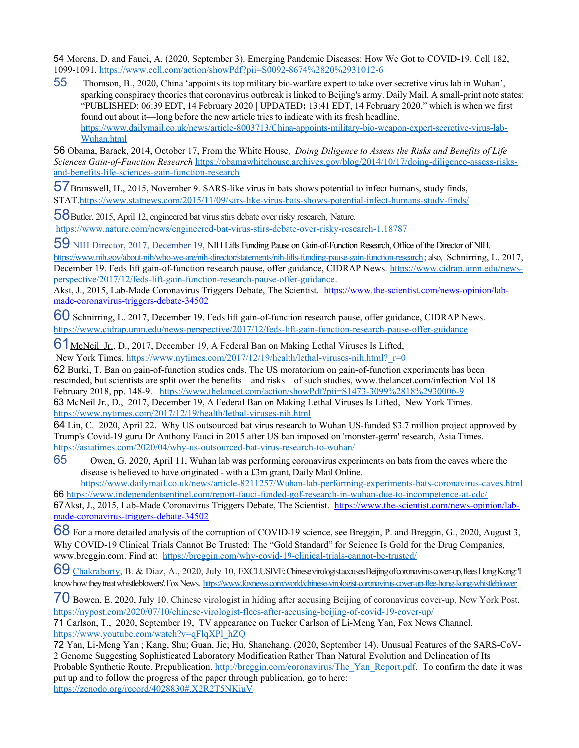54 Morens, D. and Fauci, A. (2020, September 3). Emerging Pandemic Diseases: How We Got to COVID-19. Cell 182, 1099-1091. https://www.cell.com/action/showPdf?pii=S0092-8674%2820%2931012-6

55 Thomson, B., 2020, China 'appoints its top military bio-warfare expert to take over secretive virus lab in Wuhan', sparking conspiracy theories that coronavirus outbreak is linked to Beijing's army. Daily Mail. A small-print note states: "PUBLISHED: 06:39 EDT, 14 February 2020 | UPDATED**:** 13:41 EDT, 14 February 2020," which is when we first found out about it—long before the new article tries to indicate with its fresh headline. https://www.dailymail.co.uk/news/article-8003713/China-appoints-military-bio-weapon-expert-secretive-virus-lab-Wuhan.html

56 Obama, Barack, 2014, October 17, From the White House, *Doing Diligence to Assess the Risks and Benefits of Life Sciences Gain-of-Function Research* https://obamawhitehouse.archives.gov/blog/2014/10/17/doing-diligence-assess-risks-and-benefits-life-sciences-gain-function-research

57 Branswell, H., 2015, November 9. SARS-like virus in bats shows potential to infect humans, study finds, STAT. https://www.statnews.com/2015/11/09/sars-like-virus-bats-shows-potential-infect-humans-study-finds/

58 Butler, 2015, April 12, engineered bat virus stirs debate over risky research, Nature. https://www.nature.com/news/engineered-bat-virus-stirs-debate-over-risky-research-1.18787

59 NIH Director, 2017, December 19, NIH Lifts Funding Pause on Gain-of-Function Research, Office of the Director of NIH. https://www.nih.gov/about-nih/who-we-are/nih-director/statements/nih-lifts-funding-pause-gain-function-research; also, Schnirring, L. 2017, December 19. Feds lift gain-of-function research pause, offer guidance, CIDRAP News. https://www.cidrap.umn.edu/news-perspective/2017/12/feds-lift-gain-function-research-pause-offer-guidance.
Akst, J., 2015, Lab-Made Coronavirus Triggers Debate, The Scientist. https://www.the-scientist.com/news-opinion/lab-made-coronavirus-triggers-debate-34502

60 Schnirring, L. 2017, December 19. Feds lift gain-of-function research pause, offer guidance, CIDRAP News. https://www.cidrap.umn.edu/news-perspective/2017/12/feds-lift-gain-function-research-pause-offer-guidance

61 McNeil Jr., D., 2017, December 19, A Federal Ban on Making Lethal Viruses Is Lifted, New York Times. https://www.nytimes.com/2017/12/19/health/lethal-viruses-nih.html?_r=0

62 Burki, T. Ban on gain-of-function studies ends. The US moratorium on gain-of-function experiments has been rescinded, but scientists are split over the benefits—and risks—of such studies, www.thelancet.com/infection Vol 18 February 2018, pp. 148-9. https://www.thelancet.com/action/showPdf?pii=S1473-3099%2818%2930006-9

63 McNeil Jr., D., 2017, December 19, A Federal Ban on Making Lethal Viruses Is Lifted, New York Times. https://www.nytimes.com/2017/12/19/health/lethal-viruses-nih.html

64 Lin, C. 2020, April 22. Why US outsourced bat virus research to Wuhan US-funded $3.7 million project approved by Trump's Covid-19 guru Dr Anthony Fauci in 2015 after US ban imposed on 'monster-germ' research, Asia Times. https://asiatimes.com/2020/04/why-us-outsourced-bat-virus-research-to-wuhan/

65 Owen, G. 2020, April 11, Wuhan lab was performing coronavirus experiments on bats from the caves where the disease is believed to have originated - with a £3m grant, Daily Mail Online. https://www.dailymail.co.uk/news/article-8211257/Wuhan-lab-performing-experiments-bats-coronavirus-caves.html

66 https://www.independentsentinel.com/report-fauci-funded-gof-research-in-wuhan-due-to-incompetence-at-cdc/

67 Akst, J., 2015, Lab-Made Coronavirus Triggers Debate, The Scientist. https://www.the-scientist.com/news-opinion/lab-made-coronavirus-triggers-debate-34502

68 For a more detailed analysis of the corruption of COVID-19 science, see Breggin, P. and Breggin, G., 2020, August 3, Why COVID-19 Clinical Trials Cannot Be Trusted: The "Gold Standard" for Science Is Gold for the Drug Companies, www.breggin.com. Find at: https://breggin.com/why-covid-19-clinical-trials-cannot-be-trusted/

69 Chakraborty, B. & Diaz, A., 2020, July 10, EXCLUSIVE: Chinese virologist accuses Beijing of coronavirus cover-up, flees Hong Kong: 'I know how they treat whistleblowers'. Fox News. https://www.foxnews.com/world/chinese-virologist-coronavirus-cover-up-flee-hong-kong-whistleblower

70 Bowen, E. 2020, July 10. Chinese virologist in hiding after accusing Beijing of coronavirus cover-up, New York Post. https://nypost.com/2020/07/10/chinese-virologist-flees-after-accusing-beijing-of-covid-19-cover-up/

71 Carlson, T., 2020, September 19, TV appearance on Tucker Carlson of Li-Meng Yan, Fox News Channel. https://www.youtube.com/watch?v=qFlqXPl_hZQ

72 Yan, Li-Meng Yan ; Kang, Shu; Guan, Jie; Hu, Shanchang. (2020, September 14). Unusual Features of the SARS-CoV-2 Genome Suggesting Sophisticated Laboratory Modification Rather Than Natural Evolution and Delineation of Its Probable Synthetic Route. Prepublication. http://breggin.com/coronavirus/The_Yan_Report.pdf. To confirm the date it was put up and to follow the progress of the paper through publication, go to here: https://zenodo.org/record/4028830#.X2R2T5NKiuV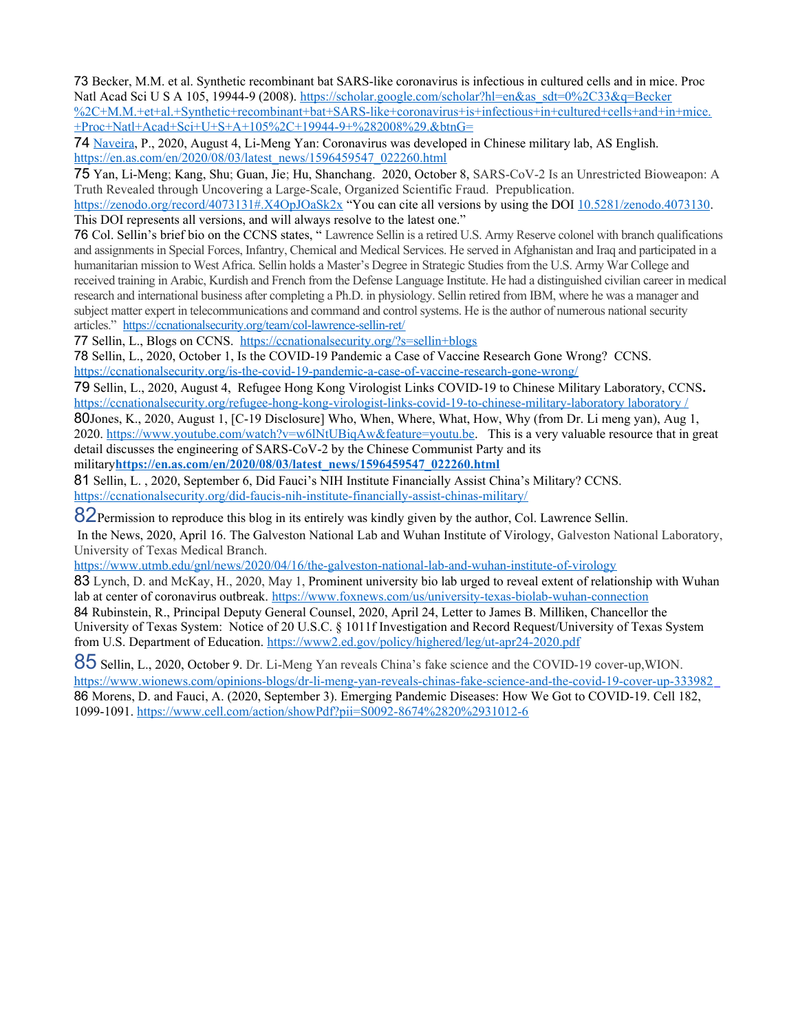73 Becker, M.M. et al. Synthetic recombinant bat SARS-like coronavirus is infectious in cultured cells and in mice. Proc Natl Acad Sci U S A 105, 19944-9 (2008). https://scholar.google.com/scholar?hl=en&as_sdt=0%2C33&q=Becker%2C+M.M.+et+al.+Synthetic+recombinant+bat+SARS-like+coronavirus+is+infectious+in+cultured+cells+and+in+mice.+Proc+Natl+Acad+Sci+U+S+A+105%2C+19944-9+%282008%29.&btnG=

74 Naveira, P., 2020, August 4, Li-Meng Yan: Coronavirus was developed in Chinese military lab, AS English. https://en.as.com/en/2020/08/03/latest_news/1596459547_022260.html

75 Yan, Li-Meng; Kang, Shu; Guan, Jie; Hu, Shanchang. 2020, October 8, SARS-CoV-2 Is an Unrestricted Bioweapon: A Truth Revealed through Uncovering a Large-Scale, Organized Scientific Fraud. Prepublication. https://zenodo.org/record/4073131#.X4OpJOaSk2x "You can cite all versions by using the DOI 10.5281/zenodo.4073130. This DOI represents all versions, and will always resolve to the latest one."

76 Col. Sellin's brief bio on the CCNS states, " Lawrence Sellin is a retired U.S. Army Reserve colonel with branch qualifications and assignments in Special Forces, Infantry, Chemical and Medical Services. He served in Afghanistan and Iraq and participated in a humanitarian mission to West Africa. Sellin holds a Master's Degree in Strategic Studies from the U.S. Army War College and received training in Arabic, Kurdish and French from the Defense Language Institute. He had a distinguished civilian career in medical research and international business after completing a Ph.D. in physiology. Sellin retired from IBM, where he was a manager and subject matter expert in telecommunications and command and control systems. He is the author of numerous national security articles." https://ccnationalsecurity.org/team/col-lawrence-sellin-ret/

77 Sellin, L., Blogs on CCNS. https://ccnationalsecurity.org/?s=sellin+blogs

78 Sellin, L., 2020, October 1, Is the COVID-19 Pandemic a Case of Vaccine Research Gone Wrong? CCNS. https://ccnationalsecurity.org/is-the-covid-19-pandemic-a-case-of-vaccine-research-gone-wrong/

79 Sellin, L., 2020, August 4, Refugee Hong Kong Virologist Links COVID-19 to Chinese Military Laboratory, CCNS**.** https://ccnationalsecurity.org/refugee-hong-kong-virologist-links-covid-19-to-chinese-military-laboratory laboratory /

80Jones, K., 2020, August 1, [C-19 Disclosure] Who, When, Where, What, How, Why (from Dr. Li meng yan), Aug 1, 2020. https://www.youtube.com/watch?v=w6lNtUBiqAw&feature=youtu.be. This is a very valuable resource that in great detail discusses the engineering of SARS-CoV-2 by the Chinese Communist Party and its military**https://en.as.com/en/2020/08/03/latest_news/1596459547_022260.html**

81 Sellin, L. , 2020, September 6, Did Fauci's NIH Institute Financially Assist China's Military? CCNS. https://ccnationalsecurity.org/did-faucis-nih-institute-financially-assist-chinas-military/

82Permission to reproduce this blog in its entirely was kindly given by the author, Col. Lawrence Sellin.

In the News, 2020, April 16. The Galveston National Lab and Wuhan Institute of Virology, Galveston National Laboratory, University of Texas Medical Branch. https://www.utmb.edu/gnl/news/2020/04/16/the-galveston-national-lab-and-wuhan-institute-of-virology

83 Lynch, D. and McKay, H., 2020, May 1, Prominent university bio lab urged to reveal extent of relationship with Wuhan lab at center of coronavirus outbreak. https://www.foxnews.com/us/university-texas-biolab-wuhan-connection

84 Rubinstein, R., Principal Deputy General Counsel, 2020, April 24, Letter to James B. Milliken, Chancellor the University of Texas System: Notice of 20 U.S.C. § 1011f Investigation and Record Request/University of Texas System from U.S. Department of Education. https://www2.ed.gov/policy/highered/leg/ut-apr24-2020.pdf

85 Sellin, L., 2020, October 9. Dr. Li-Meng Yan reveals China's fake science and the COVID-19 cover-up,WION. https://www.wionews.com/opinions-blogs/dr-li-meng-yan-reveals-chinas-fake-science-and-the-covid-19-cover-up-333982

86 Morens, D. and Fauci, A. (2020, September 3). Emerging Pandemic Diseases: How We Got to COVID-19. Cell 182, 1099-1091. https://www.cell.com/action/showPdf?pii=S0092-8674%2820%2931012-6